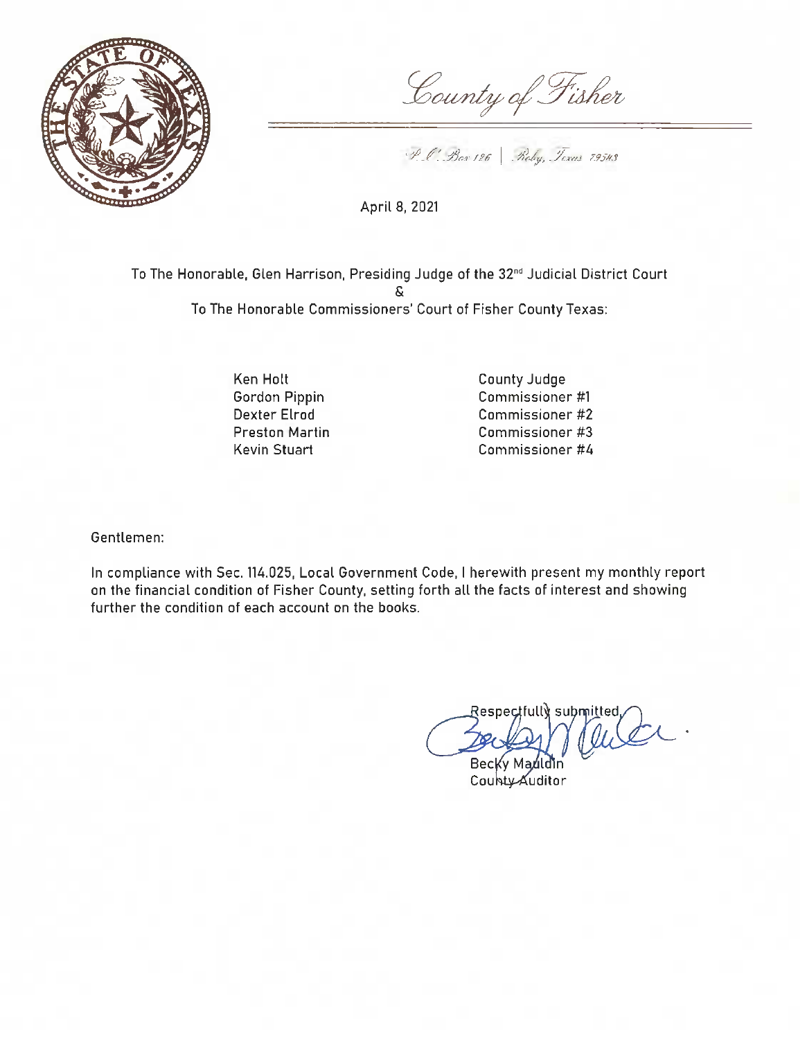*County of Fisher*

P.O. Box 126 | Roby, Texas 79543

April 8, 2021

To The Honorable, Glen Harrison, Presiding Judge of the 32nd Judicial District Court
&
To The Honorable Commissioners' Court of Fisher County Texas:

| | |
|---|---|
| Ken Holt | County Judge |
| Gordon Pippin | Commissioner #1 |
| Dexter Elrod | Commissioner #2 |
| Preston Martin | Commissioner #3 |
| Kevin Stuart | Commissioner #4 |

Gentlemen:

In compliance with Sec. 114.025, Local Government Code, I herewith present my monthly report on the financial condition of Fisher County, setting forth all the facts of interest and showing further the condition of each account on the books.

Respectfully submitted,

Becky Mauldin
County Auditor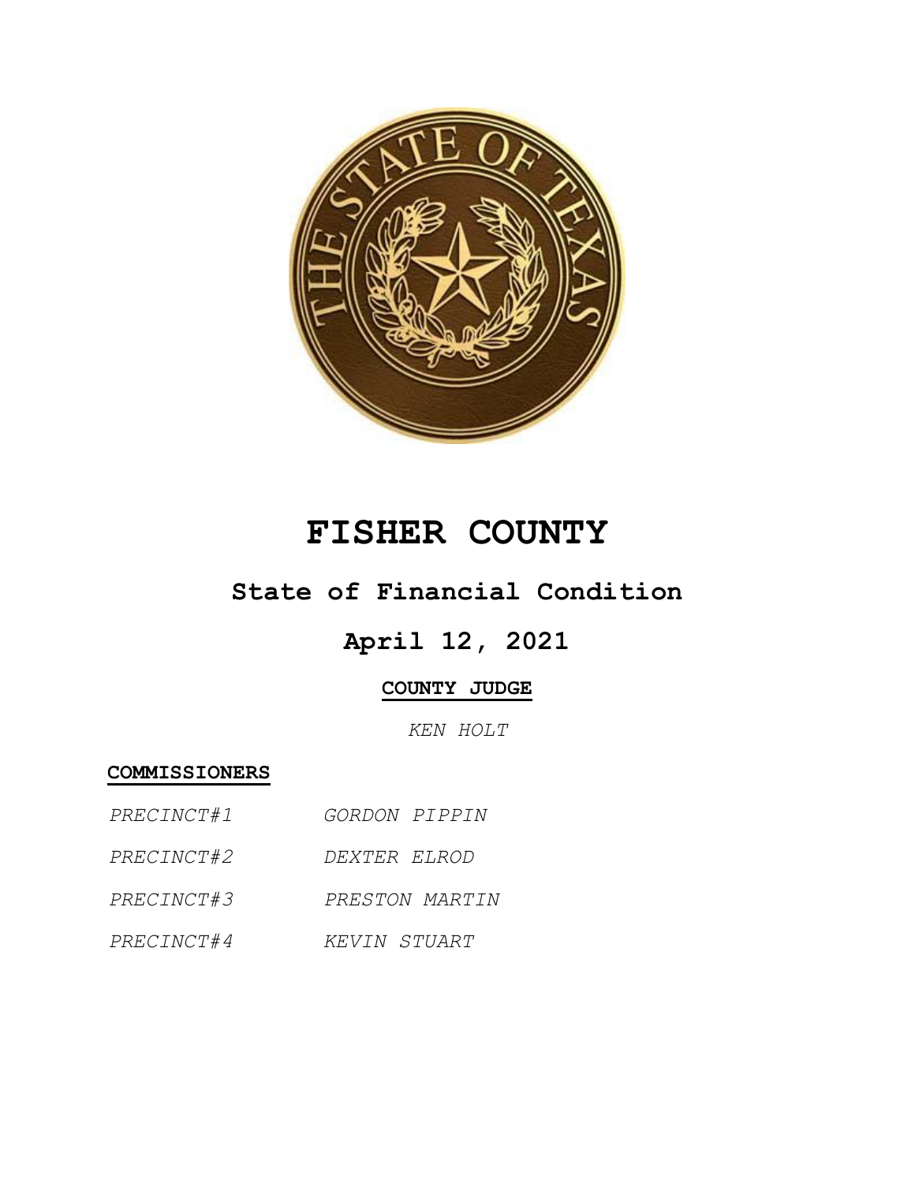# FISHER COUNTY

## State of Financial Condition

## April 12, 2021

**COUNTY JUDGE**

*KEN HOLT*

**COMMISSIONERS**

| | |
|---|---|
| *PRECINCT#1* | *GORDON PIPPIN* |
| *PRECINCT#2* | *DEXTER ELROD* |
| *PRECINCT#3* | *PRESTON MARTIN* |
| *PRECINCT#4* | *KEVIN STUART* |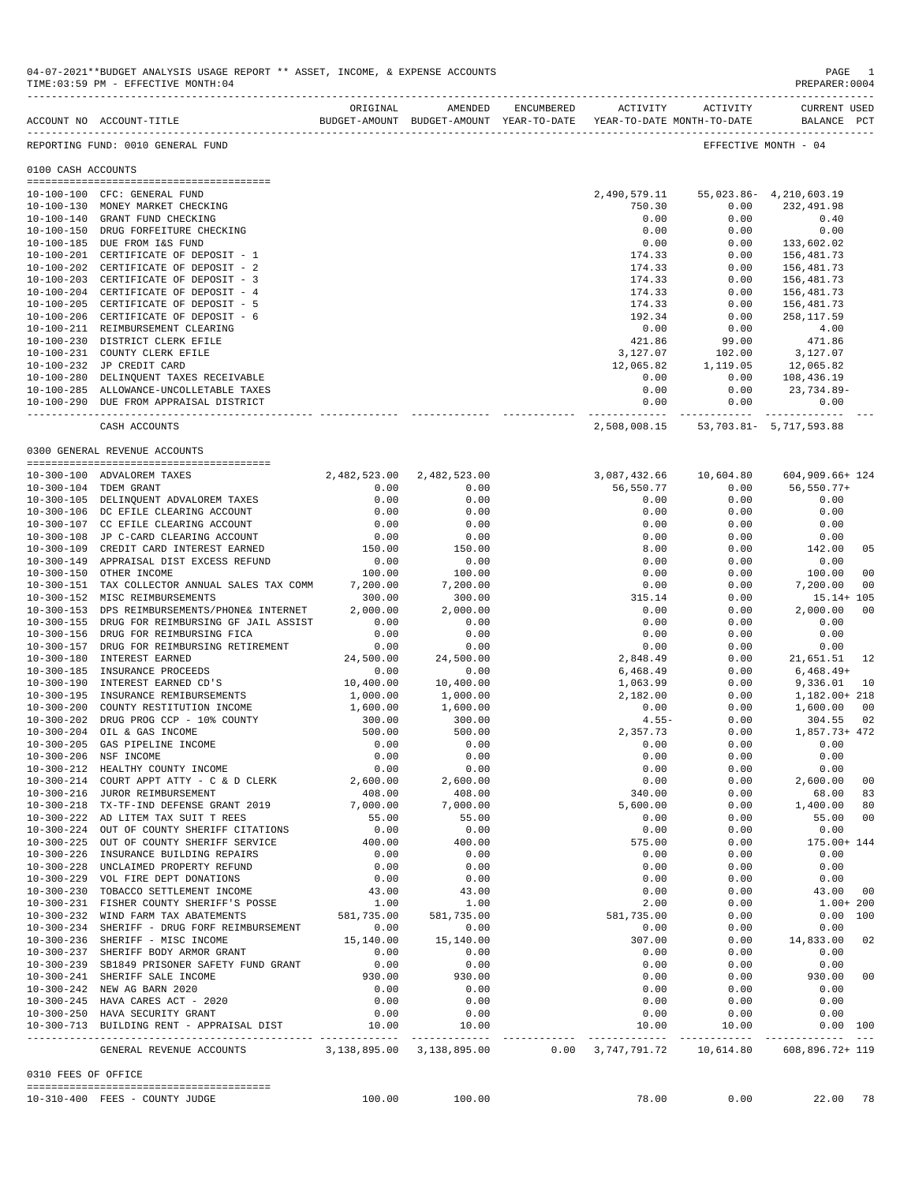04-07-2021**BUDGET ANALYSIS USAGE REPORT ** ASSET, INCOME, & EXPENSE ACCOUNTS
TIME:03:59 PM - EFFECTIVE MONTH:04
PREPARER:0004

| ACCOUNT NO | ACCOUNT-TITLE | ORIGINAL BUDGET-AMOUNT | AMENDED BUDGET-AMOUNT | ENCUMBERED YEAR-TO-DATE | ACTIVITY YEAR-TO-DATE | ACTIVITY MONTH-TO-DATE | CURRENT USED BALANCE | PCT |
|---|---|---|---|---|---|---|---|---|

REPORTING FUND: 0010 GENERAL FUND — EFFECTIVE MONTH - 04

## 0100 CASH ACCOUNTS

| ACCOUNT NO | ACCOUNT-TITLE | ORIGINAL BUDGET-AMOUNT | AMENDED BUDGET-AMOUNT | ENCUMBERED YEAR-TO-DATE | ACTIVITY YEAR-TO-DATE | ACTIVITY MONTH-TO-DATE | CURRENT USED BALANCE | PCT |
|---|---|---|---|---|---|---|---|---|
| 10-100-100 | CFC: GENERAL FUND | | | | 2,490,579.11 | 55,023.86- | 4,210,603.19 | |
| 10-100-130 | MONEY MARKET CHECKING | | | | 750.30 | 0.00 | 232,491.98 | |
| 10-100-140 | GRANT FUND CHECKING | | | | 0.00 | 0.00 | 0.40 | |
| 10-100-150 | DRUG FORFEITURE CHECKING | | | | 0.00 | 0.00 | 0.00 | |
| 10-100-185 | DUE FROM I&S FUND | | | | 0.00 | 0.00 | 133,602.02 | |
| 10-100-201 | CERTIFICATE OF DEPOSIT - 1 | | | | 174.33 | 0.00 | 156,481.73 | |
| 10-100-202 | CERTIFICATE OF DEPOSIT - 2 | | | | 174.33 | 0.00 | 156,481.73 | |
| 10-100-203 | CERTIFICATE OF DEPOSIT - 3 | | | | 174.33 | 0.00 | 156,481.73 | |
| 10-100-204 | CERTIFICATE OF DEPOSIT - 4 | | | | 174.33 | 0.00 | 156,481.73 | |
| 10-100-205 | CERTIFICATE OF DEPOSIT - 5 | | | | 174.33 | 0.00 | 156,481.73 | |
| 10-100-206 | CERTIFICATE OF DEPOSIT - 6 | | | | 192.34 | 0.00 | 258,117.59 | |
| 10-100-211 | REIMBURSEMENT CLEARING | | | | 0.00 | 0.00 | 4.00 | |
| 10-100-230 | DISTRICT CLERK EFILE | | | | 421.86 | 99.00 | 471.86 | |
| 10-100-231 | COUNTY CLERK EFILE | | | | 3,127.07 | 102.00 | 3,127.07 | |
| 10-100-232 | JP CREDIT CARD | | | | 12,065.82 | 1,119.05 | 12,065.82 | |
| 10-100-280 | DELINQUENT TAXES RECEIVABLE | | | | 0.00 | 0.00 | 108,436.19 | |
| 10-100-285 | ALLOWANCE-UNCOLLETABLE TAXES | | | | 0.00 | 0.00 | 23,734.89- | |
| 10-100-290 | DUE FROM APPRAISAL DISTRICT | | | | 0.00 | 0.00 | 0.00 | |
| | CASH ACCOUNTS | | | | 2,508,008.15 | 53,703.81- | 5,717,593.88 | |

## 0300 GENERAL REVENUE ACCOUNTS

| ACCOUNT NO | ACCOUNT-TITLE | ORIGINAL BUDGET-AMOUNT | AMENDED BUDGET-AMOUNT | ENCUMBERED YEAR-TO-DATE | ACTIVITY YEAR-TO-DATE | ACTIVITY MONTH-TO-DATE | CURRENT USED BALANCE | PCT |
|---|---|---|---|---|---|---|---|---|
| 10-300-100 | ADVALOREM TAXES | 2,482,523.00 | 2,482,523.00 | | 3,087,432.66 | 10,604.80 | 604,909.66+ | 124 |
| 10-300-104 | TDEM GRANT | 0.00 | 0.00 | | 56,550.77 | 0.00 | 56,550.77+ | |
| 10-300-105 | DELINQUENT ADVALOREM TAXES | 0.00 | 0.00 | | 0.00 | 0.00 | 0.00 | |
| 10-300-106 | DC EFILE CLEARING ACCOUNT | 0.00 | 0.00 | | 0.00 | 0.00 | 0.00 | |
| 10-300-107 | CC EFILE CLEARING ACCOUNT | 0.00 | 0.00 | | 0.00 | 0.00 | 0.00 | |
| 10-300-108 | JP C-CARD CLEARING ACCOUNT | 0.00 | 0.00 | | 0.00 | 0.00 | 0.00 | |
| 10-300-109 | CREDIT CARD INTEREST EARNED | 150.00 | 150.00 | | 8.00 | 0.00 | 142.00 | 05 |
| 10-300-149 | APPRAISAL DIST EXCESS REFUND | 0.00 | 0.00 | | 0.00 | 0.00 | 0.00 | |
| 10-300-150 | OTHER INCOME | 100.00 | 100.00 | | 0.00 | 0.00 | 100.00 | 00 |
| 10-300-151 | TAX COLLECTOR ANNUAL SALES TAX COMM | 7,200.00 | 7,200.00 | | 0.00 | 0.00 | 7,200.00 | 00 |
| 10-300-152 | MISC REIMBURSEMENTS | 300.00 | 300.00 | | 315.14 | 0.00 | 15.14+ | 105 |
| 10-300-153 | DPS REIMBURSEMENTS/PHONE& INTERNET | 2,000.00 | 2,000.00 | | 0.00 | 0.00 | 2,000.00 | 00 |
| 10-300-155 | DRUG FOR REIMBURSING GF JAIL ASSIST | 0.00 | 0.00 | | 0.00 | 0.00 | 0.00 | |
| 10-300-156 | DRUG FOR REIMBURSING FICA | 0.00 | 0.00 | | 0.00 | 0.00 | 0.00 | |
| 10-300-157 | DRUG FOR REIMBURSING RETIREMENT | 0.00 | 0.00 | | 0.00 | 0.00 | 0.00 | |
| 10-300-180 | INTEREST EARNED | 24,500.00 | 24,500.00 | | 2,848.49 | 0.00 | 21,651.51 | 12 |
| 10-300-185 | INSURANCE PROCEEDS | 0.00 | 0.00 | | 6,468.49 | 0.00 | 6,468.49+ | |
| 10-300-190 | INTEREST EARNED CD'S | 10,400.00 | 10,400.00 | | 1,063.99 | 0.00 | 9,336.01 | 10 |
| 10-300-195 | INSURANCE REMIBURSEMENTS | 1,000.00 | 1,000.00 | | 2,182.00 | 0.00 | 1,182.00+ | 218 |
| 10-300-200 | COUNTY RESTITUTION INCOME | 1,600.00 | 1,600.00 | | 0.00 | 0.00 | 1,600.00 | 00 |
| 10-300-202 | DRUG PROG CCP - 10% COUNTY | 300.00 | 300.00 | | 4.55- | 0.00 | 304.55 | 02 |
| 10-300-204 | OIL & GAS INCOME | 500.00 | 500.00 | | 2,357.73 | 0.00 | 1,857.73+ | 472 |
| 10-300-205 | GAS PIPELINE INCOME | 0.00 | 0.00 | | 0.00 | 0.00 | 0.00 | |
| 10-300-206 | NSF INCOME | 0.00 | 0.00 | | 0.00 | 0.00 | 0.00 | |
| 10-300-212 | HEALTHY COUNTY INCOME | 0.00 | 0.00 | | 0.00 | 0.00 | 0.00 | |
| 10-300-214 | COURT APPT ATTY - C & D CLERK | 2,600.00 | 2,600.00 | | 0.00 | 0.00 | 2,600.00 | 00 |
| 10-300-216 | JUROR REIMBURSEMENT | 408.00 | 408.00 | | 340.00 | 0.00 | 68.00 | 83 |
| 10-300-218 | TX-TF-IND DEFENSE GRANT 2019 | 7,000.00 | 7,000.00 | | 5,600.00 | 0.00 | 1,400.00 | 80 |
| 10-300-222 | AD LITEM TAX SUIT T REES | 55.00 | 55.00 | | 0.00 | 0.00 | 55.00 | 00 |
| 10-300-224 | OUT OF COUNTY SHERIFF CITATIONS | 0.00 | 0.00 | | 0.00 | 0.00 | 0.00 | |
| 10-300-225 | OUT OF COUNTY SHERIFF SERVICE | 400.00 | 400.00 | | 575.00 | 0.00 | 175.00+ | 144 |
| 10-300-226 | INSURANCE BUILDING REPAIRS | 0.00 | 0.00 | | 0.00 | 0.00 | 0.00 | |
| 10-300-228 | UNCLAIMED PROPERTY REFUND | 0.00 | 0.00 | | 0.00 | 0.00 | 0.00 | |
| 10-300-229 | VOL FIRE DEPT DONATIONS | 0.00 | 0.00 | | 0.00 | 0.00 | 0.00 | |
| 10-300-230 | TOBACCO SETTLEMENT INCOME | 43.00 | 43.00 | | 0.00 | 0.00 | 43.00 | 00 |
| 10-300-231 | FISHER COUNTY SHERIFF'S POSSE | 1.00 | 1.00 | | 2.00 | 0.00 | 1.00+ | 200 |
| 10-300-232 | WIND FARM TAX ABATEMENTS | 581,735.00 | 581,735.00 | | 581,735.00 | 0.00 | 0.00 | 100 |
| 10-300-234 | SHERIFF - DRUG FORF REIMBURSEMENT | 0.00 | 0.00 | | 0.00 | 0.00 | 0.00 | |
| 10-300-236 | SHERIFF - MISC INCOME | 15,140.00 | 15,140.00 | | 307.00 | 0.00 | 14,833.00 | 02 |
| 10-300-237 | SHERIFF BODY ARMOR GRANT | 0.00 | 0.00 | | 0.00 | 0.00 | 0.00 | |
| 10-300-239 | SB1849 PRISONER SAFETY FUND GRANT | 0.00 | 0.00 | | 0.00 | 0.00 | 0.00 | |
| 10-300-241 | SHERIFF SALE INCOME | 930.00 | 930.00 | | 0.00 | 0.00 | 930.00 | 00 |
| 10-300-242 | NEW AG BARN 2020 | 0.00 | 0.00 | | 0.00 | 0.00 | 0.00 | |
| 10-300-245 | HAVA CARES ACT - 2020 | 0.00 | 0.00 | | 0.00 | 0.00 | 0.00 | |
| 10-300-250 | HAVA SECURITY GRANT | 0.00 | 0.00 | | 0.00 | 0.00 | 0.00 | |
| 10-300-713 | BUILDING RENT - APPRAISAL DIST | 10.00 | 10.00 | | 10.00 | 10.00 | 0.00 | 100 |
| | GENERAL REVENUE ACCOUNTS | 3,138,895.00 | 3,138,895.00 | 0.00 | 3,747,791.72 | 10,614.80 | 608,896.72+ | 119 |

## 0310 FEES OF OFFICE

| ACCOUNT NO | ACCOUNT-TITLE | ORIGINAL BUDGET-AMOUNT | AMENDED BUDGET-AMOUNT | ENCUMBERED YEAR-TO-DATE | ACTIVITY YEAR-TO-DATE | ACTIVITY MONTH-TO-DATE | CURRENT USED BALANCE | PCT |
|---|---|---|---|---|---|---|---|---|
| 10-310-400 | FEES - COUNTY JUDGE | 100.00 | 100.00 | | 78.00 | 0.00 | 22.00 | 78 |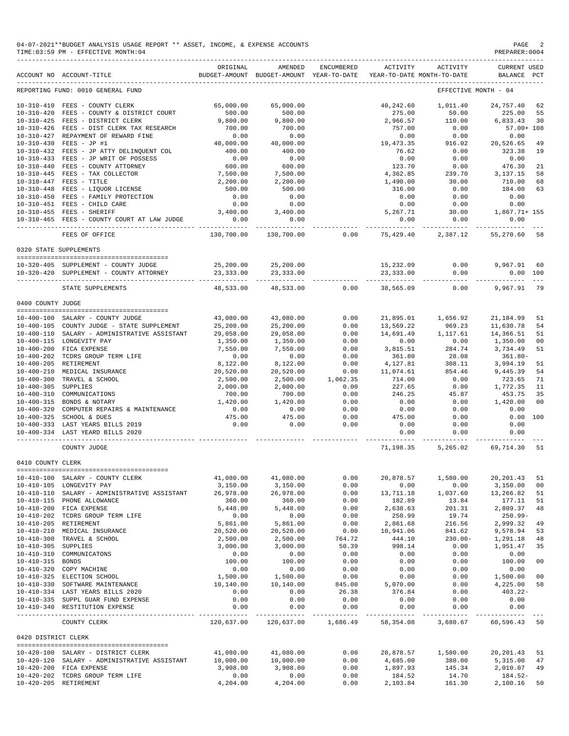04-07-2021**BUDGET ANALYSIS USAGE REPORT ** ASSET, INCOME, & EXPENSE ACCOUNTS
TIME:03:59 PM - EFFECTIVE MONTH:04
PREPARER:0004

| ACCOUNT NO | ACCOUNT-TITLE | ORIGINAL BUDGET-AMOUNT | AMENDED BUDGET-AMOUNT | ENCUMBERED YEAR-TO-DATE | ACTIVITY YEAR-TO-DATE | ACTIVITY MONTH-TO-DATE | CURRENT BALANCE | USED PCT |
|---|---|---|---|---|---|---|---|---|
| REPORTING FUND: 0010 GENERAL FUND | | | | | | EFFECTIVE MONTH - 04 | | |
| 10-310-410 | FEES - COUNTY CLERK | 65,000.00 | 65,000.00 | | 40,242.60 | 1,011.40 | 24,757.40 | 62 |
| 10-310-420 | FEES - COUNTY & DISTRICT COURT | 500.00 | 500.00 | | 275.00 | 50.00 | 225.00 | 55 |
| 10-310-425 | FEES - DISTRICT CLERK | 9,800.00 | 9,800.00 | | 2,966.57 | 110.00 | 6,833.43 | 30 |
| 10-310-426 | FEES - DIST CLERK TAX RESEARCH | 700.00 | 700.00 | | 757.00 | 0.00 | 57.00+ | 108 |
| 10-310-427 | REPAYMENT OF REWARD FINE | 0.00 | 0.00 | | 0.00 | 0.00 | 0.00 | |
| 10-310-430 | FEES - JP #1 | 40,000.00 | 40,000.00 | | 19,473.35 | 916.02 | 20,526.65 | 49 |
| 10-310-432 | FEES - JP ATTY DELINQUENT COL | 400.00 | 400.00 | | 76.62 | 0.00 | 323.38 | 19 |
| 10-310-433 | FEES - JP WRIT OF POSSESS | 0.00 | 0.00 | | 0.00 | 0.00 | 0.00 | |
| 10-310-440 | FEES - COUNTY ATTORNEY | 600.00 | 600.00 | | 123.70 | 0.00 | 476.30 | 21 |
| 10-310-445 | FEES - TAX COLLECTOR | 7,500.00 | 7,500.00 | | 4,362.85 | 239.70 | 3,137.15 | 58 |
| 10-310-447 | FEES - TITLE | 2,200.00 | 2,200.00 | | 1,490.00 | 30.00 | 710.00 | 68 |
| 10-310-448 | FEES - LIQUOR LICENSE | 500.00 | 500.00 | | 316.00 | 0.00 | 184.00 | 63 |
| 10-310-450 | FEES - FAMILY PROTECTION | 0.00 | 0.00 | | 0.00 | 0.00 | 0.00 | |
| 10-310-451 | FEES - CHILD CARE | 0.00 | 0.00 | | 0.00 | 0.00 | 0.00 | |
| 10-310-455 | FEES - SHERIFF | 3,400.00 | 3,400.00 | | 5,267.71 | 30.00 | 1,867.71+ | 155 |
| 10-310-465 | FEES - COUNTY COURT AT LAW JUDGE | 0.00 | 0.00 | | 0.00 | 0.00 | 0.00 | |
| | FEES OF OFFICE | 130,700.00 | 130,700.00 | 0.00 | 75,429.40 | 2,387.12 | 55,270.60 | 58 |
| 0320 STATE SUPPLEMENTS | | | | | | | | |
| 10-320-405 | SUPPLEMENT - COUNTY JUDGE | 25,200.00 | 25,200.00 | | 15,232.09 | 0.00 | 9,967.91 | 60 |
| 10-320-420 | SUPPLEMENT - COUNTY ATTORNEY | 23,333.00 | 23,333.00 | | 23,333.00 | 0.00 | 0.00 | 100 |
| | STATE SUPPLEMENTS | 48,533.00 | 48,533.00 | 0.00 | 38,565.09 | 0.00 | 9,967.91 | 79 |
| 0400 COUNTY JUDGE | | | | | | | | |
| 10-400-100 | SALARY - COUNTY JUDGE | 43,080.00 | 43,080.00 | 0.00 | 21,895.01 | 1,656.92 | 21,184.99 | 51 |
| 10-400-105 | COUNTY JUDGE - STATE SUPPLEMENT | 25,200.00 | 25,200.00 | 0.00 | 13,569.22 | 969.23 | 11,630.78 | 54 |
| 10-400-110 | SALARY - ADMINISTRATIVE ASSISTANT | 29,058.00 | 29,058.00 | 0.00 | 14,691.49 | 1,117.61 | 14,366.51 | 51 |
| 10-400-115 | LONGEVITY PAY | 1,350.00 | 1,350.00 | 0.00 | 0.00 | 0.00 | 1,350.00 | 00 |
| 10-400-200 | FICA EXPENSE | 7,550.00 | 7,550.00 | 0.00 | 3,815.51 | 284.74 | 3,734.49 | 51 |
| 10-400-202 | TCDRS GROUP TERM LIFE | 0.00 | 0.00 | 0.00 | 361.80 | 28.08 | 361.80- | |
| 10-400-205 | RETIREMENT | 8,122.00 | 8,122.00 | 0.00 | 4,127.81 | 308.11 | 3,994.19 | 51 |
| 10-400-210 | MEDICAL INSURANCE | 20,520.00 | 20,520.00 | 0.00 | 11,074.61 | 854.46 | 9,445.39 | 54 |
| 10-400-300 | TRAVEL & SCHOOL | 2,500.00 | 2,500.00 | 1,062.35 | 714.00 | 0.00 | 723.65 | 71 |
| 10-400-305 | SUPPLIES | 2,000.00 | 2,000.00 | 0.00 | 227.65 | 0.00 | 1,772.35 | 11 |
| 10-400-310 | COMMUNICATIONS | 700.00 | 700.00 | 0.00 | 246.25 | 45.87 | 453.75 | 35 |
| 10-400-315 | BONDS & NOTARY | 1,420.00 | 1,420.00 | 0.00 | 0.00 | 0.00 | 1,420.00 | 00 |
| 10-400-320 | COMPUTER REPAIRS & MAINTENANCE | 0.00 | 0.00 | 0.00 | 0.00 | 0.00 | 0.00 | |
| 10-400-325 | SCHOOL & DUES | 475.00 | 475.00 | 0.00 | 475.00 | 0.00 | 0.00 | 100 |
| 10-400-333 | LAST YEARS BILLS 2019 | 0.00 | 0.00 | 0.00 | 0.00 | 0.00 | 0.00 | |
| 10-400-334 | LAST YEARD BILLS 2020 | | | | 0.00 | 0.00 | 0.00 | |
| | COUNTY JUDGE | | | | 71,198.35 | 5,265.02 | 69,714.30 | 51 |
| 0410 COUNTY CLERK | | | | | | | | |
| 10-410-100 | SALARY - COUNTY CLERK | 41,080.00 | 41,080.00 | 0.00 | 20,878.57 | 1,580.00 | 20,201.43 | 51 |
| 10-410-105 | LONGEVITY PAY | 3,150.00 | 3,150.00 | 0.00 | 0.00 | 0.00 | 3,150.00 | 00 |
| 10-410-110 | SALARY - ADMINISTRATIVE ASSISTANT | 26,978.00 | 26,978.00 | 0.00 | 13,711.18 | 1,037.60 | 13,266.82 | 51 |
| 10-410-115 | PHONE ALLOWANCE | 360.00 | 360.00 | 0.00 | 182.89 | 13.84 | 177.11 | 51 |
| 10-410-200 | FICA EXPENSE | 5,448.00 | 5,448.00 | 0.00 | 2,638.63 | 201.31 | 2,809.37 | 48 |
| 10-410-202 | TCDRS GROUP TERM LIFE | 0.00 | 0.00 | 0.00 | 250.99 | 19.74 | 250.99- | |
| 10-410-205 | RETIREMENT | 5,861.00 | 5,861.00 | 0.00 | 2,861.68 | 216.56 | 2,999.32 | 49 |
| 10-410-210 | MEDICAL INSURANCE | 20,520.00 | 20,520.00 | 0.00 | 10,941.06 | 841.62 | 9,578.94 | 53 |
| 10-410-300 | TRAVEL & SCHOOL | 2,500.00 | 2,500.00 | 764.72 | 444.10 | 230.00- | 1,291.18 | 48 |
| 10-410-305 | SUPPLIES | 3,000.00 | 3,000.00 | 50.39 | 998.14 | 0.00 | 1,951.47 | 35 |
| 10-410-310 | COMMUNICATONS | 0.00 | 0.00 | 0.00 | 0.00 | 0.00 | 0.00 | |
| 10-410-315 | BONDS | 100.00 | 100.00 | 0.00 | 0.00 | 0.00 | 100.00 | 00 |
| 10-410-320 | COPY MACHINE | 0.00 | 0.00 | 0.00 | 0.00 | 0.00 | 0.00 | |
| 10-410-325 | ELECTION SCHOOL | 1,500.00 | 1,500.00 | 0.00 | 0.00 | 0.00 | 1,500.00 | 00 |
| 10-410-330 | SOFTWARE MAINTENANCE | 10,140.00 | 10,140.00 | 845.00 | 5,070.00 | 0.00 | 4,225.00 | 58 |
| 10-410-334 | LAST YEARS BILLS 2020 | 0.00 | 0.00 | 26.38 | 376.84 | 0.00 | 403.22- | |
| 10-410-335 | SUPPL GUAR FUND EXPENSE | 0.00 | 0.00 | 0.00 | 0.00 | 0.00 | 0.00 | |
| 10-410-340 | RESTITUTION EXPENSE | 0.00 | 0.00 | 0.00 | 0.00 | 0.00 | 0.00 | |
| | COUNTY CLERK | 120,637.00 | 120,637.00 | 1,686.49 | 58,354.08 | 3,680.67 | 60,596.43 | 50 |
| 0420 DISTRICT CLERK | | | | | | | | |
| 10-420-100 | SALARY - DISTRICT CLERK | 41,080.00 | 41,080.00 | 0.00 | 20,878.57 | 1,580.00 | 20,201.43 | 51 |
| 10-420-120 | SALARY - ADMINISTRATIVE ASSISTANT | 10,000.00 | 10,000.00 | 0.00 | 4,685.00 | 380.00 | 5,315.00 | 47 |
| 10-420-200 | FICA EXPENSE | 3,908.00 | 3,908.00 | 0.00 | 1,897.93 | 145.34 | 2,010.07 | 49 |
| 10-420-202 | TCDRS GROUP TERM LIFE | 0.00 | 0.00 | 0.00 | 184.52 | 14.70 | 184.52- | |
| 10-420-205 | RETIREMENT | 4,204.00 | 4,204.00 | 0.00 | 2,103.84 | 161.30 | 2,100.16 | 50 |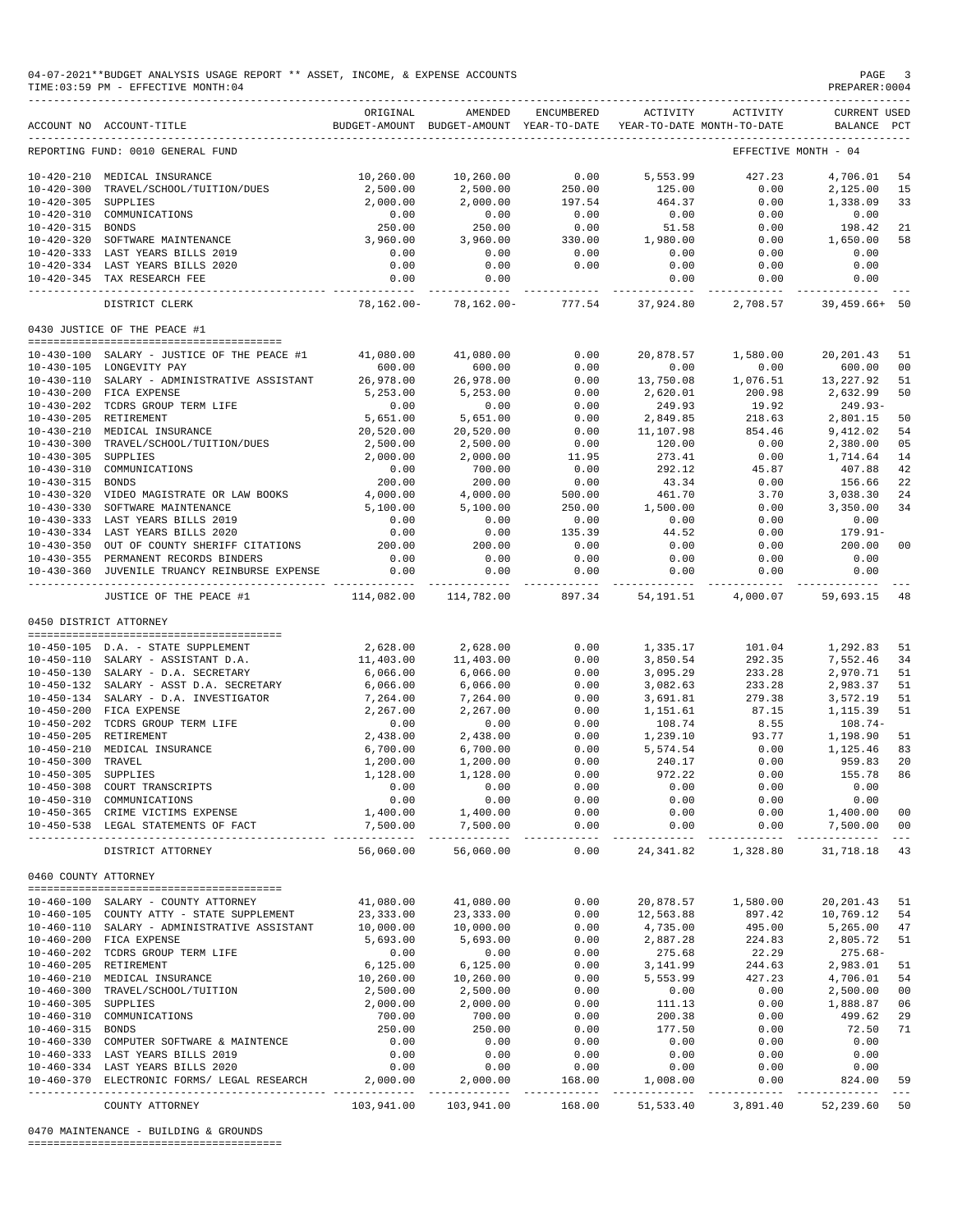04-07-2021**BUDGET ANALYSIS USAGE REPORT ** ASSET, INCOME, & EXPENSE ACCOUNTS
TIME:03:59 PM - EFFECTIVE MONTH:04

PREPARER:0004

| ACCOUNT NO | ACCOUNT-TITLE | ORIGINAL BUDGET-AMOUNT | AMENDED BUDGET-AMOUNT | ENCUMBERED YEAR-TO-DATE | ACTIVITY YEAR-TO-DATE | ACTIVITY MONTH-TO-DATE | CURRENT BALANCE | USED PCT |
|---|---|---|---|---|---|---|---|---|
| REPORTING FUND: 0010 GENERAL FUND | | | | | | EFFECTIVE MONTH - 04 | | |
| 10-420-210 | MEDICAL INSURANCE | 10,260.00 | 10,260.00 | 0.00 | 5,553.99 | 427.23 | 4,706.01 | 54 |
| 10-420-300 | TRAVEL/SCHOOL/TUITION/DUES | 2,500.00 | 2,500.00 | 250.00 | 125.00 | 0.00 | 2,125.00 | 15 |
| 10-420-305 | SUPPLIES | 2,000.00 | 2,000.00 | 197.54 | 464.37 | 0.00 | 1,338.09 | 33 |
| 10-420-310 | COMMUNICATIONS | 0.00 | 0.00 | 0.00 | 0.00 | 0.00 | 0.00 | |
| 10-420-315 | BONDS | 250.00 | 250.00 | 0.00 | 51.58 | 0.00 | 198.42 | 21 |
| 10-420-320 | SOFTWARE MAINTENANCE | 3,960.00 | 3,960.00 | 330.00 | 1,980.00 | 0.00 | 1,650.00 | 58 |
| 10-420-333 | LAST YEARS BILLS 2019 | 0.00 | 0.00 | 0.00 | 0.00 | 0.00 | 0.00 | |
| 10-420-334 | LAST YEARS BILLS 2020 | 0.00 | 0.00 | 0.00 | 0.00 | 0.00 | 0.00 | |
| 10-420-345 | TAX RESEARCH FEE | 0.00 | 0.00 | | 0.00 | 0.00 | 0.00 | |
| | DISTRICT CLERK | 78,162.00- | 78,162.00- | 777.54 | 37,924.80 | 2,708.57 | 39,459.66+ | 50 |
| 0430 JUSTICE OF THE PEACE #1 | | | | | | | | |
| 10-430-100 | SALARY - JUSTICE OF THE PEACE #1 | 41,080.00 | 41,080.00 | 0.00 | 20,878.57 | 1,580.00 | 20,201.43 | 51 |
| 10-430-105 | LONGEVITY PAY | 600.00 | 600.00 | 0.00 | 0.00 | 0.00 | 600.00 | 00 |
| 10-430-110 | SALARY - ADMINISTRATIVE ASSISTANT | 26,978.00 | 26,978.00 | 0.00 | 13,750.08 | 1,076.51 | 13,227.92 | 51 |
| 10-430-200 | FICA EXPENSE | 5,253.00 | 5,253.00 | 0.00 | 2,620.01 | 200.98 | 2,632.99 | 50 |
| 10-430-202 | TCDRS GROUP TERM LIFE | 0.00 | 0.00 | 0.00 | 249.93 | 19.92 | 249.93- | |
| 10-430-205 | RETIREMENT | 5,651.00 | 5,651.00 | 0.00 | 2,849.85 | 218.63 | 2,801.15 | 50 |
| 10-430-210 | MEDICAL INSURANCE | 20,520.00 | 20,520.00 | 0.00 | 11,107.98 | 854.46 | 9,412.02 | 54 |
| 10-430-300 | TRAVEL/SCHOOL/TUITION/DUES | 2,500.00 | 2,500.00 | 0.00 | 120.00 | 0.00 | 2,380.00 | 05 |
| 10-430-305 | SUPPLIES | 2,000.00 | 2,000.00 | 11.95 | 273.41 | 0.00 | 1,714.64 | 14 |
| 10-430-310 | COMMUNICATIONS | 0.00 | 700.00 | 0.00 | 292.12 | 45.87 | 407.88 | 42 |
| 10-430-315 | BONDS | 200.00 | 200.00 | 0.00 | 43.34 | 0.00 | 156.66 | 22 |
| 10-430-320 | VIDEO MAGISTRATE OR LAW BOOKS | 4,000.00 | 4,000.00 | 500.00 | 461.70 | 3.70 | 3,038.30 | 24 |
| 10-430-330 | SOFTWARE MAINTENANCE | 5,100.00 | 5,100.00 | 250.00 | 1,500.00 | 0.00 | 3,350.00 | 34 |
| 10-430-333 | LAST YEARS BILLS 2019 | 0.00 | 0.00 | 0.00 | 0.00 | 0.00 | 0.00 | |
| 10-430-334 | LAST YEARS BILLS 2020 | 0.00 | 0.00 | 135.39 | 44.52 | 0.00 | 179.91- | |
| 10-430-350 | OUT OF COUNTY SHERIFF CITATIONS | 200.00 | 200.00 | 0.00 | 0.00 | 0.00 | 200.00 | 00 |
| 10-430-355 | PERMANENT RECORDS BINDERS | 0.00 | 0.00 | 0.00 | 0.00 | 0.00 | 0.00 | |
| 10-430-360 | JUVENILE TRUANCY REINBURSE EXPENSE | 0.00 | 0.00 | 0.00 | 0.00 | 0.00 | 0.00 | |
| | JUSTICE OF THE PEACE #1 | 114,082.00 | 114,782.00 | 897.34 | 54,191.51 | 4,000.07 | 59,693.15 | 48 |
| 0450 DISTRICT ATTORNEY | | | | | | | | |
| 10-450-105 | D.A. - STATE SUPPLEMENT | 2,628.00 | 2,628.00 | 0.00 | 1,335.17 | 101.04 | 1,292.83 | 51 |
| 10-450-110 | SALARY - ASSISTANT D.A. | 11,403.00 | 11,403.00 | 0.00 | 3,850.54 | 292.35 | 7,552.46 | 34 |
| 10-450-130 | SALARY - D.A. SECRETARY | 6,066.00 | 6,066.00 | 0.00 | 3,095.29 | 233.28 | 2,970.71 | 51 |
| 10-450-132 | SALARY - ASST D.A. SECRETARY | 6,066.00 | 6,066.00 | 0.00 | 3,082.63 | 233.28 | 2,983.37 | 51 |
| 10-450-134 | SALARY - D.A. INVESTIGATOR | 7,264.00 | 7,264.00 | 0.00 | 3,691.81 | 279.38 | 3,572.19 | 51 |
| 10-450-200 | FICA EXPENSE | 2,267.00 | 2,267.00 | 0.00 | 1,151.61 | 87.15 | 1,115.39 | 51 |
| 10-450-202 | TCDRS GROUP TERM LIFE | 0.00 | 0.00 | 0.00 | 108.74 | 8.55 | 108.74- | |
| 10-450-205 | RETIREMENT | 2,438.00 | 2,438.00 | 0.00 | 1,239.10 | 93.77 | 1,198.90 | 51 |
| 10-450-210 | MEDICAL INSURANCE | 6,700.00 | 6,700.00 | 0.00 | 5,574.54 | 0.00 | 1,125.46 | 83 |
| 10-450-300 | TRAVEL | 1,200.00 | 1,200.00 | 0.00 | 240.17 | 0.00 | 959.83 | 20 |
| 10-450-305 | SUPPLIES | 1,128.00 | 1,128.00 | 0.00 | 972.22 | 0.00 | 155.78 | 86 |
| 10-450-308 | COURT TRANSCRIPTS | 0.00 | 0.00 | 0.00 | 0.00 | 0.00 | 0.00 | |
| 10-450-310 | COMMUNICATIONS | 0.00 | 0.00 | 0.00 | 0.00 | 0.00 | 0.00 | |
| 10-450-365 | CRIME VICTIMS EXPENSE | 1,400.00 | 1,400.00 | 0.00 | 0.00 | 0.00 | 1,400.00 | 00 |
| 10-450-538 | LEGAL STATEMENTS OF FACT | 7,500.00 | 7,500.00 | 0.00 | 0.00 | 0.00 | 7,500.00 | 00 |
| | DISTRICT ATTORNEY | 56,060.00 | 56,060.00 | 0.00 | 24,341.82 | 1,328.80 | 31,718.18 | 43 |
| 0460 COUNTY ATTORNEY | | | | | | | | |
| 10-460-100 | SALARY - COUNTY ATTORNEY | 41,080.00 | 41,080.00 | 0.00 | 20,878.57 | 1,580.00 | 20,201.43 | 51 |
| 10-460-105 | COUNTY ATTY - STATE SUPPLEMENT | 23,333.00 | 23,333.00 | 0.00 | 12,563.88 | 897.42 | 10,769.12 | 54 |
| 10-460-110 | SALARY - ADMINISTRATIVE ASSISTANT | 10,000.00 | 10,000.00 | 0.00 | 4,735.00 | 495.00 | 5,265.00 | 47 |
| 10-460-200 | FICA EXPENSE | 5,693.00 | 5,693.00 | 0.00 | 2,887.28 | 224.83 | 2,805.72 | 51 |
| 10-460-202 | TCDRS GROUP TERM LIFE | 0.00 | 0.00 | 0.00 | 275.68 | 22.29 | 275.68- | |
| 10-460-205 | RETIREMENT | 6,125.00 | 6,125.00 | 0.00 | 3,141.99 | 244.63 | 2,983.01 | 51 |
| 10-460-210 | MEDICAL INSURANCE | 10,260.00 | 10,260.00 | 0.00 | 5,553.99 | 427.23 | 4,706.01 | 54 |
| 10-460-300 | TRAVEL/SCHOOL/TUITION | 2,500.00 | 2,500.00 | 0.00 | 0.00 | 0.00 | 2,500.00 | 00 |
| 10-460-305 | SUPPLIES | 2,000.00 | 2,000.00 | 0.00 | 111.13 | 0.00 | 1,888.87 | 06 |
| 10-460-310 | COMMUNICATIONS | 700.00 | 700.00 | 0.00 | 200.38 | 0.00 | 499.62 | 29 |
| 10-460-315 | BONDS | 250.00 | 250.00 | 0.00 | 177.50 | 0.00 | 72.50 | 71 |
| 10-460-330 | COMPUTER SOFTWARE & MAINTENCE | 0.00 | 0.00 | 0.00 | 0.00 | 0.00 | 0.00 | |
| 10-460-333 | LAST YEARS BILLS 2019 | 0.00 | 0.00 | 0.00 | 0.00 | 0.00 | 0.00 | |
| 10-460-334 | LAST YEARS BILLS 2020 | 0.00 | 0.00 | 0.00 | 0.00 | 0.00 | 0.00 | |
| 10-460-370 | ELECTRONIC FORMS/ LEGAL RESEARCH | 2,000.00 | 2,000.00 | 168.00 | 1,008.00 | 0.00 | 824.00 | 59 |
| | COUNTY ATTORNEY | 103,941.00 | 103,941.00 | 168.00 | 51,533.40 | 3,891.40 | 52,239.60 | 50 |

0470 MAINTENANCE - BUILDING & GROUNDS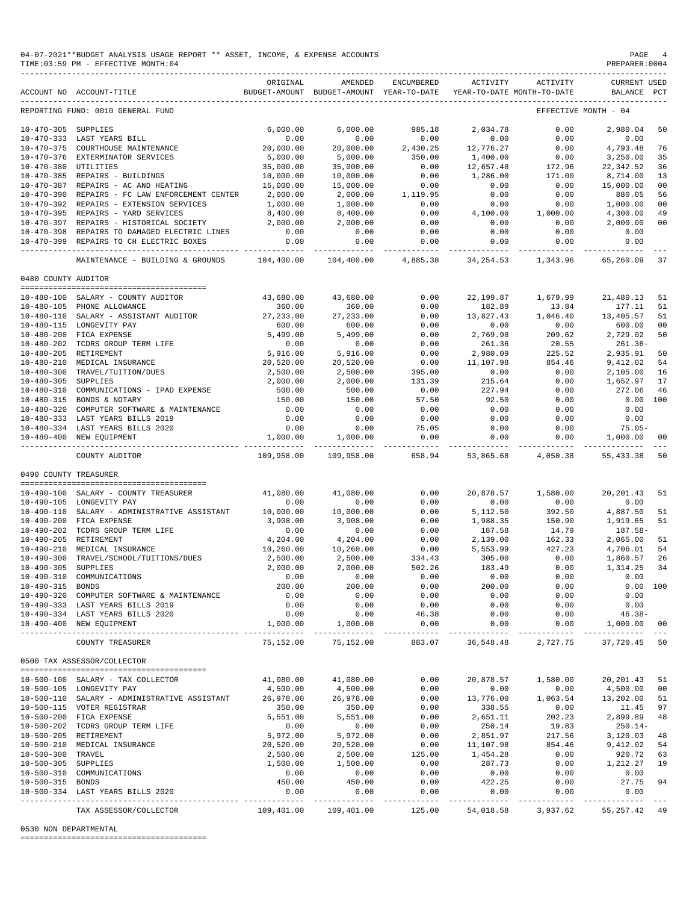04-07-2021**BUDGET ANALYSIS USAGE REPORT ** ASSET, INCOME, & EXPENSE ACCOUNTS

TIME:03:59 PM - EFFECTIVE MONTH:04

PREPARER:0004

REPORTING FUND: 0010 GENERAL FUND — EFFECTIVE MONTH - 04

| ACCOUNT NO | ACCOUNT-TITLE | ORIGINAL BUDGET-AMOUNT | AMENDED BUDGET-AMOUNT | ENCUMBERED YEAR-TO-DATE | ACTIVITY YEAR-TO-DATE | ACTIVITY MONTH-TO-DATE | CURRENT BALANCE | USED PCT |
|---|---|---|---|---|---|---|---|---|
| 10-470-305 | SUPPLIES | 6,000.00 | 6,000.00 | 985.18 | 2,034.78 | 0.00 | 2,980.04 | 50 |
| 10-470-333 | LAST YEARS BILL | 0.00 | 0.00 | 0.00 | 0.00 | 0.00 | 0.00 | |
| 10-470-375 | COURTHOUSE MAINTENANCE | 20,000.00 | 20,000.00 | 2,430.25 | 12,776.27 | 0.00 | 4,793.48 | 76 |
| 10-470-376 | EXTERMINATOR SERVICES | 5,000.00 | 5,000.00 | 350.00 | 1,400.00 | 0.00 | 3,250.00 | 35 |
| 10-470-380 | UTILITIES | 35,000.00 | 35,000.00 | 0.00 | 12,657.48 | 172.96 | 22,342.52 | 36 |
| 10-470-385 | REPAIRS - BUILDINGS | 10,000.00 | 10,000.00 | 0.00 | 1,286.00 | 171.00 | 8,714.00 | 13 |
| 10-470-387 | REPAIRS - AC AND HEATING | 15,000.00 | 15,000.00 | 0.00 | 0.00 | 0.00 | 15,000.00 | 00 |
| 10-470-390 | REPAIRS - FC LAW ENFORCEMENT CENTER | 2,000.00 | 2,000.00 | 1,119.95 | 0.00 | 0.00 | 880.05 | 56 |
| 10-470-392 | REPAIRS - EXTENSION SERVICES | 1,000.00 | 1,000.00 | 0.00 | 0.00 | 0.00 | 1,000.00 | 00 |
| 10-470-395 | REPAIRS - YARD SERVICES | 8,400.00 | 8,400.00 | 0.00 | 4,100.00 | 1,000.00 | 4,300.00 | 49 |
| 10-470-397 | REPAIRS - HISTORICAL SOCIETY | 2,000.00 | 2,000.00 | 0.00 | 0.00 | 0.00 | 2,000.00 | 00 |
| 10-470-398 | REPAIRS TO DAMAGED ELECTRIC LINES | 0.00 | 0.00 | 0.00 | 0.00 | 0.00 | 0.00 | |
| 10-470-399 | REPAIRS TO CH ELECTRIC BOXES | 0.00 | 0.00 | 0.00 | 0.00 | 0.00 | 0.00 | |
| | MAINTENANCE - BUILDING & GROUNDS | 104,400.00 | 104,400.00 | 4,885.38 | 34,254.53 | 1,343.96 | 65,260.09 | 37 |

0480 COUNTY AUDITOR

| ACCOUNT NO | ACCOUNT-TITLE | ORIGINAL BUDGET-AMOUNT | AMENDED BUDGET-AMOUNT | ENCUMBERED YEAR-TO-DATE | ACTIVITY YEAR-TO-DATE | ACTIVITY MONTH-TO-DATE | CURRENT BALANCE | USED PCT |
|---|---|---|---|---|---|---|---|---|
| 10-480-100 | SALARY - COUNTY AUDITOR | 43,680.00 | 43,680.00 | 0.00 | 22,199.87 | 1,679.99 | 21,480.13 | 51 |
| 10-480-105 | PHONE ALLOWANCE | 360.00 | 360.00 | 0.00 | 182.89 | 13.84 | 177.11 | 51 |
| 10-480-110 | SALARY - ASSISTANT AUDITOR | 27,233.00 | 27,233.00 | 0.00 | 13,827.43 | 1,046.40 | 13,405.57 | 51 |
| 10-480-115 | LONGEVITY PAY | 600.00 | 600.00 | 0.00 | 0.00 | 0.00 | 600.00 | 00 |
| 10-480-200 | FICA EXPENSE | 5,499.00 | 5,499.00 | 0.00 | 2,769.98 | 209.62 | 2,729.02 | 50 |
| 10-480-202 | TCDRS GROUP TERM LIFE | 0.00 | 0.00 | 0.00 | 261.36 | 20.55 | 261.36- | |
| 10-480-205 | RETIREMENT | 5,916.00 | 5,916.00 | 0.00 | 2,980.09 | 225.52 | 2,935.91 | 50 |
| 10-480-210 | MEDICAL INSURANCE | 20,520.00 | 20,520.00 | 0.00 | 11,107.98 | 854.46 | 9,412.02 | 54 |
| 10-480-300 | TRAVEL/TUITION/DUES | 2,500.00 | 2,500.00 | 395.00 | 0.00 | 0.00 | 2,105.00 | 16 |
| 10-480-305 | SUPPLIES | 2,000.00 | 2,000.00 | 131.39 | 215.64 | 0.00 | 1,652.97 | 17 |
| 10-480-310 | COMMUNICATIONS - IPAD EXPENSE | 500.00 | 500.00 | 0.00 | 227.94 | 0.00 | 272.06 | 46 |
| 10-480-315 | BONDS & NOTARY | 150.00 | 150.00 | 57.50 | 92.50 | 0.00 | 0.00 | 100 |
| 10-480-320 | COMPUTER SOFTWARE & MAINTENANCE | 0.00 | 0.00 | 0.00 | 0.00 | 0.00 | 0.00 | |
| 10-480-333 | LAST YEARS BILLS 2019 | 0.00 | 0.00 | 0.00 | 0.00 | 0.00 | 0.00 | |
| 10-480-334 | LAST YEARS BILLS 2020 | 0.00 | 0.00 | 75.05 | 0.00 | 0.00 | 75.05- | |
| 10-480-400 | NEW EQUIPMENT | 1,000.00 | 1,000.00 | 0.00 | 0.00 | 0.00 | 1,000.00 | 00 |
| | COUNTY AUDITOR | 109,958.00 | 109,958.00 | 658.94 | 53,865.68 | 4,050.38 | 55,433.38 | 50 |

0490 COUNTY TREASURER

| ACCOUNT NO | ACCOUNT-TITLE | ORIGINAL BUDGET-AMOUNT | AMENDED BUDGET-AMOUNT | ENCUMBERED YEAR-TO-DATE | ACTIVITY YEAR-TO-DATE | ACTIVITY MONTH-TO-DATE | CURRENT BALANCE | USED PCT |
|---|---|---|---|---|---|---|---|---|
| 10-490-100 | SALARY - COUNTY TREASURER | 41,080.00 | 41,080.00 | 0.00 | 20,878.57 | 1,580.00 | 20,201.43 | 51 |
| 10-490-105 | LONGEVITY PAY | 0.00 | 0.00 | 0.00 | 0.00 | 0.00 | 0.00 | |
| 10-490-110 | SALARY - ADMINISTRATIVE ASSISTANT | 10,000.00 | 10,000.00 | 0.00 | 5,112.50 | 392.50 | 4,887.50 | 51 |
| 10-490-200 | FICA EXPENSE | 3,908.00 | 3,908.00 | 0.00 | 1,988.35 | 150.90 | 1,919.65 | 51 |
| 10-490-202 | TCDRS GROUP TERM LIFE | 0.00 | 0.00 | 0.00 | 187.58 | 14.79 | 187.58- | |
| 10-490-205 | RETIREMENT | 4,204.00 | 4,204.00 | 0.00 | 2,139.00 | 162.33 | 2,065.00 | 51 |
| 10-490-210 | MEDICAL INSURANCE | 10,260.00 | 10,260.00 | 0.00 | 5,553.99 | 427.23 | 4,706.01 | 54 |
| 10-490-300 | TRAVEL/SCHOOL/TUITIONS/DUES | 2,500.00 | 2,500.00 | 334.43 | 305.00 | 0.00 | 1,860.57 | 26 |
| 10-490-305 | SUPPLIES | 2,000.00 | 2,000.00 | 502.26 | 183.49 | 0.00 | 1,314.25 | 34 |
| 10-490-310 | COMMUNICATIONS | 0.00 | 0.00 | 0.00 | 0.00 | 0.00 | 0.00 | |
| 10-490-315 | BONDS | 200.00 | 200.00 | 0.00 | 200.00 | 0.00 | 0.00 | 100 |
| 10-490-320 | COMPUTER SOFTWARE & MAINTENANCE | 0.00 | 0.00 | 0.00 | 0.00 | 0.00 | 0.00 | |
| 10-490-333 | LAST YEARS BILLS 2019 | 0.00 | 0.00 | 0.00 | 0.00 | 0.00 | 0.00 | |
| 10-490-334 | LAST YEARS BILLS 2020 | 0.00 | 0.00 | 46.38 | 0.00 | 0.00 | 46.38- | |
| 10-490-400 | NEW EQUIPMENT | 1,000.00 | 1,000.00 | 0.00 | 0.00 | 0.00 | 1,000.00 | 00 |
| | COUNTY TREASURER | 75,152.00 | 75,152.00 | 883.07 | 36,548.48 | 2,727.75 | 37,720.45 | 50 |

0500 TAX ASSESSOR/COLLECTOR

| ACCOUNT NO | ACCOUNT-TITLE | ORIGINAL BUDGET-AMOUNT | AMENDED BUDGET-AMOUNT | ENCUMBERED YEAR-TO-DATE | ACTIVITY YEAR-TO-DATE | ACTIVITY MONTH-TO-DATE | CURRENT BALANCE | USED PCT |
|---|---|---|---|---|---|---|---|---|
| 10-500-100 | SALARY - TAX COLLECTOR | 41,080.00 | 41,080.00 | 0.00 | 20,878.57 | 1,580.00 | 20,201.43 | 51 |
| 10-500-105 | LONGEVITY PAY | 4,500.00 | 4,500.00 | 0.00 | 0.00 | 0.00 | 4,500.00 | 00 |
| 10-500-110 | SALARY - ADMINISTRATIVE ASSISTANT | 26,978.00 | 26,978.00 | 0.00 | 13,776.00 | 1,063.54 | 13,202.00 | 51 |
| 10-500-115 | VOTER REGISTRAR | 350.00 | 350.00 | 0.00 | 338.55 | 0.00 | 11.45 | 97 |
| 10-500-200 | FICA EXPENSE | 5,551.00 | 5,551.00 | 0.00 | 2,651.11 | 202.23 | 2,899.89 | 48 |
| 10-500-202 | TCDRS GROUP TERM LIFE | 0.00 | 0.00 | 0.00 | 250.14 | 19.83 | 250.14- | |
| 10-500-205 | RETIREMENT | 5,972.00 | 5,972.00 | 0.00 | 2,851.97 | 217.56 | 3,120.03 | 48 |
| 10-500-210 | MEDICAL INSURANCE | 20,520.00 | 20,520.00 | 0.00 | 11,107.98 | 854.46 | 9,412.02 | 54 |
| 10-500-300 | TRAVEL | 2,500.00 | 2,500.00 | 125.00 | 1,454.28 | 0.00 | 920.72 | 63 |
| 10-500-305 | SUPPLIES | 1,500.00 | 1,500.00 | 0.00 | 287.73 | 0.00 | 1,212.27 | 19 |
| 10-500-310 | COMMUNICATIONS | 0.00 | 0.00 | 0.00 | 0.00 | 0.00 | 0.00 | |
| 10-500-315 | BONDS | 450.00 | 450.00 | 0.00 | 422.25 | 0.00 | 27.75 | 94 |
| 10-500-334 | LAST YEARS BILLS 2020 | 0.00 | 0.00 | 0.00 | 0.00 | 0.00 | 0.00 | |
| | TAX ASSESSOR/COLLECTOR | 109,401.00 | 109,401.00 | 125.00 | 54,018.58 | 3,937.62 | 55,257.42 | 49 |

0530 NON DEPARTMENTAL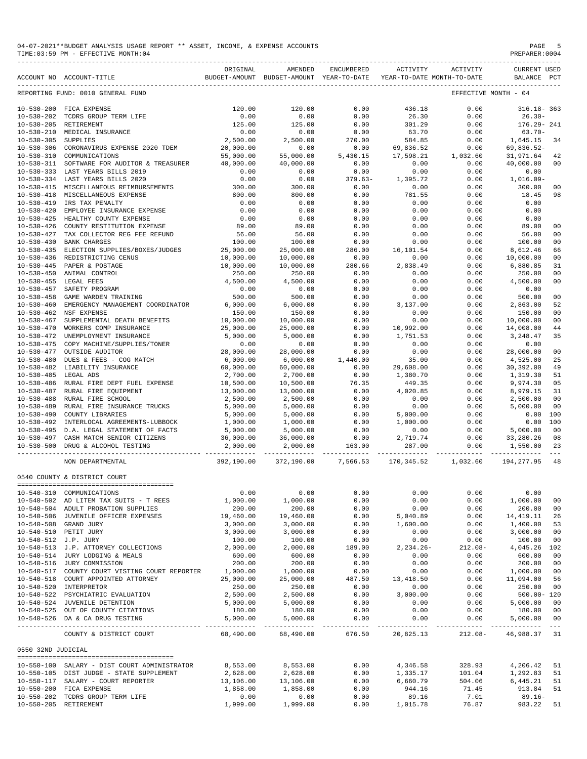04-07-2021**BUDGET ANALYSIS USAGE REPORT ** ASSET, INCOME, & EXPENSE ACCOUNTS
TIME:03:59 PM - EFFECTIVE MONTH:04

REPORTING FUND: 0010 GENERAL FUND — EFFECTIVE MONTH - 04

| ACCOUNT NO | ACCOUNT-TITLE | ORIGINAL BUDGET-AMOUNT | AMENDED BUDGET-AMOUNT | ENCUMBERED YEAR-TO-DATE | ACTIVITY YEAR-TO-DATE | ACTIVITY MONTH-TO-DATE | CURRENT BALANCE | USED PCT |
|---|---|---|---|---|---|---|---|---|
| 10-530-200 | FICA EXPENSE | 120.00 | 120.00 | 0.00 | 436.18 | 0.00 | 316.18- | 363 |
| 10-530-202 | TCDRS GROUP TERM LIFE | 0.00 | 0.00 | 0.00 | 26.30 | 0.00 | 26.30- | |
| 10-530-205 | RETIREMENT | 125.00 | 125.00 | 0.00 | 301.29 | 0.00 | 176.29- | 241 |
| 10-530-210 | MEDICAL INSURANCE | 0.00 | 0.00 | 0.00 | 63.70 | 0.00 | 63.70- | |
| 10-530-305 | SUPPLIES | 2,500.00 | 2,500.00 | 270.00 | 584.85 | 0.00 | 1,645.15 | 34 |
| 10-530-306 | CORONAVIRUS EXPENSE 2020 TDEM | 20,000.00 | 0.00 | 0.00 | 69,836.52 | 0.00 | 69,836.52- | |
| 10-530-310 | COMMUNICATIONS | 55,000.00 | 55,000.00 | 5,430.15 | 17,598.21 | 1,032.60 | 31,971.64 | 42 |
| 10-530-311 | SOFTWARE FOR AUDITOR & TREASURER | 40,000.00 | 40,000.00 | 0.00 | 0.00 | 0.00 | 40,000.00 | 00 |
| 10-530-333 | LAST YEARS BILLS 2019 | 0.00 | 0.00 | 0.00 | 0.00 | 0.00 | 0.00 | |
| 10-530-334 | LAST YEARS BILLS 2020 | 0.00 | 0.00 | 379.63- | 1,395.72 | 0.00 | 1,016.09- | |
| 10-530-415 | MISCELLANEOUS REIMBURSEMENTS | 300.00 | 300.00 | 0.00 | 0.00 | 0.00 | 300.00 | 00 |
| 10-530-418 | MISCELLANEOUS EXPENSE | 800.00 | 800.00 | 0.00 | 781.55 | 0.00 | 18.45 | 98 |
| 10-530-419 | IRS TAX PENALTY | 0.00 | 0.00 | 0.00 | 0.00 | 0.00 | 0.00 | |
| 10-530-420 | EMPLOYEE INSURANCE EXPENSE | 0.00 | 0.00 | 0.00 | 0.00 | 0.00 | 0.00 | |
| 10-530-425 | HEALTHY COUNTY EXPENSE | 0.00 | 0.00 | 0.00 | 0.00 | 0.00 | 0.00 | |
| 10-530-426 | COUNTY RESTITUTION EXPENSE | 89.00 | 89.00 | 0.00 | 0.00 | 0.00 | 89.00 | 00 |
| 10-530-427 | TAX COLLECTOR REG FEE REFUND | 56.00 | 56.00 | 0.00 | 0.00 | 0.00 | 56.00 | 00 |
| 10-530-430 | BANK CHARGES | 100.00 | 100.00 | 0.00 | 0.00 | 0.00 | 100.00 | 00 |
| 10-530-435 | ELECTION SUPPLIES/BOXES/JUDGES | 25,000.00 | 25,000.00 | 286.00 | 16,101.54 | 0.00 | 8,612.46 | 66 |
| 10-530-436 | REDISTRICTING CENUS | 10,000.00 | 10,000.00 | 0.00 | 0.00 | 0.00 | 10,000.00 | 00 |
| 10-530-445 | PAPER & POSTAGE | 10,000.00 | 10,000.00 | 280.66 | 2,838.49 | 0.00 | 6,880.85 | 31 |
| 10-530-450 | ANIMAL CONTROL | 250.00 | 250.00 | 0.00 | 0.00 | 0.00 | 250.00 | 00 |
| 10-530-455 | LEGAL FEES | 4,500.00 | 4,500.00 | 0.00 | 0.00 | 0.00 | 4,500.00 | 00 |
| 10-530-457 | SAFETY PROGRAM | 0.00 | 0.00 | 0.00 | 0.00 | 0.00 | 0.00 | |
| 10-530-458 | GAME WARDEN TRAINING | 500.00 | 500.00 | 0.00 | 0.00 | 0.00 | 500.00 | 00 |
| 10-530-460 | EMERGENCY MANAGEMENT COORDINATOR | 6,000.00 | 6,000.00 | 0.00 | 3,137.00 | 0.00 | 2,863.00 | 52 |
| 10-530-462 | NSF EXPENSE | 150.00 | 150.00 | 0.00 | 0.00 | 0.00 | 150.00 | 00 |
| 10-530-467 | SUPPLEMENTAL DEATH BENEFITS | 10,000.00 | 10,000.00 | 0.00 | 0.00 | 0.00 | 10,000.00 | 00 |
| 10-530-470 | WORKERS COMP INSURANCE | 25,000.00 | 25,000.00 | 0.00 | 10,992.00 | 0.00 | 14,008.00 | 44 |
| 10-530-472 | UNEMPLOYMENT INSURANCE | 5,000.00 | 5,000.00 | 0.00 | 1,751.53 | 0.00 | 3,248.47 | 35 |
| 10-530-475 | COPY MACHINE/SUPPLIES/TONER | 0.00 | 0.00 | 0.00 | 0.00 | 0.00 | 0.00 | |
| 10-530-477 | OUTSIDE AUDITOR | 28,000.00 | 28,000.00 | 0.00 | 0.00 | 0.00 | 28,000.00 | 00 |
| 10-530-480 | DUES & FEES - COG MATCH | 6,000.00 | 6,000.00 | 1,440.00 | 35.00 | 0.00 | 4,525.00 | 25 |
| 10-530-482 | LIABILITY INSURANCE | 60,000.00 | 60,000.00 | 0.00 | 29,608.00 | 0.00 | 30,392.00 | 49 |
| 10-530-485 | LEGAL ADS | 2,700.00 | 2,700.00 | 0.00 | 1,380.70 | 0.00 | 1,319.30 | 51 |
| 10-530-486 | RURAL FIRE DEPT FUEL EXPENSE | 10,500.00 | 10,500.00 | 76.35 | 449.35 | 0.00 | 9,974.30 | 05 |
| 10-530-487 | RURAL FIRE EQUIPMENT | 13,000.00 | 13,000.00 | 0.00 | 4,020.85 | 0.00 | 8,979.15 | 31 |
| 10-530-488 | RURAL FIRE SCHOOL | 2,500.00 | 2,500.00 | 0.00 | 0.00 | 0.00 | 2,500.00 | 00 |
| 10-530-489 | RURAL FIRE INSURANCE TRUCKS | 5,000.00 | 5,000.00 | 0.00 | 0.00 | 0.00 | 5,000.00 | 00 |
| 10-530-490 | COUNTY LIBRARIES | 5,000.00 | 5,000.00 | 0.00 | 5,000.00 | 0.00 | 0.00 | 100 |
| 10-530-492 | INTERLOCAL AGREEMENTS-LUBBOCK | 1,000.00 | 1,000.00 | 0.00 | 1,000.00 | 0.00 | 0.00 | 100 |
| 10-530-495 | D.A. LEGAL STATEMENT OF FACTS | 5,000.00 | 5,000.00 | 0.00 | 0.00 | 0.00 | 5,000.00 | 00 |
| 10-530-497 | CASH MATCH SENIOR CITIZENS | 36,000.00 | 36,000.00 | 0.00 | 2,719.74 | 0.00 | 33,280.26 | 08 |
| 10-530-500 | DRUG & ALCOHOL TESTING | 2,000.00 | 2,000.00 | 163.00 | 287.00 | 0.00 | 1,550.00 | 23 |
| | NON DEPARTMENTAL | 392,190.00 | 372,190.00 | 7,566.53 | 170,345.52 | 1,032.60 | 194,277.95 | 48 |

## 0540 COUNTY & DISTRICT COURT

| ACCOUNT NO | ACCOUNT-TITLE | ORIGINAL BUDGET-AMOUNT | AMENDED BUDGET-AMOUNT | ENCUMBERED YEAR-TO-DATE | ACTIVITY YEAR-TO-DATE | ACTIVITY MONTH-TO-DATE | CURRENT BALANCE | USED PCT |
|---|---|---|---|---|---|---|---|---|
| 10-540-310 | COMMUNICATIONS | 0.00 | 0.00 | 0.00 | 0.00 | 0.00 | 0.00 | |
| 10-540-502 | AD LITEM TAX SUITS - T REES | 1,000.00 | 1,000.00 | 0.00 | 0.00 | 0.00 | 1,000.00 | 00 |
| 10-540-504 | ADULT PROBATION SUPPLIES | 200.00 | 200.00 | 0.00 | 0.00 | 0.00 | 200.00 | 00 |
| 10-540-506 | JUVENILE OFFICER EXPENSES | 19,460.00 | 19,460.00 | 0.00 | 5,040.89 | 0.00 | 14,419.11 | 26 |
| 10-540-508 | GRAND JURY | 3,000.00 | 3,000.00 | 0.00 | 1,600.00 | 0.00 | 1,400.00 | 53 |
| 10-540-510 | PETIT JURY | 3,000.00 | 3,000.00 | 0.00 | 0.00 | 0.00 | 3,000.00 | 00 |
| 10-540-512 | J.P. JURY | 100.00 | 100.00 | 0.00 | 0.00 | 0.00 | 100.00 | 00 |
| 10-540-513 | J.P. ATTORNEY COLLECTIONS | 2,000.00 | 2,000.00 | 189.00 | 2,234.26- | 212.08- | 4,045.26 | 102 |
| 10-540-514 | JURY LODGING & MEALS | 600.00 | 600.00 | 0.00 | 0.00 | 0.00 | 600.00 | 00 |
| 10-540-516 | JURY COMMISSION | 200.00 | 200.00 | 0.00 | 0.00 | 0.00 | 200.00 | 00 |
| 10-540-517 | COUNTY COURT VISTING COURT REPORTER | 1,000.00 | 1,000.00 | 0.00 | 0.00 | 0.00 | 1,000.00 | 00 |
| 10-540-518 | COURT APPOINTED ATTORNEY | 25,000.00 | 25,000.00 | 487.50 | 13,418.50 | 0.00 | 11,094.00 | 56 |
| 10-540-520 | INTERPRETOR | 250.00 | 250.00 | 0.00 | 0.00 | 0.00 | 250.00 | 00 |
| 10-540-522 | PSYCHIATRIC EVALUATION | 2,500.00 | 2,500.00 | 0.00 | 3,000.00 | 0.00 | 500.00- | 120 |
| 10-540-524 | JUVENILE DETENTION | 5,000.00 | 5,000.00 | 0.00 | 0.00 | 0.00 | 5,000.00 | 00 |
| 10-540-525 | OUT OF COUNTY CITATIONS | 180.00 | 180.00 | 0.00 | 0.00 | 0.00 | 180.00 | 00 |
| 10-540-526 | DA & CA DRUG TESTING | 5,000.00 | 5,000.00 | 0.00 | 0.00 | 0.00 | 5,000.00 | 00 |
| | COUNTY & DISTRICT COURT | 68,490.00 | 68,490.00 | 676.50 | 20,825.13 | 212.08- | 46,988.37 | 31 |

## 0550 32ND JUDICIAL

| ACCOUNT NO | ACCOUNT-TITLE | ORIGINAL BUDGET-AMOUNT | AMENDED BUDGET-AMOUNT | ENCUMBERED YEAR-TO-DATE | ACTIVITY YEAR-TO-DATE | ACTIVITY MONTH-TO-DATE | CURRENT BALANCE | USED PCT |
|---|---|---|---|---|---|---|---|---|
| 10-550-100 | SALARY - DIST COURT ADMINISTRATOR | 8,553.00 | 8,553.00 | 0.00 | 4,346.58 | 328.93 | 4,206.42 | 51 |
| 10-550-105 | DIST JUDGE - STATE SUPPLEMENT | 2,628.00 | 2,628.00 | 0.00 | 1,335.17 | 101.04 | 1,292.83 | 51 |
| 10-550-117 | SALARY - COURT REPORTER | 13,106.00 | 13,106.00 | 0.00 | 6,660.79 | 504.06 | 6,445.21 | 51 |
| 10-550-200 | FICA EXPENSE | 1,858.00 | 1,858.00 | 0.00 | 944.16 | 71.45 | 913.84 | 51 |
| 10-550-202 | TCDRS GROUP TERM LIFE | 0.00 | 0.00 | 0.00 | 89.16 | 7.01 | 89.16- | |
| 10-550-205 | RETIREMENT | 1,999.00 | 1,999.00 | 0.00 | 1,015.78 | 76.87 | 983.22 | 51 |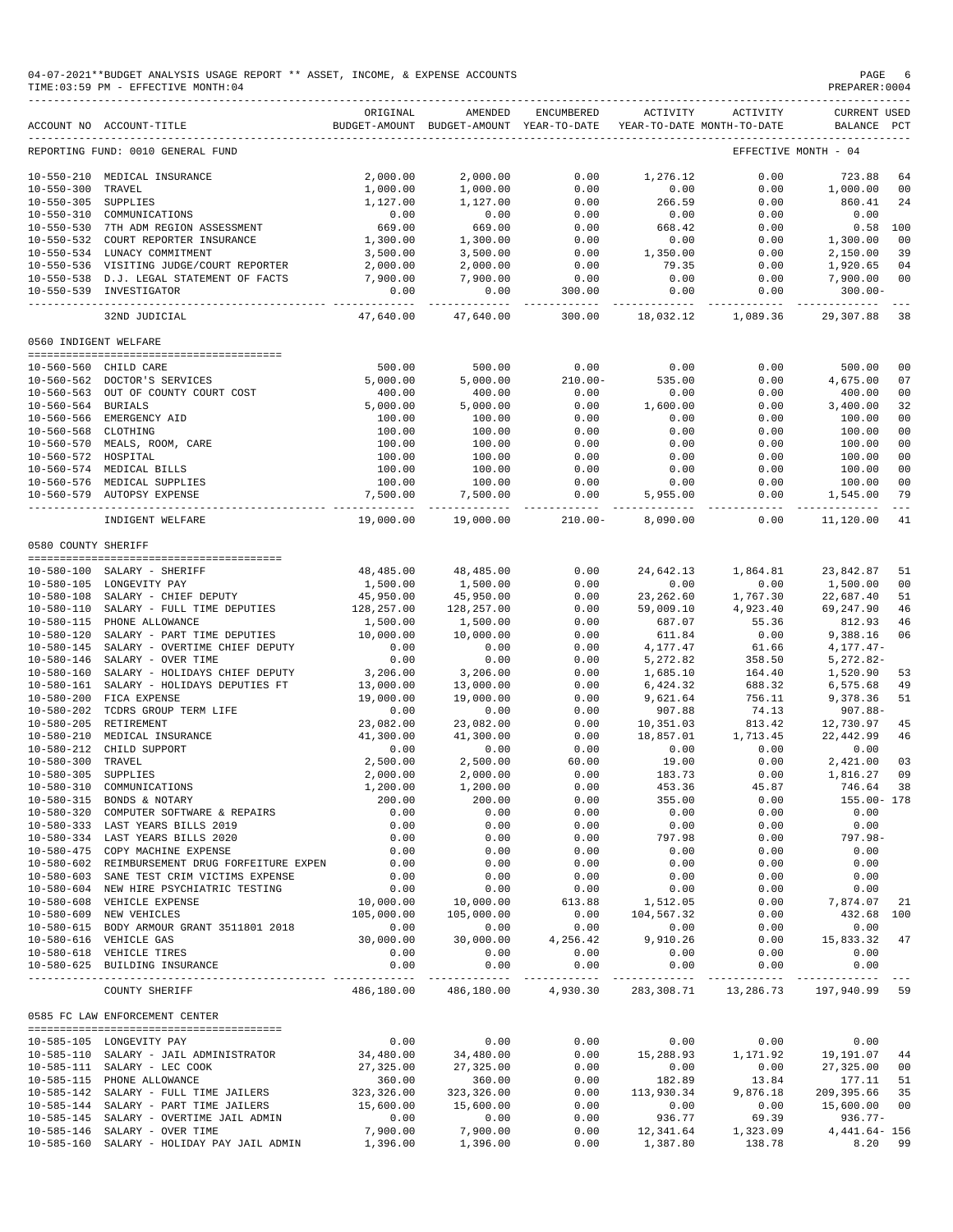04-07-2021**BUDGET ANALYSIS USAGE REPORT ** ASSET, INCOME, & EXPENSE ACCOUNTS
TIME:03:59 PM - EFFECTIVE MONTH:04
PREPARER:0004

| ACCOUNT NO | ACCOUNT-TITLE | ORIGINAL BUDGET-AMOUNT | AMENDED BUDGET-AMOUNT | ENCUMBERED YEAR-TO-DATE | ACTIVITY YEAR-TO-DATE | ACTIVITY MONTH-TO-DATE | CURRENT BALANCE | USED PCT |
|---|---|---|---|---|---|---|---|---|
| REPORTING FUND: 0010 GENERAL FUND | | | | | | EFFECTIVE MONTH - 04 | | |
| 10-550-210 | MEDICAL INSURANCE | 2,000.00 | 2,000.00 | 0.00 | 1,276.12 | 0.00 | 723.88 | 64 |
| 10-550-300 | TRAVEL | 1,000.00 | 1,000.00 | 0.00 | 0.00 | 0.00 | 1,000.00 | 00 |
| 10-550-305 | SUPPLIES | 1,127.00 | 1,127.00 | 0.00 | 266.59 | 0.00 | 860.41 | 24 |
| 10-550-310 | COMMUNICATIONS | 0.00 | 0.00 | 0.00 | 0.00 | 0.00 | 0.00 | |
| 10-550-530 | 7TH ADM REGION ASSESSMENT | 669.00 | 669.00 | 0.00 | 668.42 | 0.00 | 0.58 | 100 |
| 10-550-532 | COURT REPORTER INSURANCE | 1,300.00 | 1,300.00 | 0.00 | 0.00 | 0.00 | 1,300.00 | 00 |
| 10-550-534 | LUNACY COMMITMENT | 3,500.00 | 3,500.00 | 0.00 | 1,350.00 | 0.00 | 2,150.00 | 39 |
| 10-550-536 | VISITING JUDGE/COURT REPORTER | 2,000.00 | 2,000.00 | 0.00 | 79.35 | 0.00 | 1,920.65 | 04 |
| 10-550-538 | D.J. LEGAL STATEMENT OF FACTS | 7,900.00 | 7,900.00 | 0.00 | 0.00 | 0.00 | 7,900.00 | 00 |
| 10-550-539 | INVESTIGATOR | 0.00 | 0.00 | 300.00 | 0.00 | 0.00 | 300.00- | |
| | 32ND JUDICIAL | 47,640.00 | 47,640.00 | 300.00 | 18,032.12 | 1,089.36 | 29,307.88 | 38 |
| 0560 INDIGENT WELFARE | | | | | | | | |
| 10-560-560 | CHILD CARE | 500.00 | 500.00 | 0.00 | 0.00 | 0.00 | 500.00 | 00 |
| 10-560-562 | DOCTOR'S SERVICES | 5,000.00 | 5,000.00 | 210.00- | 535.00 | 0.00 | 4,675.00 | 07 |
| 10-560-563 | OUT OF COUNTY COURT COST | 400.00 | 400.00 | 0.00 | 0.00 | 0.00 | 400.00 | 00 |
| 10-560-564 | BURIALS | 5,000.00 | 5,000.00 | 0.00 | 1,600.00 | 0.00 | 3,400.00 | 32 |
| 10-560-566 | EMERGENCY AID | 100.00 | 100.00 | 0.00 | 0.00 | 0.00 | 100.00 | 00 |
| 10-560-568 | CLOTHING | 100.00 | 100.00 | 0.00 | 0.00 | 0.00 | 100.00 | 00 |
| 10-560-570 | MEALS, ROOM, CARE | 100.00 | 100.00 | 0.00 | 0.00 | 0.00 | 100.00 | 00 |
| 10-560-572 | HOSPITAL | 100.00 | 100.00 | 0.00 | 0.00 | 0.00 | 100.00 | 00 |
| 10-560-574 | MEDICAL BILLS | 100.00 | 100.00 | 0.00 | 0.00 | 0.00 | 100.00 | 00 |
| 10-560-576 | MEDICAL SUPPLIES | 100.00 | 100.00 | 0.00 | 0.00 | 0.00 | 100.00 | 00 |
| 10-560-579 | AUTOPSY EXPENSE | 7,500.00 | 7,500.00 | 0.00 | 5,955.00 | 0.00 | 1,545.00 | 79 |
| | INDIGENT WELFARE | 19,000.00 | 19,000.00 | 210.00- | 8,090.00 | 0.00 | 11,120.00 | 41 |
| 0580 COUNTY SHERIFF | | | | | | | | |
| 10-580-100 | SALARY - SHERIFF | 48,485.00 | 48,485.00 | 0.00 | 24,642.13 | 1,864.81 | 23,842.87 | 51 |
| 10-580-105 | LONGEVITY PAY | 1,500.00 | 1,500.00 | 0.00 | 0.00 | 0.00 | 1,500.00 | 00 |
| 10-580-108 | SALARY - CHIEF DEPUTY | 45,950.00 | 45,950.00 | 0.00 | 23,262.60 | 1,767.30 | 22,687.40 | 51 |
| 10-580-110 | SALARY - FULL TIME DEPUTIES | 128,257.00 | 128,257.00 | 0.00 | 59,009.10 | 4,923.40 | 69,247.90 | 46 |
| 10-580-115 | PHONE ALLOWANCE | 1,500.00 | 1,500.00 | 0.00 | 687.07 | 55.36 | 812.93 | 46 |
| 10-580-120 | SALARY - PART TIME DEPUTIES | 10,000.00 | 10,000.00 | 0.00 | 611.84 | 0.00 | 9,388.16 | 06 |
| 10-580-145 | SALARY - OVERTIME CHIEF DEPUTY | 0.00 | 0.00 | 0.00 | 4,177.47 | 61.66 | 4,177.47- | |
| 10-580-146 | SALARY - OVER TIME | 0.00 | 0.00 | 0.00 | 5,272.82 | 358.50 | 5,272.82- | |
| 10-580-160 | SALARY - HOLIDAYS CHIEF DEPUTY | 3,206.00 | 3,206.00 | 0.00 | 1,685.10 | 164.40 | 1,520.90 | 53 |
| 10-580-161 | SALARY - HOLIDAYS DEPUTIES FT | 13,000.00 | 13,000.00 | 0.00 | 6,424.32 | 688.32 | 6,575.68 | 49 |
| 10-580-200 | FICA EXPENSE | 19,000.00 | 19,000.00 | 0.00 | 9,621.64 | 756.11 | 9,378.36 | 51 |
| 10-580-202 | TCDRS GROUP TERM LIFE | 0.00 | 0.00 | 0.00 | 907.88 | 74.13 | 907.88- | |
| 10-580-205 | RETIREMENT | 23,082.00 | 23,082.00 | 0.00 | 10,351.03 | 813.42 | 12,730.97 | 45 |
| 10-580-210 | MEDICAL INSURANCE | 41,300.00 | 41,300.00 | 0.00 | 18,857.01 | 1,713.45 | 22,442.99 | 46 |
| 10-580-212 | CHILD SUPPORT | 0.00 | 0.00 | 0.00 | 0.00 | 0.00 | 0.00 | |
| 10-580-300 | TRAVEL | 2,500.00 | 2,500.00 | 60.00 | 19.00 | 0.00 | 2,421.00 | 03 |
| 10-580-305 | SUPPLIES | 2,000.00 | 2,000.00 | 0.00 | 183.73 | 0.00 | 1,816.27 | 09 |
| 10-580-310 | COMMUNICATIONS | 1,200.00 | 1,200.00 | 0.00 | 453.36 | 45.87 | 746.64 | 38 |
| 10-580-315 | BONDS & NOTARY | 200.00 | 200.00 | 0.00 | 355.00 | 0.00 | 155.00- | 178 |
| 10-580-320 | COMPUTER SOFTWARE & REPAIRS | 0.00 | 0.00 | 0.00 | 0.00 | 0.00 | 0.00 | |
| 10-580-333 | LAST YEARS BILLS 2019 | 0.00 | 0.00 | 0.00 | 0.00 | 0.00 | 0.00 | |
| 10-580-334 | LAST YEARS BILLS 2020 | 0.00 | 0.00 | 0.00 | 797.98 | 0.00 | 797.98- | |
| 10-580-475 | COPY MACHINE EXPENSE | 0.00 | 0.00 | 0.00 | 0.00 | 0.00 | 0.00 | |
| 10-580-602 | REIMBURSEMENT DRUG FORFEITURE EXPEN | 0.00 | 0.00 | 0.00 | 0.00 | 0.00 | 0.00 | |
| 10-580-603 | SANE TEST CRIM VICTIMS EXPENSE | 0.00 | 0.00 | 0.00 | 0.00 | 0.00 | 0.00 | |
| 10-580-604 | NEW HIRE PSYCHIATRIC TESTING | 0.00 | 0.00 | 0.00 | 0.00 | 0.00 | 0.00 | |
| 10-580-608 | VEHICLE EXPENSE | 10,000.00 | 10,000.00 | 613.88 | 1,512.05 | 0.00 | 7,874.07 | 21 |
| 10-580-609 | NEW VEHICLES | 105,000.00 | 105,000.00 | 0.00 | 104,567.32 | 0.00 | 432.68 | 100 |
| 10-580-615 | BODY ARMOUR GRANT 3511801 2018 | 0.00 | 0.00 | 0.00 | 0.00 | 0.00 | 0.00 | |
| 10-580-616 | VEHICLE GAS | 30,000.00 | 30,000.00 | 4,256.42 | 9,910.26 | 0.00 | 15,833.32 | 47 |
| 10-580-618 | VEHICLE TIRES | 0.00 | 0.00 | 0.00 | 0.00 | 0.00 | 0.00 | |
| 10-580-625 | BUILDING INSURANCE | 0.00 | 0.00 | 0.00 | 0.00 | 0.00 | 0.00 | |
| | COUNTY SHERIFF | 486,180.00 | 486,180.00 | 4,930.30 | 283,308.71 | 13,286.73 | 197,940.99 | 59 |
| 0585 FC LAW ENFORCEMENT CENTER | | | | | | | | |
| 10-585-105 | LONGEVITY PAY | 0.00 | 0.00 | 0.00 | 0.00 | 0.00 | 0.00 | |
| 10-585-110 | SALARY - JAIL ADMINISTRATOR | 34,480.00 | 34,480.00 | 0.00 | 15,288.93 | 1,171.92 | 19,191.07 | 44 |
| 10-585-111 | SALARY - LEC COOK | 27,325.00 | 27,325.00 | 0.00 | 0.00 | 0.00 | 27,325.00 | 00 |
| 10-585-115 | PHONE ALLOWANCE | 360.00 | 360.00 | 0.00 | 182.89 | 13.84 | 177.11 | 51 |
| 10-585-142 | SALARY - FULL TIME JAILERS | 323,326.00 | 323,326.00 | 0.00 | 113,930.34 | 9,876.18 | 209,395.66 | 35 |
| 10-585-144 | SALARY - PART TIME JAILERS | 15,600.00 | 15,600.00 | 0.00 | 0.00 | 0.00 | 15,600.00 | 00 |
| 10-585-145 | SALARY - OVERTIME JAIL ADMIN | 0.00 | 0.00 | 0.00 | 936.77 | 69.39 | 936.77- | |
| 10-585-146 | SALARY - OVER TIME | 7,900.00 | 7,900.00 | 0.00 | 12,341.64 | 1,323.09 | 4,441.64- | 156 |
| 10-585-160 | SALARY - HOLIDAY PAY JAIL ADMIN | 1,396.00 | 1,396.00 | 0.00 | 1,387.80 | 138.78 | 8.20 | 99 |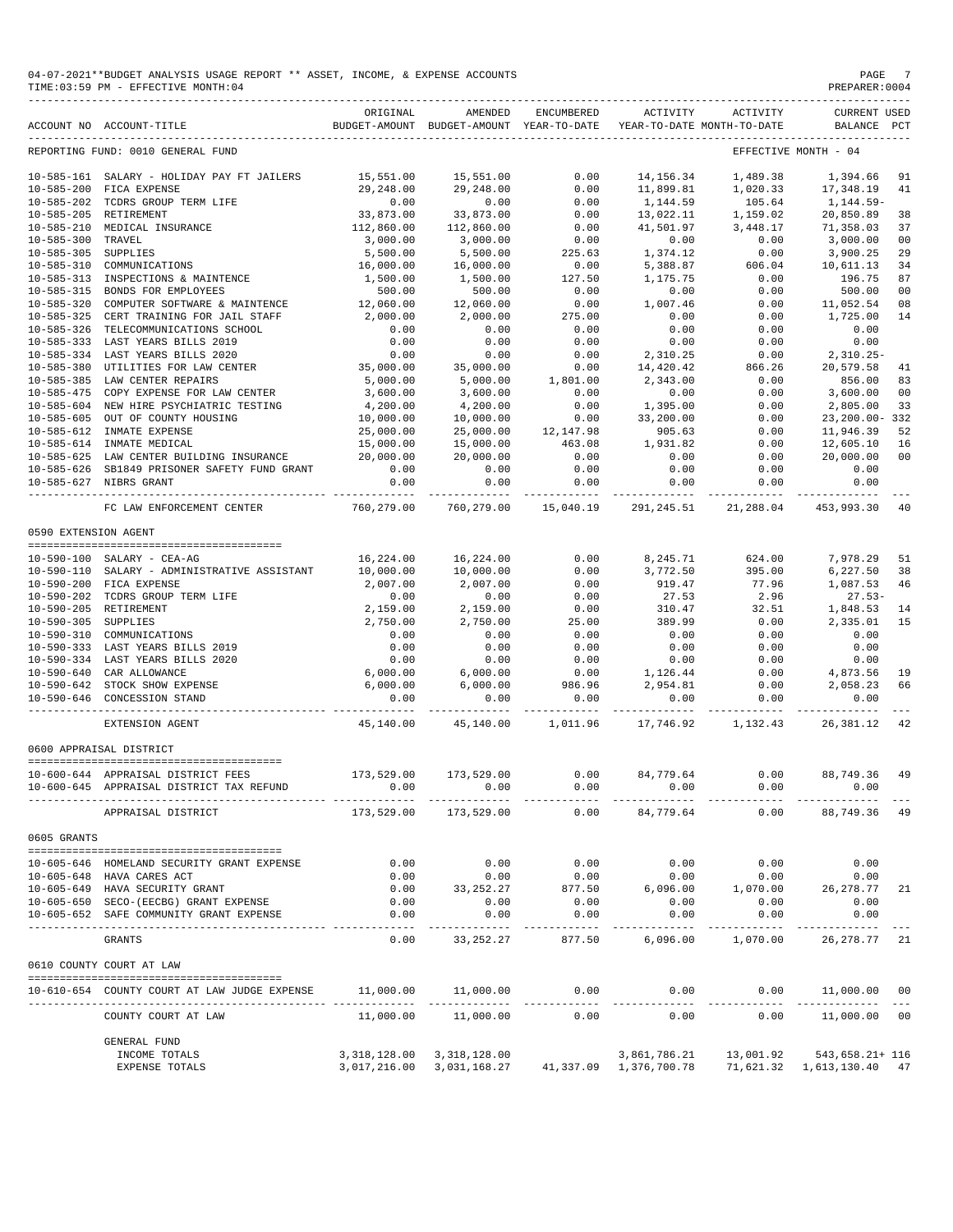04-07-2021**BUDGET ANALYSIS USAGE REPORT ** ASSET, INCOME, & EXPENSE ACCOUNTS
TIME:03:59 PM - EFFECTIVE MONTH:04

PREPARER:0004

| ACCOUNT NO | ACCOUNT-TITLE | ORIGINAL BUDGET-AMOUNT | AMENDED BUDGET-AMOUNT | ENCUMBERED YEAR-TO-DATE | ACTIVITY YEAR-TO-DATE | ACTIVITY MONTH-TO-DATE | CURRENT BALANCE | USED PCT |
|---|---|---|---|---|---|---|---|---|
| REPORTING FUND: 0010 GENERAL FUND | | | | | | | EFFECTIVE MONTH - 04 | |
| 10-585-161 | SALARY - HOLIDAY PAY FT JAILERS | 15,551.00 | 15,551.00 | 0.00 | 14,156.34 | 1,489.38 | 1,394.66 | 91 |
| 10-585-200 | FICA EXPENSE | 29,248.00 | 29,248.00 | 0.00 | 11,899.81 | 1,020.33 | 17,348.19 | 41 |
| 10-585-202 | TCDRS GROUP TERM LIFE | 0.00 | 0.00 | 0.00 | 1,144.59 | 105.64 | 1,144.59- | |
| 10-585-205 | RETIREMENT | 33,873.00 | 33,873.00 | 0.00 | 13,022.11 | 1,159.02 | 20,850.89 | 38 |
| 10-585-210 | MEDICAL INSURANCE | 112,860.00 | 112,860.00 | 0.00 | 41,501.97 | 3,448.17 | 71,358.03 | 37 |
| 10-585-300 | TRAVEL | 3,000.00 | 3,000.00 | 0.00 | 0.00 | 0.00 | 3,000.00 | 00 |
| 10-585-305 | SUPPLIES | 5,500.00 | 5,500.00 | 225.63 | 1,374.12 | 0.00 | 3,900.25 | 29 |
| 10-585-310 | COMMUNICATIONS | 16,000.00 | 16,000.00 | 0.00 | 5,388.87 | 606.04 | 10,611.13 | 34 |
| 10-585-313 | INSPECTIONS & MAINTENCE | 1,500.00 | 1,500.00 | 127.50 | 1,175.75 | 0.00 | 196.75 | 87 |
| 10-585-315 | BONDS FOR EMPLOYEES | 500.00 | 500.00 | 0.00 | 0.00 | 0.00 | 500.00 | 00 |
| 10-585-320 | COMPUTER SOFTWARE & MAINTENCE | 12,060.00 | 12,060.00 | 0.00 | 1,007.46 | 0.00 | 11,052.54 | 08 |
| 10-585-325 | CERT TRAINING FOR JAIL STAFF | 2,000.00 | 2,000.00 | 275.00 | 0.00 | 0.00 | 1,725.00 | 14 |
| 10-585-326 | TELECOMMUNICATIONS SCHOOL | 0.00 | 0.00 | 0.00 | 0.00 | 0.00 | 0.00 | |
| 10-585-333 | LAST YEARS BILLS 2019 | 0.00 | 0.00 | 0.00 | 0.00 | 0.00 | 0.00 | |
| 10-585-334 | LAST YEARS BILLS 2020 | 0.00 | 0.00 | 0.00 | 2,310.25 | 0.00 | 2,310.25- | |
| 10-585-380 | UTILITIES FOR LAW CENTER | 35,000.00 | 35,000.00 | 0.00 | 14,420.42 | 866.26 | 20,579.58 | 41 |
| 10-585-385 | LAW CENTER REPAIRS | 5,000.00 | 5,000.00 | 1,801.00 | 2,343.00 | 0.00 | 856.00 | 83 |
| 10-585-475 | COPY EXPENSE FOR LAW CENTER | 3,600.00 | 3,600.00 | 0.00 | 0.00 | 0.00 | 3,600.00 | 00 |
| 10-585-604 | NEW HIRE PSYCHIATRIC TESTING | 4,200.00 | 4,200.00 | 0.00 | 1,395.00 | 0.00 | 2,805.00 | 33 |
| 10-585-605 | OUT OF COUNTY HOUSING | 10,000.00 | 10,000.00 | 0.00 | 33,200.00 | 0.00 | 23,200.00- | 332 |
| 10-585-612 | INMATE EXPENSE | 25,000.00 | 25,000.00 | 12,147.98 | 905.63 | 0.00 | 11,946.39 | 52 |
| 10-585-614 | INMATE MEDICAL | 15,000.00 | 15,000.00 | 463.08 | 1,931.82 | 0.00 | 12,605.10 | 16 |
| 10-585-625 | LAW CENTER BUILDING INSURANCE | 20,000.00 | 20,000.00 | 0.00 | 0.00 | 0.00 | 20,000.00 | 00 |
| 10-585-626 | SB1849 PRISONER SAFETY FUND GRANT | 0.00 | 0.00 | 0.00 | 0.00 | 0.00 | 0.00 | |
| 10-585-627 | NIBRS GRANT | 0.00 | 0.00 | 0.00 | 0.00 | 0.00 | 0.00 | |
| | FC LAW ENFORCEMENT CENTER | 760,279.00 | 760,279.00 | 15,040.19 | 291,245.51 | 21,288.04 | 453,993.30 | 40 |
| 0590 EXTENSION AGENT | | | | | | | | |
| 10-590-100 | SALARY - CEA-AG | 16,224.00 | 16,224.00 | 0.00 | 8,245.71 | 624.00 | 7,978.29 | 51 |
| 10-590-110 | SALARY - ADMINISTRATIVE ASSISTANT | 10,000.00 | 10,000.00 | 0.00 | 3,772.50 | 395.00 | 6,227.50 | 38 |
| 10-590-200 | FICA EXPENSE | 2,007.00 | 2,007.00 | 0.00 | 919.47 | 77.96 | 1,087.53 | 46 |
| 10-590-202 | TCDRS GROUP TERM LIFE | 0.00 | 0.00 | 0.00 | 27.53 | 2.96 | 27.53- | |
| 10-590-205 | RETIREMENT | 2,159.00 | 2,159.00 | 0.00 | 310.47 | 32.51 | 1,848.53 | 14 |
| 10-590-305 | SUPPLIES | 2,750.00 | 2,750.00 | 25.00 | 389.99 | 0.00 | 2,335.01 | 15 |
| 10-590-310 | COMMUNICATIONS | 0.00 | 0.00 | 0.00 | 0.00 | 0.00 | 0.00 | |
| 10-590-333 | LAST YEARS BILLS 2019 | 0.00 | 0.00 | 0.00 | 0.00 | 0.00 | 0.00 | |
| 10-590-334 | LAST YEARS BILLS 2020 | 0.00 | 0.00 | 0.00 | 0.00 | 0.00 | 0.00 | |
| 10-590-640 | CAR ALLOWANCE | 6,000.00 | 6,000.00 | 0.00 | 1,126.44 | 0.00 | 4,873.56 | 19 |
| 10-590-642 | STOCK SHOW EXPENSE | 6,000.00 | 6,000.00 | 986.96 | 2,954.81 | 0.00 | 2,058.23 | 66 |
| 10-590-646 | CONCESSION STAND | 0.00 | 0.00 | 0.00 | 0.00 | 0.00 | 0.00 | |
| | EXTENSION AGENT | 45,140.00 | 45,140.00 | 1,011.96 | 17,746.92 | 1,132.43 | 26,381.12 | 42 |
| 0600 APPRAISAL DISTRICT | | | | | | | | |
| 10-600-644 | APPRAISAL DISTRICT FEES | 173,529.00 | 173,529.00 | 0.00 | 84,779.64 | 0.00 | 88,749.36 | 49 |
| 10-600-645 | APPRAISAL DISTRICT TAX REFUND | 0.00 | 0.00 | 0.00 | 0.00 | 0.00 | 0.00 | |
| | APPRAISAL DISTRICT | 173,529.00 | 173,529.00 | 0.00 | 84,779.64 | 0.00 | 88,749.36 | 49 |
| 0605 GRANTS | | | | | | | | |
| 10-605-646 | HOMELAND SECURITY GRANT EXPENSE | 0.00 | 0.00 | 0.00 | 0.00 | 0.00 | 0.00 | |
| 10-605-648 | HAVA CARES ACT | 0.00 | 0.00 | 0.00 | 0.00 | 0.00 | 0.00 | |
| 10-605-649 | HAVA SECURITY GRANT | 0.00 | 33,252.27 | 877.50 | 6,096.00 | 1,070.00 | 26,278.77 | 21 |
| 10-605-650 | SECO-(EECBG) GRANT EXPENSE | 0.00 | 0.00 | 0.00 | 0.00 | 0.00 | 0.00 | |
| 10-605-652 | SAFE COMMUNITY GRANT EXPENSE | 0.00 | 0.00 | 0.00 | 0.00 | 0.00 | 0.00 | |
| | GRANTS | 0.00 | 33,252.27 | 877.50 | 6,096.00 | 1,070.00 | 26,278.77 | 21 |
| 0610 COUNTY COURT AT LAW | | | | | | | | |
| 10-610-654 | COUNTY COURT AT LAW JUDGE EXPENSE | 11,000.00 | 11,000.00 | 0.00 | 0.00 | 0.00 | 11,000.00 | 00 |
| | COUNTY COURT AT LAW | 11,000.00 | 11,000.00 | 0.00 | 0.00 | 0.00 | 11,000.00 | 00 |
| | GENERAL FUND | | | | | | | |
| | INCOME TOTALS | 3,318,128.00 | 3,318,128.00 | | 3,861,786.21 | 13,001.92 | 543,658.21+ | 116 |
| | EXPENSE TOTALS | 3,017,216.00 | 3,031,168.27 | 41,337.09 | 1,376,700.78 | 71,621.32 | 1,613,130.40 | 47 |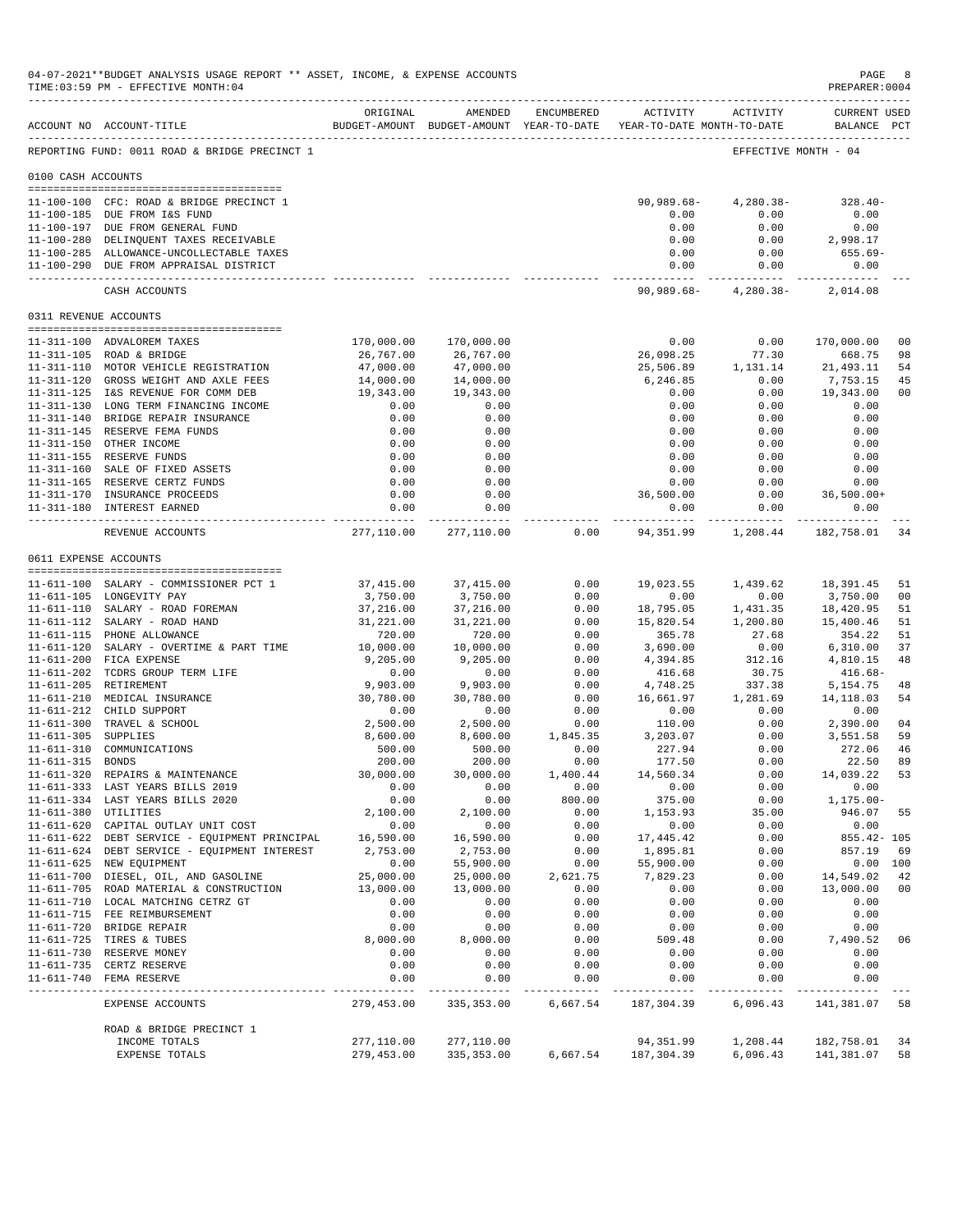04-07-2021**BUDGET ANALYSIS USAGE REPORT ** ASSET, INCOME, & EXPENSE ACCOUNTS
TIME:03:59 PM - EFFECTIVE MONTH:04

REPORTING FUND: 0011 ROAD & BRIDGE PRECINCT 1 — EFFECTIVE MONTH - 04

| ACCOUNT NO | ACCOUNT-TITLE | ORIGINAL BUDGET-AMOUNT | AMENDED BUDGET-AMOUNT | ENCUMBERED YEAR-TO-DATE | ACTIVITY YEAR-TO-DATE | ACTIVITY MONTH-TO-DATE | CURRENT USED BALANCE | PCT |
|---|---|---|---|---|---|---|---|---|
| **0100 CASH ACCOUNTS** | | | | | | | | |
| 11-100-100 | CFC: ROAD & BRIDGE PRECINCT 1 | | | | 90,989.68- | 4,280.38- | 328.40- | |
| 11-100-185 | DUE FROM I&S FUND | | | | 0.00 | 0.00 | 0.00 | |
| 11-100-197 | DUE FROM GENERAL FUND | | | | 0.00 | 0.00 | 0.00 | |
| 11-100-280 | DELINQUENT TAXES RECEIVABLE | | | | 0.00 | 0.00 | 2,998.17 | |
| 11-100-285 | ALLOWANCE-UNCOLLECTABLE TAXES | | | | 0.00 | 0.00 | 655.69- | |
| 11-100-290 | DUE FROM APPRAISAL DISTRICT | | | | 0.00 | 0.00 | 0.00 | |
| | CASH ACCOUNTS | | | | 90,989.68- | 4,280.38- | 2,014.08 | |
| **0311 REVENUE ACCOUNTS** | | | | | | | | |
| 11-311-100 | ADVALOREM TAXES | 170,000.00 | 170,000.00 | | 0.00 | 0.00 | 170,000.00 | 00 |
| 11-311-105 | ROAD & BRIDGE | 26,767.00 | 26,767.00 | | 26,098.25 | 77.30 | 668.75 | 98 |
| 11-311-110 | MOTOR VEHICLE REGISTRATION | 47,000.00 | 47,000.00 | | 25,506.89 | 1,131.14 | 21,493.11 | 54 |
| 11-311-120 | GROSS WEIGHT AND AXLE FEES | 14,000.00 | 14,000.00 | | 6,246.85 | 0.00 | 7,753.15 | 45 |
| 11-311-125 | I&S REVENUE FOR COMM DEB | 19,343.00 | 19,343.00 | | 0.00 | 0.00 | 19,343.00 | 00 |
| 11-311-130 | LONG TERM FINANCING INCOME | 0.00 | 0.00 | | 0.00 | 0.00 | 0.00 | |
| 11-311-140 | BRIDGE REPAIR INSURANCE | 0.00 | 0.00 | | 0.00 | 0.00 | 0.00 | |
| 11-311-145 | RESERVE FEMA FUNDS | 0.00 | 0.00 | | 0.00 | 0.00 | 0.00 | |
| 11-311-150 | OTHER INCOME | 0.00 | 0.00 | | 0.00 | 0.00 | 0.00 | |
| 11-311-155 | RESERVE FUNDS | 0.00 | 0.00 | | 0.00 | 0.00 | 0.00 | |
| 11-311-160 | SALE OF FIXED ASSETS | 0.00 | 0.00 | | 0.00 | 0.00 | 0.00 | |
| 11-311-165 | RESERVE CERTZ FUNDS | 0.00 | 0.00 | | 0.00 | 0.00 | 0.00 | |
| 11-311-170 | INSURANCE PROCEEDS | 0.00 | 0.00 | | 36,500.00 | 0.00 | 36,500.00+ | |
| 11-311-180 | INTEREST EARNED | 0.00 | 0.00 | | 0.00 | 0.00 | 0.00 | |
| | REVENUE ACCOUNTS | 277,110.00 | 277,110.00 | 0.00 | 94,351.99 | 1,208.44 | 182,758.01 | 34 |
| **0611 EXPENSE ACCOUNTS** | | | | | | | | |
| 11-611-100 | SALARY - COMMISSIONER PCT 1 | 37,415.00 | 37,415.00 | 0.00 | 19,023.55 | 1,439.62 | 18,391.45 | 51 |
| 11-611-105 | LONGEVITY PAY | 3,750.00 | 3,750.00 | 0.00 | 0.00 | 0.00 | 3,750.00 | 00 |
| 11-611-110 | SALARY - ROAD FOREMAN | 37,216.00 | 37,216.00 | 0.00 | 18,795.05 | 1,431.35 | 18,420.95 | 51 |
| 11-611-112 | SALARY - ROAD HAND | 31,221.00 | 31,221.00 | 0.00 | 15,820.54 | 1,200.80 | 15,400.46 | 51 |
| 11-611-115 | PHONE ALLOWANCE | 720.00 | 720.00 | 0.00 | 365.78 | 27.68 | 354.22 | 51 |
| 11-611-120 | SALARY - OVERTIME & PART TIME | 10,000.00 | 10,000.00 | 0.00 | 3,690.00 | 0.00 | 6,310.00 | 37 |
| 11-611-200 | FICA EXPENSE | 9,205.00 | 9,205.00 | 0.00 | 4,394.85 | 312.16 | 4,810.15 | 48 |
| 11-611-202 | TCDRS GROUP TERM LIFE | 0.00 | 0.00 | 0.00 | 416.68 | 30.75 | 416.68- | |
| 11-611-205 | RETIREMENT | 9,903.00 | 9,903.00 | 0.00 | 4,748.25 | 337.38 | 5,154.75 | 48 |
| 11-611-210 | MEDICAL INSURANCE | 30,780.00 | 30,780.00 | 0.00 | 16,661.97 | 1,281.69 | 14,118.03 | 54 |
| 11-611-212 | CHILD SUPPORT | 0.00 | 0.00 | 0.00 | 0.00 | 0.00 | 0.00 | |
| 11-611-300 | TRAVEL & SCHOOL | 2,500.00 | 2,500.00 | 0.00 | 110.00 | 0.00 | 2,390.00 | 04 |
| 11-611-305 | SUPPLIES | 8,600.00 | 8,600.00 | 1,845.35 | 3,203.07 | 0.00 | 3,551.58 | 59 |
| 11-611-310 | COMMUNICATIONS | 500.00 | 500.00 | 0.00 | 227.94 | 0.00 | 272.06 | 46 |
| 11-611-315 | BONDS | 200.00 | 200.00 | 0.00 | 177.50 | 0.00 | 22.50 | 89 |
| 11-611-320 | REPAIRS & MAINTENANCE | 30,000.00 | 30,000.00 | 1,400.44 | 14,560.34 | 0.00 | 14,039.22 | 53 |
| 11-611-333 | LAST YEARS BILLS 2019 | 0.00 | 0.00 | 0.00 | 0.00 | 0.00 | 0.00 | |
| 11-611-334 | LAST YEARS BILLS 2020 | 0.00 | 0.00 | 800.00 | 375.00 | 0.00 | 1,175.00- | |
| 11-611-380 | UTILITIES | 2,100.00 | 2,100.00 | 0.00 | 1,153.93 | 35.00 | 946.07 | 55 |
| 11-611-620 | CAPITAL OUTLAY UNIT COST | 0.00 | 0.00 | 0.00 | 0.00 | 0.00 | 0.00 | |
| 11-611-622 | DEBT SERVICE - EQUIPMENT PRINCIPAL | 16,590.00 | 16,590.00 | 0.00 | 17,445.42 | 0.00 | 855.42- | 105 |
| 11-611-624 | DEBT SERVICE - EQUIPMENT INTEREST | 2,753.00 | 2,753.00 | 0.00 | 1,895.81 | 0.00 | 857.19 | 69 |
| 11-611-625 | NEW EQUIPMENT | 0.00 | 55,900.00 | 0.00 | 55,900.00 | 0.00 | 0.00 | 100 |
| 11-611-700 | DIESEL, OIL, AND GASOLINE | 25,000.00 | 25,000.00 | 2,621.75 | 7,829.23 | 0.00 | 14,549.02 | 42 |
| 11-611-705 | ROAD MATERIAL & CONSTRUCTION | 13,000.00 | 13,000.00 | 0.00 | 0.00 | 0.00 | 13,000.00 | 00 |
| 11-611-710 | LOCAL MATCHING CETRZ GT | 0.00 | 0.00 | 0.00 | 0.00 | 0.00 | 0.00 | |
| 11-611-715 | FEE REIMBURSEMENT | 0.00 | 0.00 | 0.00 | 0.00 | 0.00 | 0.00 | |
| 11-611-720 | BRIDGE REPAIR | 0.00 | 0.00 | 0.00 | 0.00 | 0.00 | 0.00 | |
| 11-611-725 | TIRES & TUBES | 8,000.00 | 8,000.00 | 0.00 | 509.48 | 0.00 | 7,490.52 | 06 |
| 11-611-730 | RESERVE MONEY | 0.00 | 0.00 | 0.00 | 0.00 | 0.00 | 0.00 | |
| 11-611-735 | CERTZ RESERVE | 0.00 | 0.00 | 0.00 | 0.00 | 0.00 | 0.00 | |
| 11-611-740 | FEMA RESERVE | 0.00 | 0.00 | 0.00 | 0.00 | 0.00 | 0.00 | |
| | EXPENSE ACCOUNTS | 279,453.00 | 335,353.00 | 6,667.54 | 187,304.39 | 6,096.43 | 141,381.07 | 58 |
| | ROAD & BRIDGE PRECINCT 1 | | | | | | | |
| | INCOME TOTALS | 277,110.00 | 277,110.00 | | 94,351.99 | 1,208.44 | 182,758.01 | 34 |
| | EXPENSE TOTALS | 279,453.00 | 335,353.00 | 6,667.54 | 187,304.39 | 6,096.43 | 141,381.07 | 58 |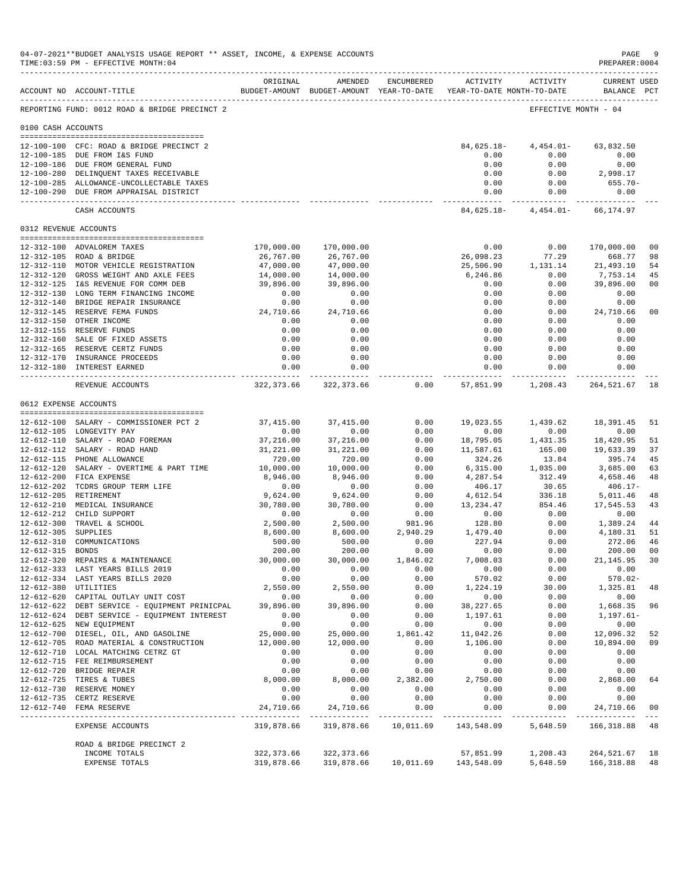04-07-2021**BUDGET ANALYSIS USAGE REPORT ** ASSET, INCOME, & EXPENSE ACCOUNTS
TIME:03:59 PM - EFFECTIVE MONTH:04

PREPARER:0004

REPORTING FUND: 0012 ROAD & BRIDGE PRECINCT 2 — EFFECTIVE MONTH - 04

| ACCOUNT NO | ACCOUNT-TITLE | ORIGINAL BUDGET-AMOUNT | AMENDED BUDGET-AMOUNT | ENCUMBERED YEAR-TO-DATE | ACTIVITY YEAR-TO-DATE | ACTIVITY MONTH-TO-DATE | CURRENT BALANCE | USED PCT |
|---|---|---|---|---|---|---|---|---|
| **0100 CASH ACCOUNTS** | | | | | | | | |
| 12-100-100 | CFC: ROAD & BRIDGE PRECINCT 2 | | | | 84,625.18- | 4,454.01- | 63,832.50 | |
| 12-100-185 | DUE FROM I&S FUND | | | | 0.00 | 0.00 | 0.00 | |
| 12-100-186 | DUE FROM GENERAL FUND | | | | 0.00 | 0.00 | 0.00 | |
| 12-100-280 | DELINQUENT TAXES RECEIVABLE | | | | 0.00 | 0.00 | 2,998.17 | |
| 12-100-285 | ALLOWANCE-UNCOLLECTABLE TAXES | | | | 0.00 | 0.00 | 655.70- | |
| 12-100-290 | DUE FROM APPRAISAL DISTRICT | | | | 0.00 | 0.00 | 0.00 | |
| | CASH ACCOUNTS | | | | 84,625.18- | 4,454.01- | 66,174.97 | |
| **0312 REVENUE ACCOUNTS** | | | | | | | | |
| 12-312-100 | ADVALOREM TAXES | 170,000.00 | 170,000.00 | | 0.00 | 0.00 | 170,000.00 | 00 |
| 12-312-105 | ROAD & BRIDGE | 26,767.00 | 26,767.00 | | 26,098.23 | 77.29 | 668.77 | 98 |
| 12-312-110 | MOTOR VEHICLE REGISTRATION | 47,000.00 | 47,000.00 | | 25,506.90 | 1,131.14 | 21,493.10 | 54 |
| 12-312-120 | GROSS WEIGHT AND AXLE FEES | 14,000.00 | 14,000.00 | | 6,246.86 | 0.00 | 7,753.14 | 45 |
| 12-312-125 | I&S REVENUE FOR COMM DEB | 39,896.00 | 39,896.00 | | 0.00 | 0.00 | 39,896.00 | 00 |
| 12-312-130 | LONG TERM FINANCING INCOME | 0.00 | 0.00 | | 0.00 | 0.00 | 0.00 | |
| 12-312-140 | BRIDGE REPAIR INSURANCE | 0.00 | 0.00 | | 0.00 | 0.00 | 0.00 | |
| 12-312-145 | RESERVE FEMA FUNDS | 24,710.66 | 24,710.66 | | 0.00 | 0.00 | 24,710.66 | 00 |
| 12-312-150 | OTHER INCOME | 0.00 | 0.00 | | 0.00 | 0.00 | 0.00 | |
| 12-312-155 | RESERVE FUNDS | 0.00 | 0.00 | | 0.00 | 0.00 | 0.00 | |
| 12-312-160 | SALE OF FIXED ASSETS | 0.00 | 0.00 | | 0.00 | 0.00 | 0.00 | |
| 12-312-165 | RESERVE CERTZ FUNDS | 0.00 | 0.00 | | 0.00 | 0.00 | 0.00 | |
| 12-312-170 | INSURANCE PROCEEDS | 0.00 | 0.00 | | 0.00 | 0.00 | 0.00 | |
| 12-312-180 | INTEREST EARNED | 0.00 | 0.00 | | 0.00 | 0.00 | 0.00 | |
| | REVENUE ACCOUNTS | 322,373.66 | 322,373.66 | 0.00 | 57,851.99 | 1,208.43 | 264,521.67 | 18 |
| **0612 EXPENSE ACCOUNTS** | | | | | | | | |
| 12-612-100 | SALARY - COMMISSIONER PCT 2 | 37,415.00 | 37,415.00 | 0.00 | 19,023.55 | 1,439.62 | 18,391.45 | 51 |
| 12-612-105 | LONGEVITY PAY | 0.00 | 0.00 | 0.00 | 0.00 | 0.00 | 0.00 | |
| 12-612-110 | SALARY - ROAD FOREMAN | 37,216.00 | 37,216.00 | 0.00 | 18,795.05 | 1,431.35 | 18,420.95 | 51 |
| 12-612-112 | SALARY - ROAD HAND | 31,221.00 | 31,221.00 | 0.00 | 11,587.61 | 165.00 | 19,633.39 | 37 |
| 12-612-115 | PHONE ALLOWANCE | 720.00 | 720.00 | 0.00 | 324.26 | 13.84 | 395.74 | 45 |
| 12-612-120 | SALARY - OVERTIME & PART TIME | 10,000.00 | 10,000.00 | 0.00 | 6,315.00 | 1,035.00 | 3,685.00 | 63 |
| 12-612-200 | FICA EXPENSE | 8,946.00 | 8,946.00 | 0.00 | 4,287.54 | 312.49 | 4,658.46 | 48 |
| 12-612-202 | TCDRS GROUP TERM LIFE | 0.00 | 0.00 | 0.00 | 406.17 | 30.65 | 406.17- | |
| 12-612-205 | RETIREMENT | 9,624.00 | 9,624.00 | 0.00 | 4,612.54 | 336.18 | 5,011.46 | 48 |
| 12-612-210 | MEDICAL INSURANCE | 30,780.00 | 30,780.00 | 0.00 | 13,234.47 | 854.46 | 17,545.53 | 43 |
| 12-612-212 | CHILD SUPPORT | 0.00 | 0.00 | 0.00 | 0.00 | 0.00 | 0.00 | |
| 12-612-300 | TRAVEL & SCHOOL | 2,500.00 | 2,500.00 | 981.96 | 128.80 | 0.00 | 1,389.24 | 44 |
| 12-612-305 | SUPPLIES | 8,600.00 | 8,600.00 | 2,940.29 | 1,479.40 | 0.00 | 4,180.31 | 51 |
| 12-612-310 | COMMUNICATIONS | 500.00 | 500.00 | 0.00 | 227.94 | 0.00 | 272.06 | 46 |
| 12-612-315 | BONDS | 200.00 | 200.00 | 0.00 | 0.00 | 0.00 | 200.00 | 00 |
| 12-612-320 | REPAIRS & MAINTENANCE | 30,000.00 | 30,000.00 | 1,846.02 | 7,008.03 | 0.00 | 21,145.95 | 30 |
| 12-612-333 | LAST YEARS BILLS 2019 | 0.00 | 0.00 | 0.00 | 0.00 | 0.00 | 0.00 | |
| 12-612-334 | LAST YEARS BILLS 2020 | 0.00 | 0.00 | 0.00 | 570.02 | 0.00 | 570.02- | |
| 12-612-380 | UTILITIES | 2,550.00 | 2,550.00 | 0.00 | 1,224.19 | 30.00 | 1,325.81 | 48 |
| 12-612-620 | CAPITAL OUTLAY UNIT COST | 0.00 | 0.00 | 0.00 | 0.00 | 0.00 | 0.00 | |
| 12-612-622 | DEBT SERVICE - EQUIPMENT PRINICPAL | 39,896.00 | 39,896.00 | 0.00 | 38,227.65 | 0.00 | 1,668.35 | 96 |
| 12-612-624 | DEBT SERVICE - EQUIPMENT INTEREST | 0.00 | 0.00 | 0.00 | 1,197.61 | 0.00 | 1,197.61- | |
| 12-612-625 | NEW EQUIPMENT | 0.00 | 0.00 | 0.00 | 0.00 | 0.00 | 0.00 | |
| 12-612-700 | DIESEL, OIL, AND GASOLINE | 25,000.00 | 25,000.00 | 1,861.42 | 11,042.26 | 0.00 | 12,096.32 | 52 |
| 12-612-705 | ROAD MATERIAL & CONSTRUCTION | 12,000.00 | 12,000.00 | 0.00 | 1,106.00 | 0.00 | 10,894.00 | 09 |
| 12-612-710 | LOCAL MATCHING CETRZ GT | 0.00 | 0.00 | 0.00 | 0.00 | 0.00 | 0.00 | |
| 12-612-715 | FEE REIMBURSEMENT | 0.00 | 0.00 | 0.00 | 0.00 | 0.00 | 0.00 | |
| 12-612-720 | BRIDGE REPAIR | 0.00 | 0.00 | 0.00 | 0.00 | 0.00 | 0.00 | |
| 12-612-725 | TIRES & TUBES | 8,000.00 | 8,000.00 | 2,382.00 | 2,750.00 | 0.00 | 2,868.00 | 64 |
| 12-612-730 | RESERVE MONEY | 0.00 | 0.00 | 0.00 | 0.00 | 0.00 | 0.00 | |
| 12-612-735 | CERTZ RESERVE | 0.00 | 0.00 | 0.00 | 0.00 | 0.00 | 0.00 | |
| 12-612-740 | FEMA RESERVE | 24,710.66 | 24,710.66 | 0.00 | 0.00 | 0.00 | 24,710.66 | 00 |
| | EXPENSE ACCOUNTS | 319,878.66 | 319,878.66 | 10,011.69 | 143,548.09 | 5,648.59 | 166,318.88 | 48 |
| | ROAD & BRIDGE PRECINCT 2 | | | | | | | |
| | INCOME TOTALS | 322,373.66 | 322,373.66 | | 57,851.99 | 1,208.43 | 264,521.67 | 18 |
| | EXPENSE TOTALS | 319,878.66 | 319,878.66 | 10,011.69 | 143,548.09 | 5,648.59 | 166,318.88 | 48 |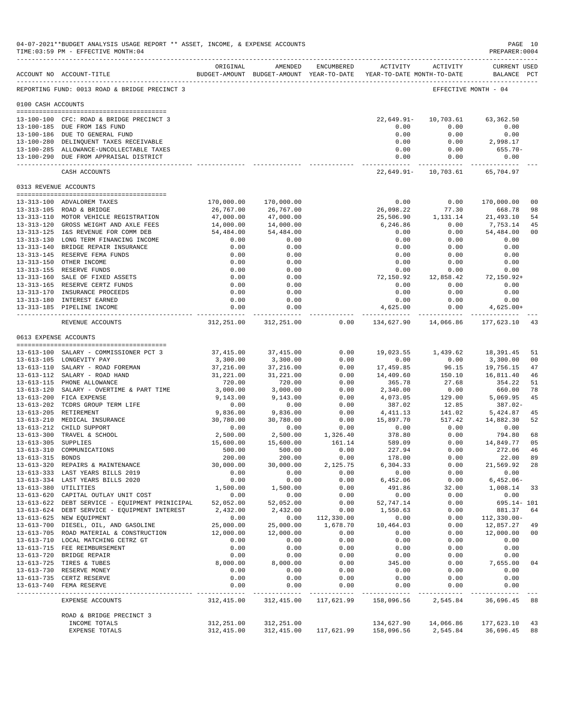04-07-2021**BUDGET ANALYSIS USAGE REPORT ** ASSET, INCOME, & EXPENSE ACCOUNTS
TIME:03:59 PM - EFFECTIVE MONTH:04
PREPARER:0004

| ACCOUNT NO | ACCOUNT-TITLE | ORIGINAL BUDGET-AMOUNT | AMENDED BUDGET-AMOUNT | ENCUMBERED YEAR-TO-DATE | ACTIVITY YEAR-TO-DATE | ACTIVITY MONTH-TO-DATE | CURRENT BALANCE | USED PCT |
|---|---|---|---|---|---|---|---|---|
| REPORTING FUND: 0013 ROAD & BRIDGE PRECINCT 3 | | | | | | | EFFECTIVE MONTH - 04 | |
| 0100 CASH ACCOUNTS | | | | | | | | |
| 13-100-100 | CFC: ROAD & BRIDGE PRECINCT 3 | | | | 22,649.91- | 10,703.61 | 63,362.50 | |
| 13-100-185 | DUE FROM I&S FUND | | | | 0.00 | 0.00 | 0.00 | |
| 13-100-186 | DUE TO GENERAL FUND | | | | 0.00 | 0.00 | 0.00 | |
| 13-100-280 | DELINQUENT TAXES RECEIVABLE | | | | 0.00 | 0.00 | 2,998.17 | |
| 13-100-285 | ALLOWANCE-UNCOLLECTABLE TAXES | | | | 0.00 | 0.00 | 655.70- | |
| 13-100-290 | DUE FROM APPRAISAL DISTRICT | | | | 0.00 | 0.00 | 0.00 | |
| | CASH ACCOUNTS | | | | 22,649.91- | 10,703.61 | 65,704.97 | |
| 0313 REVENUE ACCOUNTS | | | | | | | | |
| 13-313-100 | ADVALOREM TAXES | 170,000.00 | 170,000.00 | | 0.00 | 0.00 | 170,000.00 | 00 |
| 13-313-105 | ROAD & BRIDGE | 26,767.00 | 26,767.00 | | 26,098.22 | 77.30 | 668.78 | 98 |
| 13-313-110 | MOTOR VEHICLE REGISTRATION | 47,000.00 | 47,000.00 | | 25,506.90 | 1,131.14 | 21,493.10 | 54 |
| 13-313-120 | GROSS WEIGHT AND AXLE FEES | 14,000.00 | 14,000.00 | | 6,246.86 | 0.00 | 7,753.14 | 45 |
| 13-313-125 | I&S REVENUE FOR COMM DEB | 54,484.00 | 54,484.00 | | 0.00 | 0.00 | 54,484.00 | 00 |
| 13-313-130 | LONG TERM FINANCING INCOME | 0.00 | 0.00 | | 0.00 | 0.00 | 0.00 | |
| 13-313-140 | BRIDGE REPAIR INSURANCE | 0.00 | 0.00 | | 0.00 | 0.00 | 0.00 | |
| 13-313-145 | RESERVE FEMA FUNDS | 0.00 | 0.00 | | 0.00 | 0.00 | 0.00 | |
| 13-313-150 | OTHER INCOME | 0.00 | 0.00 | | 0.00 | 0.00 | 0.00 | |
| 13-313-155 | RESERVE FUNDS | 0.00 | 0.00 | | 0.00 | 0.00 | 0.00 | |
| 13-313-160 | SALE OF FIXED ASSETS | 0.00 | 0.00 | | 72,150.92 | 12,858.42 | 72,150.92+ | |
| 13-313-165 | RESERVE CERTZ FUNDS | 0.00 | 0.00 | | 0.00 | 0.00 | 0.00 | |
| 13-313-170 | INSURANCE PROCEEDS | 0.00 | 0.00 | | 0.00 | 0.00 | 0.00 | |
| 13-313-180 | INTEREST EARNED | 0.00 | 0.00 | | 0.00 | 0.00 | 0.00 | |
| 13-313-185 | PIPELINE INCOME | 0.00 | 0.00 | | 4,625.00 | 0.00 | 4,625.00+ | |
| | REVENUE ACCOUNTS | 312,251.00 | 312,251.00 | 0.00 | 134,627.90 | 14,066.86 | 177,623.10 | 43 |
| 0613 EXPENSE ACCOUNTS | | | | | | | | |
| 13-613-100 | SALARY - COMMISSIONER PCT 3 | 37,415.00 | 37,415.00 | 0.00 | 19,023.55 | 1,439.62 | 18,391.45 | 51 |
| 13-613-105 | LONGEVITY PAY | 3,300.00 | 3,300.00 | 0.00 | 0.00 | 0.00 | 3,300.00 | 00 |
| 13-613-110 | SALARY - ROAD FOREMAN | 37,216.00 | 37,216.00 | 0.00 | 17,459.85 | 96.15 | 19,756.15 | 47 |
| 13-613-112 | SALARY - ROAD HAND | 31,221.00 | 31,221.00 | 0.00 | 14,409.60 | 150.10 | 16,811.40 | 46 |
| 13-613-115 | PHONE ALLOWANCE | 720.00 | 720.00 | 0.00 | 365.78 | 27.68 | 354.22 | 51 |
| 13-613-120 | SALARY - OVERTIME & PART TIME | 3,000.00 | 3,000.00 | 0.00 | 2,340.00 | 0.00 | 660.00 | 78 |
| 13-613-200 | FICA EXPENSE | 9,143.00 | 9,143.00 | 0.00 | 4,073.05 | 129.00 | 5,069.95 | 45 |
| 13-613-202 | TCDRS GROUP TERM LIFE | 0.00 | 0.00 | 0.00 | 387.02 | 12.85 | 387.02- | |
| 13-613-205 | RETIREMENT | 9,836.00 | 9,836.00 | 0.00 | 4,411.13 | 141.02 | 5,424.87 | 45 |
| 13-613-210 | MEDICAL INSURANCE | 30,780.00 | 30,780.00 | 0.00 | 15,897.70 | 517.42 | 14,882.30 | 52 |
| 13-613-212 | CHILD SUPPORT | 0.00 | 0.00 | 0.00 | 0.00 | 0.00 | 0.00 | |
| 13-613-300 | TRAVEL & SCHOOL | 2,500.00 | 2,500.00 | 1,326.40 | 378.80 | 0.00 | 794.80 | 68 |
| 13-613-305 | SUPPLIES | 15,600.00 | 15,600.00 | 161.14 | 589.09 | 0.00 | 14,849.77 | 05 |
| 13-613-310 | COMMUNICATIONS | 500.00 | 500.00 | 0.00 | 227.94 | 0.00 | 272.06 | 46 |
| 13-613-315 | BONDS | 200.00 | 200.00 | 0.00 | 178.00 | 0.00 | 22.00 | 89 |
| 13-613-320 | REPAIRS & MAINTENANCE | 30,000.00 | 30,000.00 | 2,125.75 | 6,304.33 | 0.00 | 21,569.92 | 28 |
| 13-613-333 | LAST YEARS BILLS 2019 | 0.00 | 0.00 | 0.00 | 0.00 | 0.00 | 0.00 | |
| 13-613-334 | LAST YEARS BILLS 2020 | 0.00 | 0.00 | 0.00 | 6,452.06 | 0.00 | 6,452.06- | |
| 13-613-380 | UTILITIES | 1,500.00 | 1,500.00 | 0.00 | 491.86 | 32.00 | 1,008.14 | 33 |
| 13-613-620 | CAPITAL OUTLAY UNIT COST | 0.00 | 0.00 | 0.00 | 0.00 | 0.00 | 0.00 | |
| 13-613-622 | DEBT SERVICE - EQUIPMENT PRINICIPAL | 52,052.00 | 52,052.00 | 0.00 | 52,747.14 | 0.00 | 695.14- | 101 |
| 13-613-624 | DEBT SERVICE - EQUIPMENT INTEREST | 2,432.00 | 2,432.00 | 0.00 | 1,550.63 | 0.00 | 881.37 | 64 |
| 13-613-625 | NEW EQUIPMENT | 0.00 | 0.00 | 112,330.00 | 0.00 | 0.00 | 112,330.00- | |
| 13-613-700 | DIESEL, OIL, AND GASOLINE | 25,000.00 | 25,000.00 | 1,678.70 | 10,464.03 | 0.00 | 12,857.27 | 49 |
| 13-613-705 | ROAD MATERIAL & CONSTRUCTION | 12,000.00 | 12,000.00 | 0.00 | 0.00 | 0.00 | 12,000.00 | 00 |
| 13-613-710 | LOCAL MATCHING CETRZ GT | 0.00 | 0.00 | 0.00 | 0.00 | 0.00 | 0.00 | |
| 13-613-715 | FEE REIMBURSEMENT | 0.00 | 0.00 | 0.00 | 0.00 | 0.00 | 0.00 | |
| 13-613-720 | BRIDGE REPAIR | 0.00 | 0.00 | 0.00 | 0.00 | 0.00 | 0.00 | |
| 13-613-725 | TIRES & TUBES | 8,000.00 | 8,000.00 | 0.00 | 345.00 | 0.00 | 7,655.00 | 04 |
| 13-613-730 | RESERVE MONEY | 0.00 | 0.00 | 0.00 | 0.00 | 0.00 | 0.00 | |
| 13-613-735 | CERTZ RESERVE | 0.00 | 0.00 | 0.00 | 0.00 | 0.00 | 0.00 | |
| 13-613-740 | FEMA RESERVE | 0.00 | 0.00 | 0.00 | 0.00 | 0.00 | 0.00 | |
| | EXPENSE ACCOUNTS | 312,415.00 | 312,415.00 | 117,621.99 | 158,096.56 | 2,545.84 | 36,696.45 | 88 |
| | ROAD & BRIDGE PRECINCT 3 | | | | | | | |
| | INCOME TOTALS | 312,251.00 | 312,251.00 | | 134,627.90 | 14,066.86 | 177,623.10 | 43 |
| | EXPENSE TOTALS | 312,415.00 | 312,415.00 | 117,621.99 | 158,096.56 | 2,545.84 | 36,696.45 | 88 |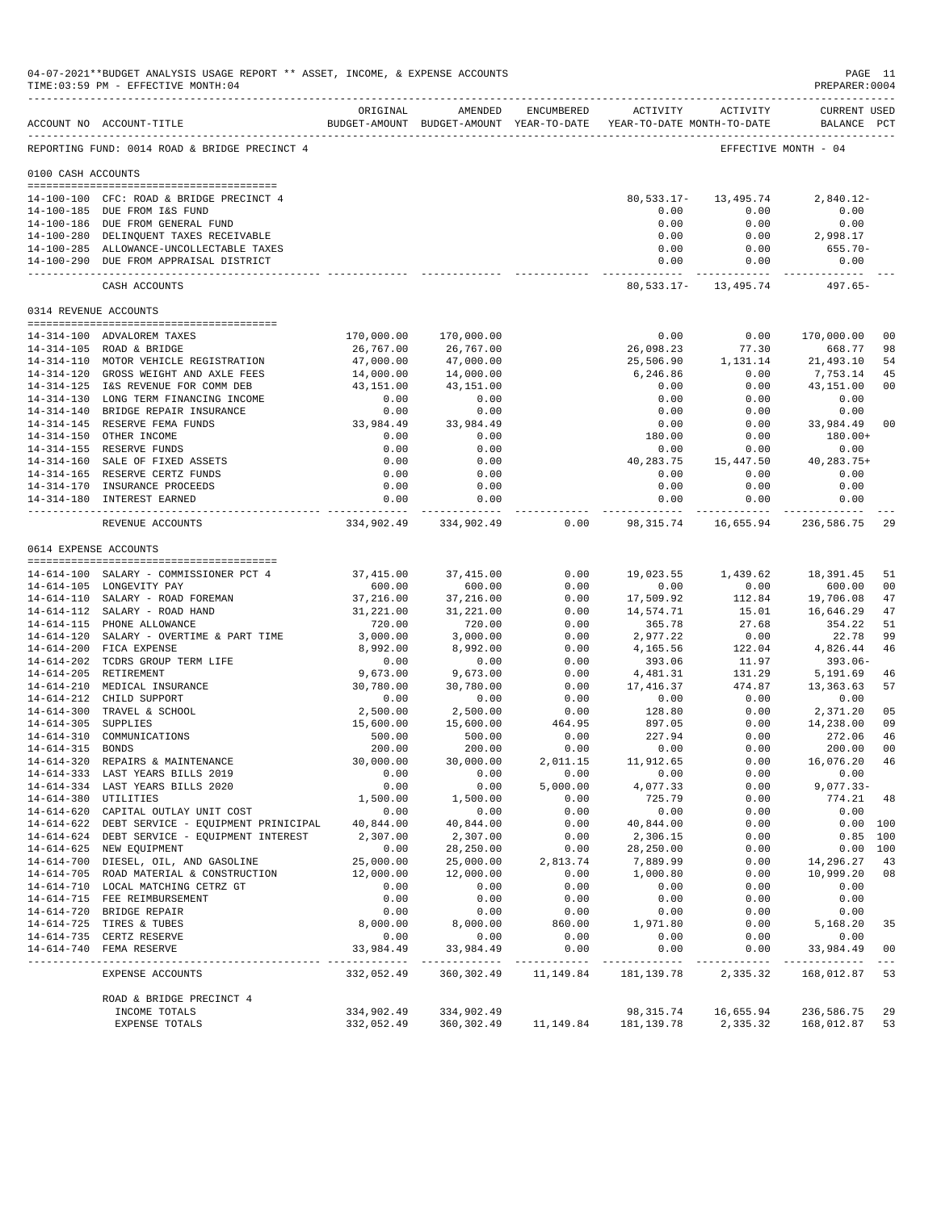04-07-2021**BUDGET ANALYSIS USAGE REPORT ** ASSET, INCOME, & EXPENSE ACCOUNTS
TIME:03:59 PM - EFFECTIVE MONTH:04

PREPARER:0004

REPORTING FUND: 0014 ROAD & BRIDGE PRECINCT 4 — EFFECTIVE MONTH - 04

| ACCOUNT NO | ACCOUNT-TITLE | ORIGINAL BUDGET-AMOUNT | AMENDED BUDGET-AMOUNT | ENCUMBERED YEAR-TO-DATE | ACTIVITY YEAR-TO-DATE | ACTIVITY MONTH-TO-DATE | CURRENT BALANCE | USED PCT |
|---|---|---|---|---|---|---|---|---|
| **0100 CASH ACCOUNTS** | | | | | | | | |
| 14-100-100 | CFC: ROAD & BRIDGE PRECINCT 4 | | | | 80,533.17- | 13,495.74 | 2,840.12- | |
| 14-100-185 | DUE FROM I&S FUND | | | | 0.00 | 0.00 | 0.00 | |
| 14-100-186 | DUE FROM GENERAL FUND | | | | 0.00 | 0.00 | 0.00 | |
| 14-100-280 | DELINQUENT TAXES RECEIVABLE | | | | 0.00 | 0.00 | 2,998.17 | |
| 14-100-285 | ALLOWANCE-UNCOLLECTABLE TAXES | | | | 0.00 | 0.00 | 655.70- | |
| 14-100-290 | DUE FROM APPRAISAL DISTRICT | | | | 0.00 | 0.00 | 0.00 | |
| | CASH ACCOUNTS | | | | 80,533.17- | 13,495.74 | 497.65- | |
| **0314 REVENUE ACCOUNTS** | | | | | | | | |
| 14-314-100 | ADVALOREM TAXES | 170,000.00 | 170,000.00 | | 0.00 | 0.00 | 170,000.00 | 00 |
| 14-314-105 | ROAD & BRIDGE | 26,767.00 | 26,767.00 | | 26,098.23 | 77.30 | 668.77 | 98 |
| 14-314-110 | MOTOR VEHICLE REGISTRATION | 47,000.00 | 47,000.00 | | 25,506.90 | 1,131.14 | 21,493.10 | 54 |
| 14-314-120 | GROSS WEIGHT AND AXLE FEES | 14,000.00 | 14,000.00 | | 6,246.86 | 0.00 | 7,753.14 | 45 |
| 14-314-125 | I&S REVENUE FOR COMM DEB | 43,151.00 | 43,151.00 | | 0.00 | 0.00 | 43,151.00 | 00 |
| 14-314-130 | LONG TERM FINANCING INCOME | 0.00 | 0.00 | | 0.00 | 0.00 | 0.00 | |
| 14-314-140 | BRIDGE REPAIR INSURANCE | 0.00 | 0.00 | | 0.00 | 0.00 | 0.00 | |
| 14-314-145 | RESERVE FEMA FUNDS | 33,984.49 | 33,984.49 | | 0.00 | 0.00 | 33,984.49 | 00 |
| 14-314-150 | OTHER INCOME | 0.00 | 0.00 | | 180.00 | 0.00 | 180.00+ | |
| 14-314-155 | RESERVE FUNDS | 0.00 | 0.00 | | 0.00 | 0.00 | 0.00 | |
| 14-314-160 | SALE OF FIXED ASSETS | 0.00 | 0.00 | | 40,283.75 | 15,447.50 | 40,283.75+ | |
| 14-314-165 | RESERVE CERTZ FUNDS | 0.00 | 0.00 | | 0.00 | 0.00 | 0.00 | |
| 14-314-170 | INSURANCE PROCEEDS | 0.00 | 0.00 | | 0.00 | 0.00 | 0.00 | |
| 14-314-180 | INTEREST EARNED | 0.00 | 0.00 | | 0.00 | 0.00 | 0.00 | |
| | REVENUE ACCOUNTS | 334,902.49 | 334,902.49 | 0.00 | 98,315.74 | 16,655.94 | 236,586.75 | 29 |
| **0614 EXPENSE ACCOUNTS** | | | | | | | | |
| 14-614-100 | SALARY - COMMISSIONER PCT 4 | 37,415.00 | 37,415.00 | 0.00 | 19,023.55 | 1,439.62 | 18,391.45 | 51 |
| 14-614-105 | LONGEVITY PAY | 600.00 | 600.00 | 0.00 | 0.00 | 0.00 | 600.00 | 00 |
| 14-614-110 | SALARY - ROAD FOREMAN | 37,216.00 | 37,216.00 | 0.00 | 17,509.92 | 112.84 | 19,706.08 | 47 |
| 14-614-112 | SALARY - ROAD HAND | 31,221.00 | 31,221.00 | 0.00 | 14,574.71 | 15.01 | 16,646.29 | 47 |
| 14-614-115 | PHONE ALLOWANCE | 720.00 | 720.00 | 0.00 | 365.78 | 27.68 | 354.22 | 51 |
| 14-614-120 | SALARY - OVERTIME & PART TIME | 3,000.00 | 3,000.00 | 0.00 | 2,977.22 | 0.00 | 22.78 | 99 |
| 14-614-200 | FICA EXPENSE | 8,992.00 | 8,992.00 | 0.00 | 4,165.56 | 122.04 | 4,826.44 | 46 |
| 14-614-202 | TCDRS GROUP TERM LIFE | 0.00 | 0.00 | 0.00 | 393.06 | 11.97 | 393.06- | |
| 14-614-205 | RETIREMENT | 9,673.00 | 9,673.00 | 0.00 | 4,481.31 | 131.29 | 5,191.69 | 46 |
| 14-614-210 | MEDICAL INSURANCE | 30,780.00 | 30,780.00 | 0.00 | 17,416.37 | 474.87 | 13,363.63 | 57 |
| 14-614-212 | CHILD SUPPORT | 0.00 | 0.00 | 0.00 | 0.00 | 0.00 | 0.00 | |
| 14-614-300 | TRAVEL & SCHOOL | 2,500.00 | 2,500.00 | 0.00 | 128.80 | 0.00 | 2,371.20 | 05 |
| 14-614-305 | SUPPLIES | 15,600.00 | 15,600.00 | 464.95 | 897.05 | 0.00 | 14,238.00 | 09 |
| 14-614-310 | COMMUNICATIONS | 500.00 | 500.00 | 0.00 | 227.94 | 0.00 | 272.06 | 46 |
| 14-614-315 | BONDS | 200.00 | 200.00 | 0.00 | 0.00 | 0.00 | 200.00 | 00 |
| 14-614-320 | REPAIRS & MAINTENANCE | 30,000.00 | 30,000.00 | 2,011.15 | 11,912.65 | 0.00 | 16,076.20 | 46 |
| 14-614-333 | LAST YEARS BILLS 2019 | 0.00 | 0.00 | 0.00 | 0.00 | 0.00 | 0.00 | |
| 14-614-334 | LAST YEARS BILLS 2020 | 0.00 | 0.00 | 5,000.00 | 4,077.33 | 0.00 | 9,077.33- | |
| 14-614-380 | UTILITIES | 1,500.00 | 1,500.00 | 0.00 | 725.79 | 0.00 | 774.21 | 48 |
| 14-614-620 | CAPITAL OUTLAY UNIT COST | 0.00 | 0.00 | 0.00 | 0.00 | 0.00 | 0.00 | |
| 14-614-622 | DEBT SERVICE - EQUIPMENT PRINICIPAL | 40,844.00 | 40,844.00 | 0.00 | 40,844.00 | 0.00 | 0.00 | 100 |
| 14-614-624 | DEBT SERVICE - EQUIPMENT INTEREST | 2,307.00 | 2,307.00 | 0.00 | 2,306.15 | 0.00 | 0.85 | 100 |
| 14-614-625 | NEW EQUIPMENT | 0.00 | 28,250.00 | 0.00 | 28,250.00 | 0.00 | 0.00 | 100 |
| 14-614-700 | DIESEL, OIL, AND GASOLINE | 25,000.00 | 25,000.00 | 2,813.74 | 7,889.99 | 0.00 | 14,296.27 | 43 |
| 14-614-705 | ROAD MATERIAL & CONSTRUCTION | 12,000.00 | 12,000.00 | 0.00 | 1,000.80 | 0.00 | 10,999.20 | 08 |
| 14-614-710 | LOCAL MATCHING CETRZ GT | 0.00 | 0.00 | 0.00 | 0.00 | 0.00 | 0.00 | |
| 14-614-715 | FEE REIMBURSEMENT | 0.00 | 0.00 | 0.00 | 0.00 | 0.00 | 0.00 | |
| 14-614-720 | BRIDGE REPAIR | 0.00 | 0.00 | 0.00 | 0.00 | 0.00 | 0.00 | |
| 14-614-725 | TIRES & TUBES | 8,000.00 | 8,000.00 | 860.00 | 1,971.80 | 0.00 | 5,168.20 | 35 |
| 14-614-735 | CERTZ RESERVE | 0.00 | 0.00 | 0.00 | 0.00 | 0.00 | 0.00 | |
| 14-614-740 | FEMA RESERVE | 33,984.49 | 33,984.49 | 0.00 | 0.00 | 0.00 | 33,984.49 | 00 |
| | EXPENSE ACCOUNTS | 332,052.49 | 360,302.49 | 11,149.84 | 181,139.78 | 2,335.32 | 168,012.87 | 53 |
| | **ROAD & BRIDGE PRECINCT 4** | | | | | | | |
| | INCOME TOTALS | 334,902.49 | 334,902.49 | | 98,315.74 | 16,655.94 | 236,586.75 | 29 |
| | EXPENSE TOTALS | 332,052.49 | 360,302.49 | 11,149.84 | 181,139.78 | 2,335.32 | 168,012.87 | 53 |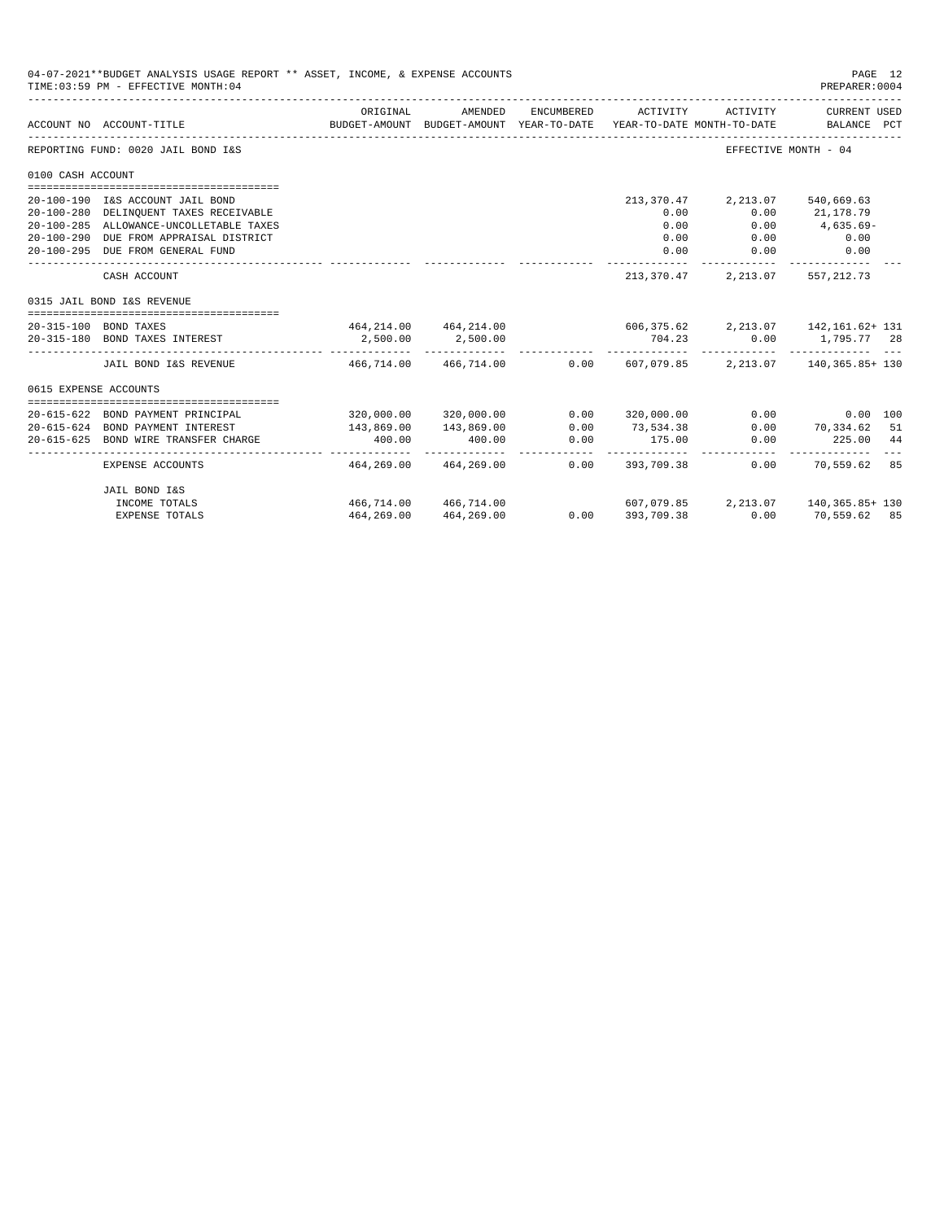04-07-2021**BUDGET ANALYSIS USAGE REPORT ** ASSET, INCOME, & EXPENSE ACCOUNTS
TIME:03:59 PM - EFFECTIVE MONTH:04
PREPARER:0004

| ACCOUNT NO | ACCOUNT-TITLE | ORIGINAL BUDGET-AMOUNT | AMENDED BUDGET-AMOUNT | ENCUMBERED YEAR-TO-DATE | ACTIVITY YEAR-TO-DATE | ACTIVITY MONTH-TO-DATE | CURRENT USED BALANCE | PCT |
|---|---|---|---|---|---|---|---|---|
| REPORTING FUND: 0020 JAIL BOND I&S | | | | | | | EFFECTIVE MONTH - 04 | |
| 0100 CASH ACCOUNT | | | | | | | | |
| 20-100-190 | I&S ACCOUNT JAIL BOND | | | | 213,370.47 | 2,213.07 | 540,669.63 | |
| 20-100-280 | DELINQUENT TAXES RECEIVABLE | | | | 0.00 | 0.00 | 21,178.79 | |
| 20-100-285 | ALLOWANCE-UNCOLLETABLE TAXES | | | | 0.00 | 0.00 | 4,635.69- | |
| 20-100-290 | DUE FROM APPRAISAL DISTRICT | | | | 0.00 | 0.00 | 0.00 | |
| 20-100-295 | DUE FROM GENERAL FUND | | | | 0.00 | 0.00 | 0.00 | |
| | CASH ACCOUNT | | | | 213,370.47 | 2,213.07 | 557,212.73 | |
| 0315 JAIL BOND I&S REVENUE | | | | | | | | |
| 20-315-100 | BOND TAXES | 464,214.00 | 464,214.00 | | 606,375.62 | 2,213.07 | 142,161.62+ | 131 |
| 20-315-180 | BOND TAXES INTEREST | 2,500.00 | 2,500.00 | | 704.23 | 0.00 | 1,795.77 | 28 |
| | JAIL BOND I&S REVENUE | 466,714.00 | 466,714.00 | 0.00 | 607,079.85 | 2,213.07 | 140,365.85+ | 130 |
| 0615 EXPENSE ACCOUNTS | | | | | | | | |
| 20-615-622 | BOND PAYMENT PRINCIPAL | 320,000.00 | 320,000.00 | 0.00 | 320,000.00 | 0.00 | 0.00 | 100 |
| 20-615-624 | BOND PAYMENT INTEREST | 143,869.00 | 143,869.00 | 0.00 | 73,534.38 | 0.00 | 70,334.62 | 51 |
| 20-615-625 | BOND WIRE TRANSFER CHARGE | 400.00 | 400.00 | 0.00 | 175.00 | 0.00 | 225.00 | 44 |
| | EXPENSE ACCOUNTS | 464,269.00 | 464,269.00 | 0.00 | 393,709.38 | 0.00 | 70,559.62 | 85 |
| | JAIL BOND I&S | | | | | | | |
| | INCOME TOTALS | 466,714.00 | 466,714.00 | | 607,079.85 | 2,213.07 | 140,365.85+ | 130 |
| | EXPENSE TOTALS | 464,269.00 | 464,269.00 | 0.00 | 393,709.38 | 0.00 | 70,559.62 | 85 |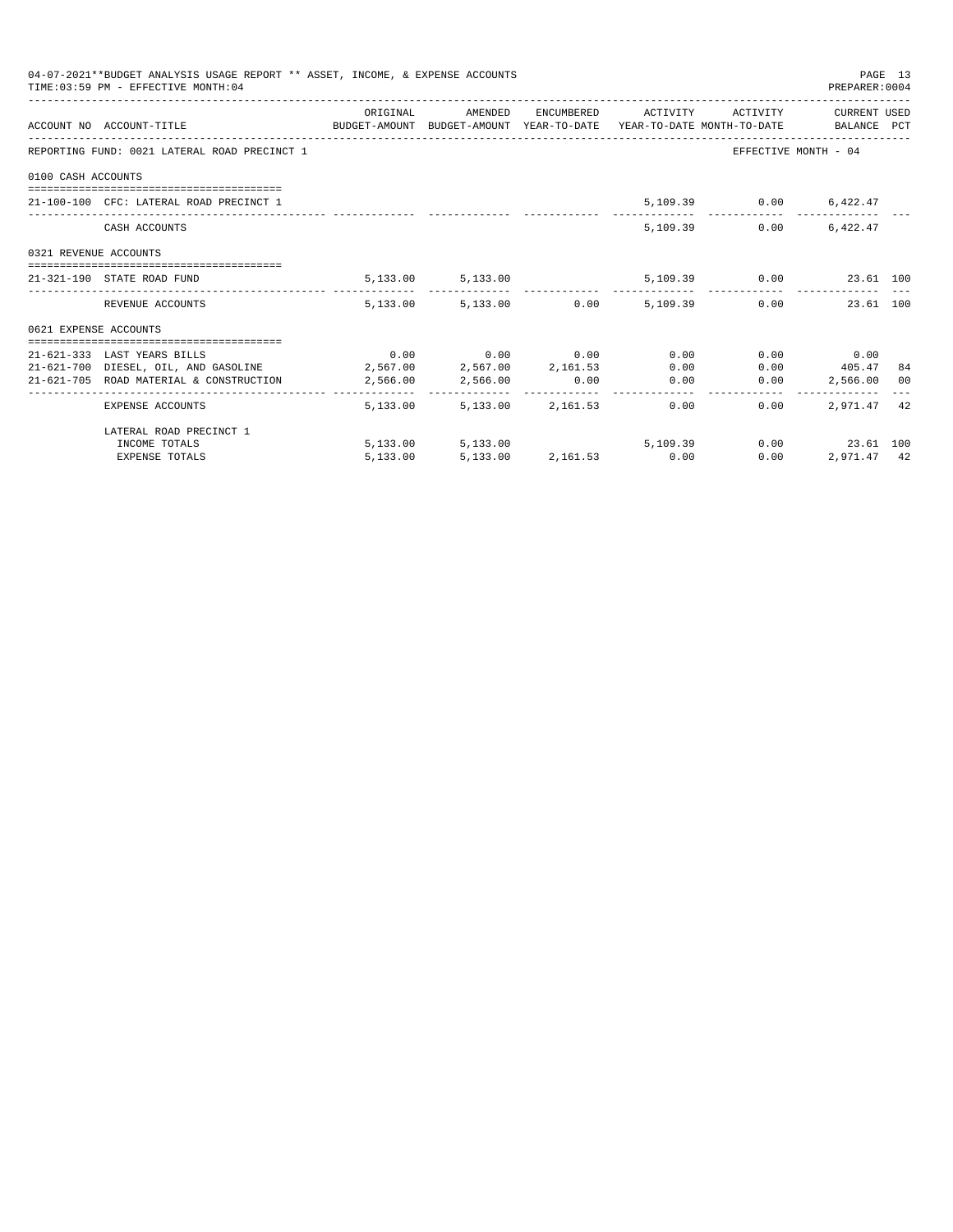04-07-2021**BUDGET ANALYSIS USAGE REPORT ** ASSET, INCOME, & EXPENSE ACCOUNTS

TIME:03:59 PM - EFFECTIVE MONTH:04

PREPARER:0004

| ACCOUNT NO | ACCOUNT-TITLE | ORIGINAL BUDGET-AMOUNT | AMENDED BUDGET-AMOUNT | ENCUMBERED YEAR-TO-DATE | ACTIVITY YEAR-TO-DATE | ACTIVITY MONTH-TO-DATE | CURRENT USED BALANCE | PCT |
|---|---|---|---|---|---|---|---|---|
| REPORTING FUND: 0021 LATERAL ROAD PRECINCT 1 | | | | | | | EFFECTIVE MONTH - 04 | |
| 0100 CASH ACCOUNTS | | | | | | | | |
| 21-100-100 | CFC: LATERAL ROAD PRECINCT 1 | | | | 5,109.39 | 0.00 | 6,422.47 | |
| | CASH ACCOUNTS | | | | 5,109.39 | 0.00 | 6,422.47 | |
| 0321 REVENUE ACCOUNTS | | | | | | | | |
| 21-321-190 | STATE ROAD FUND | 5,133.00 | 5,133.00 | | 5,109.39 | 0.00 | 23.61 | 100 |
| | REVENUE ACCOUNTS | 5,133.00 | 5,133.00 | 0.00 | 5,109.39 | 0.00 | 23.61 | 100 |
| 0621 EXPENSE ACCOUNTS | | | | | | | | |
| 21-621-333 | LAST YEARS BILLS | 0.00 | 0.00 | 0.00 | 0.00 | 0.00 | 0.00 | |
| 21-621-700 | DIESEL, OIL, AND GASOLINE | 2,567.00 | 2,567.00 | 2,161.53 | 0.00 | 0.00 | 405.47 | 84 |
| 21-621-705 | ROAD MATERIAL & CONSTRUCTION | 2,566.00 | 2,566.00 | 0.00 | 0.00 | 0.00 | 2,566.00 | 00 |
| | EXPENSE ACCOUNTS | 5,133.00 | 5,133.00 | 2,161.53 | 0.00 | 0.00 | 2,971.47 | 42 |
| | LATERAL ROAD PRECINCT 1 | | | | | | | |
| | INCOME TOTALS | 5,133.00 | 5,133.00 | | 5,109.39 | 0.00 | 23.61 | 100 |
| | EXPENSE TOTALS | 5,133.00 | 5,133.00 | 2,161.53 | 0.00 | 0.00 | 2,971.47 | 42 |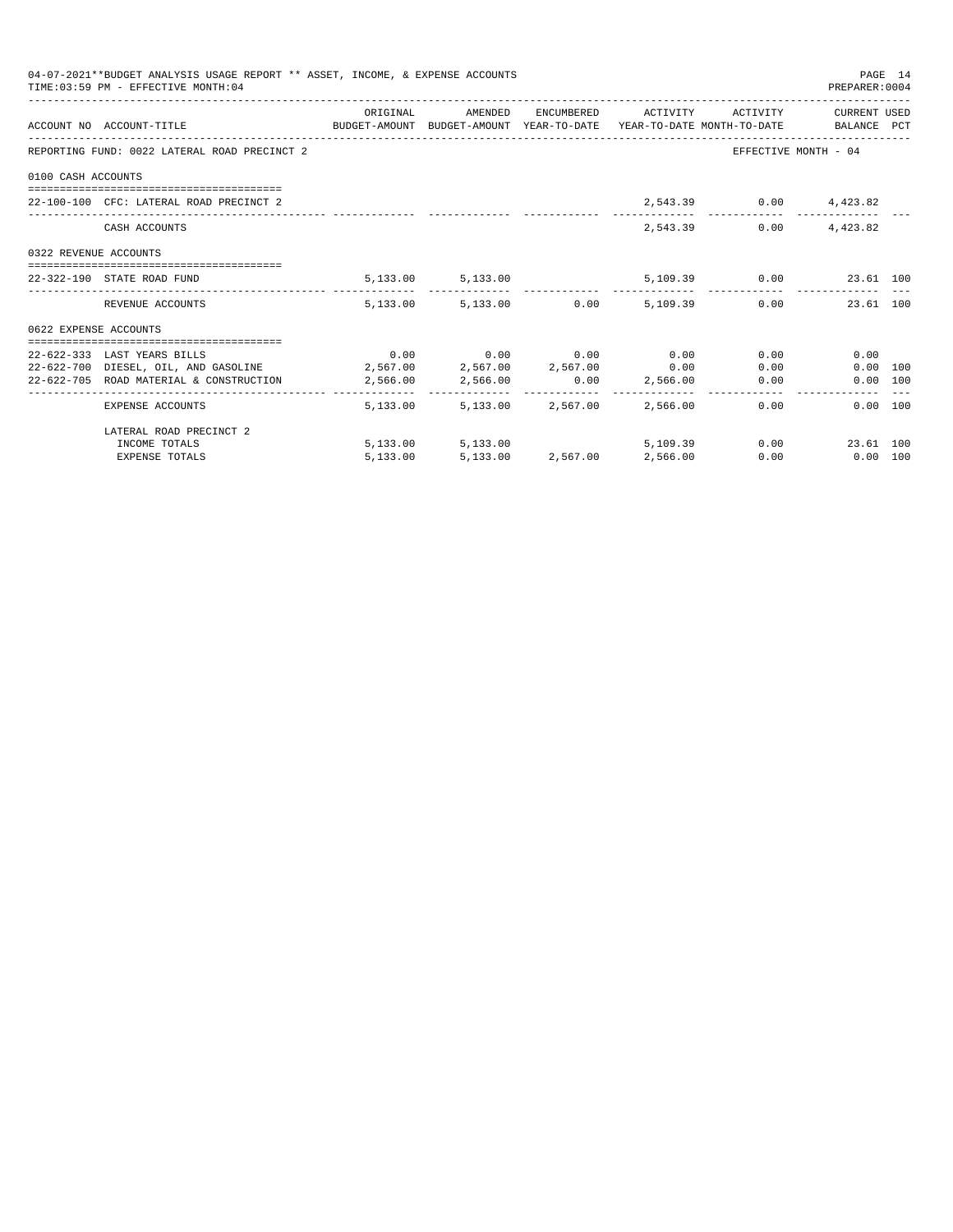04-07-2021**BUDGET ANALYSIS USAGE REPORT ** ASSET, INCOME, & EXPENSE ACCOUNTS

TIME:03:59 PM - EFFECTIVE MONTH:04

PREPARER:0004

| ACCOUNT NO | ACCOUNT-TITLE | ORIGINAL BUDGET-AMOUNT | AMENDED BUDGET-AMOUNT | ENCUMBERED YEAR-TO-DATE | ACTIVITY YEAR-TO-DATE | ACTIVITY MONTH-TO-DATE | CURRENT USED BALANCE | PCT |
|---|---|---|---|---|---|---|---|---|
| REPORTING FUND: 0022 LATERAL ROAD PRECINCT 2 | | | | | | EFFECTIVE MONTH - 04 | | |
| 0100 CASH ACCOUNTS | | | | | | | | |
| 22-100-100 | CFC: LATERAL ROAD PRECINCT 2 | | | | 2,543.39 | 0.00 | 4,423.82 | |
| | CASH ACCOUNTS | | | | 2,543.39 | 0.00 | 4,423.82 | |
| 0322 REVENUE ACCOUNTS | | | | | | | | |
| 22-322-190 | STATE ROAD FUND | 5,133.00 | 5,133.00 | | 5,109.39 | 0.00 | 23.61 | 100 |
| | REVENUE ACCOUNTS | 5,133.00 | 5,133.00 | 0.00 | 5,109.39 | 0.00 | 23.61 | 100 |
| 0622 EXPENSE ACCOUNTS | | | | | | | | |
| 22-622-333 | LAST YEARS BILLS | 0.00 | 0.00 | 0.00 | 0.00 | 0.00 | 0.00 | |
| 22-622-700 | DIESEL, OIL, AND GASOLINE | 2,567.00 | 2,567.00 | 2,567.00 | 0.00 | 0.00 | 0.00 | 100 |
| 22-622-705 | ROAD MATERIAL & CONSTRUCTION | 2,566.00 | 2,566.00 | 0.00 | 2,566.00 | 0.00 | 0.00 | 100 |
| | EXPENSE ACCOUNTS | 5,133.00 | 5,133.00 | 2,567.00 | 2,566.00 | 0.00 | 0.00 | 100 |
| | LATERAL ROAD PRECINCT 2 | | | | | | | |
| | INCOME TOTALS | 5,133.00 | 5,133.00 | | 5,109.39 | 0.00 | 23.61 | 100 |
| | EXPENSE TOTALS | 5,133.00 | 5,133.00 | 2,567.00 | 2,566.00 | 0.00 | 0.00 | 100 |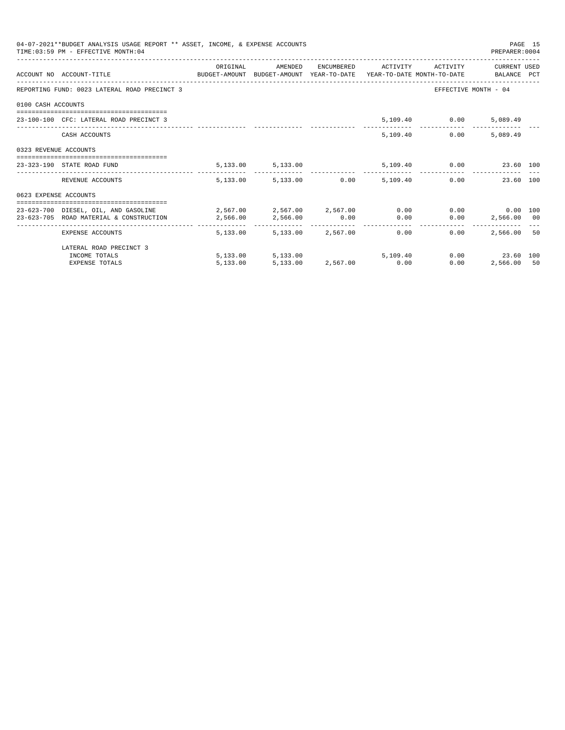04-07-2021**BUDGET ANALYSIS USAGE REPORT ** ASSET, INCOME, & EXPENSE ACCOUNTS
TIME:03:59 PM - EFFECTIVE MONTH:04

PREPARER:0004

| ACCOUNT NO | ACCOUNT-TITLE | ORIGINAL BUDGET-AMOUNT | AMENDED BUDGET-AMOUNT | ENCUMBERED YEAR-TO-DATE | ACTIVITY YEAR-TO-DATE | ACTIVITY MONTH-TO-DATE | CURRENT BALANCE | USED PCT |
|---|---|---|---|---|---|---|---|---|
| REPORTING FUND: 0023 LATERAL ROAD PRECINCT 3 | | | | | | EFFECTIVE MONTH - 04 | | |
| 0100 CASH ACCOUNTS | | | | | | | | |
| 23-100-100 | CFC: LATERAL ROAD PRECINCT 3 | | | | 5,109.40 | 0.00 | 5,089.49 | |
| | CASH ACCOUNTS | | | | 5,109.40 | 0.00 | 5,089.49 | |
| 0323 REVENUE ACCOUNTS | | | | | | | | |
| 23-323-190 | STATE ROAD FUND | 5,133.00 | 5,133.00 | | 5,109.40 | 0.00 | 23.60 | 100 |
| | REVENUE ACCOUNTS | 5,133.00 | 5,133.00 | 0.00 | 5,109.40 | 0.00 | 23.60 | 100 |
| 0623 EXPENSE ACCOUNTS | | | | | | | | |
| 23-623-700 | DIESEL, OIL, AND GASOLINE | 2,567.00 | 2,567.00 | 2,567.00 | 0.00 | 0.00 | 0.00 | 100 |
| 23-623-705 | ROAD MATERIAL & CONSTRUCTION | 2,566.00 | 2,566.00 | 0.00 | 0.00 | 0.00 | 2,566.00 | 00 |
| | EXPENSE ACCOUNTS | 5,133.00 | 5,133.00 | 2,567.00 | 0.00 | 0.00 | 2,566.00 | 50 |
| | LATERAL ROAD PRECINCT 3 | | | | | | | |
| | INCOME TOTALS | 5,133.00 | 5,133.00 | | 5,109.40 | 0.00 | 23.60 | 100 |
| | EXPENSE TOTALS | 5,133.00 | 5,133.00 | 2,567.00 | 0.00 | 0.00 | 2,566.00 | 50 |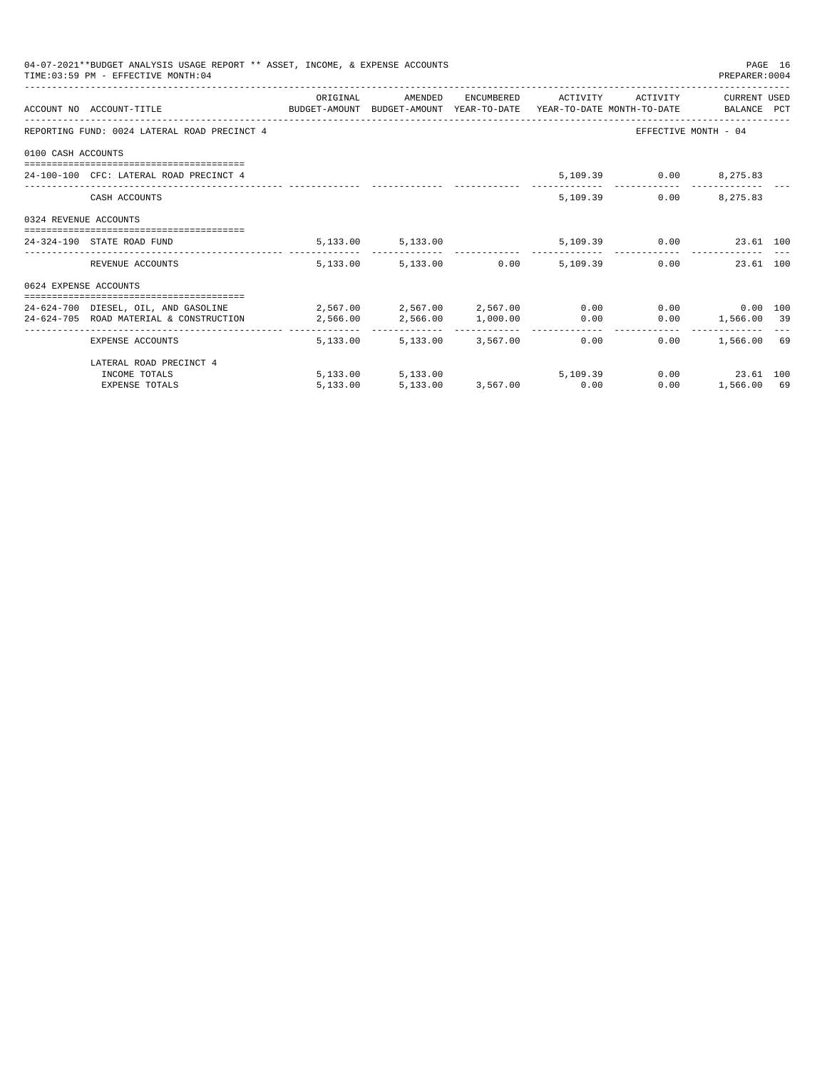04-07-2021**BUDGET ANALYSIS USAGE REPORT ** ASSET, INCOME, & EXPENSE ACCOUNTS
TIME:03:59 PM - EFFECTIVE MONTH:04

PREPARER:0004

| ACCOUNT NO | ACCOUNT-TITLE | ORIGINAL BUDGET-AMOUNT | AMENDED BUDGET-AMOUNT | ENCUMBERED YEAR-TO-DATE | ACTIVITY YEAR-TO-DATE | ACTIVITY MONTH-TO-DATE | CURRENT BALANCE | USED PCT |
|---|---|---|---|---|---|---|---|---|
| REPORTING FUND: 0024 LATERAL ROAD PRECINCT 4 | | | | | | EFFECTIVE MONTH - 04 | | |
| 0100 CASH ACCOUNTS | | | | | | | | |
| 24-100-100 | CFC: LATERAL ROAD PRECINCT 4 | | | | 5,109.39 | 0.00 | 8,275.83 | |
| | CASH ACCOUNTS | | | | 5,109.39 | 0.00 | 8,275.83 | |
| 0324 REVENUE ACCOUNTS | | | | | | | | |
| 24-324-190 | STATE ROAD FUND | 5,133.00 | 5,133.00 | | 5,109.39 | 0.00 | 23.61 | 100 |
| | REVENUE ACCOUNTS | 5,133.00 | 5,133.00 | 0.00 | 5,109.39 | 0.00 | 23.61 | 100 |
| 0624 EXPENSE ACCOUNTS | | | | | | | | |
| 24-624-700 | DIESEL, OIL, AND GASOLINE | 2,567.00 | 2,567.00 | 2,567.00 | 0.00 | 0.00 | 0.00 | 100 |
| 24-624-705 | ROAD MATERIAL & CONSTRUCTION | 2,566.00 | 2,566.00 | 1,000.00 | 0.00 | 0.00 | 1,566.00 | 39 |
| | EXPENSE ACCOUNTS | 5,133.00 | 5,133.00 | 3,567.00 | 0.00 | 0.00 | 1,566.00 | 69 |
| | LATERAL ROAD PRECINCT 4 | | | | | | | |
| | INCOME TOTALS | 5,133.00 | 5,133.00 | | 5,109.39 | 0.00 | 23.61 | 100 |
| | EXPENSE TOTALS | 5,133.00 | 5,133.00 | 3,567.00 | 0.00 | 0.00 | 1,566.00 | 69 |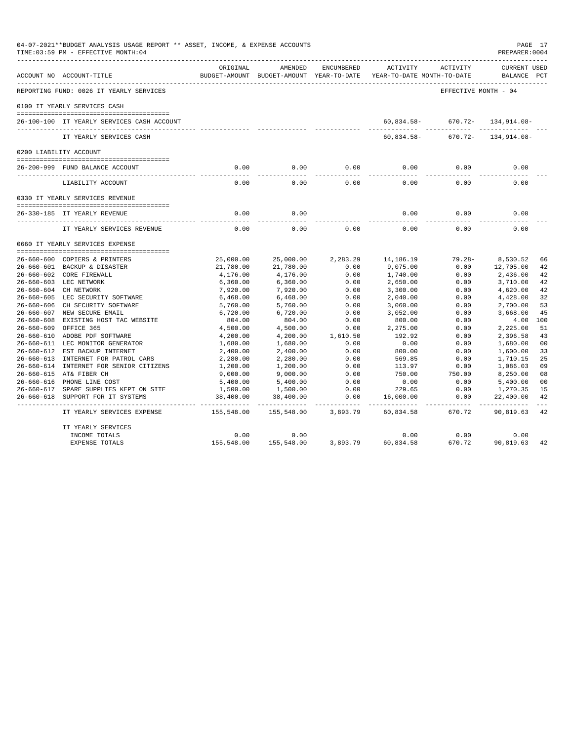04-07-2021**BUDGET ANALYSIS USAGE REPORT ** ASSET, INCOME, & EXPENSE ACCOUNTS
TIME:03:59 PM - EFFECTIVE MONTH:04

PREPARER:0004

| ACCOUNT NO | ACCOUNT-TITLE | ORIGINAL BUDGET-AMOUNT | AMENDED BUDGET-AMOUNT | ENCUMBERED YEAR-TO-DATE | ACTIVITY YEAR-TO-DATE | ACTIVITY MONTH-TO-DATE | CURRENT USED BALANCE | PCT |
|---|---|---|---|---|---|---|---|---|
| REPORTING FUND: 0026 IT YEARLY SERVICES | | | | | | EFFECTIVE MONTH - 04 | | |
| 0100 IT YEARLY SERVICES CASH | | | | | | | | |
| 26-100-100 | IT YEARLY SERVICES CASH ACCOUNT | | | | 60,834.58- | 670.72- | 134,914.08- | |
| | IT YEARLY SERVICES CASH | | | | 60,834.58- | 670.72- | 134,914.08- | |
| 0200 LIABILITY ACCOUNT | | | | | | | | |
| 26-200-999 | FUND BALANCE ACCOUNT | 0.00 | 0.00 | 0.00 | 0.00 | 0.00 | 0.00 | |
| | LIABILITY ACCOUNT | 0.00 | 0.00 | 0.00 | 0.00 | 0.00 | 0.00 | |
| 0330 IT YEARLY SERVICES REVENUE | | | | | | | | |
| 26-330-185 | IT YEARLY REVENUE | 0.00 | 0.00 | | 0.00 | 0.00 | 0.00 | |
| | IT YEARLY SERVICES REVENUE | 0.00 | 0.00 | 0.00 | 0.00 | 0.00 | 0.00 | |
| 0660 IT YEARLY SERVICES EXPENSE | | | | | | | | |
| 26-660-600 | COPIERS & PRINTERS | 25,000.00 | 25,000.00 | 2,283.29 | 14,186.19 | 79.28- | 8,530.52 | 66 |
| 26-660-601 | BACKUP & DISASTER | 21,780.00 | 21,780.00 | 0.00 | 9,075.00 | 0.00 | 12,705.00 | 42 |
| 26-660-602 | CORE FIREWALL | 4,176.00 | 4,176.00 | 0.00 | 1,740.00 | 0.00 | 2,436.00 | 42 |
| 26-660-603 | LEC NETWORK | 6,360.00 | 6,360.00 | 0.00 | 2,650.00 | 0.00 | 3,710.00 | 42 |
| 26-660-604 | CH NETWORK | 7,920.00 | 7,920.00 | 0.00 | 3,300.00 | 0.00 | 4,620.00 | 42 |
| 26-660-605 | LEC SECURITY SOFTWARE | 6,468.00 | 6,468.00 | 0.00 | 2,040.00 | 0.00 | 4,428.00 | 32 |
| 26-660-606 | CH SECURITY SOFTWARE | 5,760.00 | 5,760.00 | 0.00 | 3,060.00 | 0.00 | 2,700.00 | 53 |
| 26-660-607 | NEW SECURE EMAIL | 6,720.00 | 6,720.00 | 0.00 | 3,052.00 | 0.00 | 3,668.00 | 45 |
| 26-660-608 | EXISTING HOST TAC WEBSITE | 804.00 | 804.00 | 0.00 | 800.00 | 0.00 | 4.00 | 100 |
| 26-660-609 | OFFICE 365 | 4,500.00 | 4,500.00 | 0.00 | 2,275.00 | 0.00 | 2,225.00 | 51 |
| 26-660-610 | ADOBE PDF SOFTWARE | 4,200.00 | 4,200.00 | 1,610.50 | 192.92 | 0.00 | 2,396.58 | 43 |
| 26-660-611 | LEC MONITOR GENERATOR | 1,680.00 | 1,680.00 | 0.00 | 0.00 | 0.00 | 1,680.00 | 00 |
| 26-660-612 | EST BACKUP INTERNET | 2,400.00 | 2,400.00 | 0.00 | 800.00 | 0.00 | 1,600.00 | 33 |
| 26-660-613 | INTERNET FOR PATROL CARS | 2,280.00 | 2,280.00 | 0.00 | 569.85 | 0.00 | 1,710.15 | 25 |
| 26-660-614 | INTERNET FOR SENIOR CITIZENS | 1,200.00 | 1,200.00 | 0.00 | 113.97 | 0.00 | 1,086.03 | 09 |
| 26-660-615 | AT& FIBER CH | 9,000.00 | 9,000.00 | 0.00 | 750.00 | 750.00 | 8,250.00 | 08 |
| 26-660-616 | PHONE LINE COST | 5,400.00 | 5,400.00 | 0.00 | 0.00 | 0.00 | 5,400.00 | 00 |
| 26-660-617 | SPARE SUPPLIES KEPT ON SITE | 1,500.00 | 1,500.00 | 0.00 | 229.65 | 0.00 | 1,270.35 | 15 |
| 26-660-618 | SUPPORT FOR IT SYSTEMS | 38,400.00 | 38,400.00 | 0.00 | 16,000.00 | 0.00 | 22,400.00 | 42 |
| | IT YEARLY SERVICES EXPENSE | 155,548.00 | 155,548.00 | 3,893.79 | 60,834.58 | 670.72 | 90,819.63 | 42 |
| | IT YEARLY SERVICES | | | | | | | |
| | INCOME TOTALS | 0.00 | 0.00 | | 0.00 | 0.00 | 0.00 | |
| | EXPENSE TOTALS | 155,548.00 | 155,548.00 | 3,893.79 | 60,834.58 | 670.72 | 90,819.63 | 42 |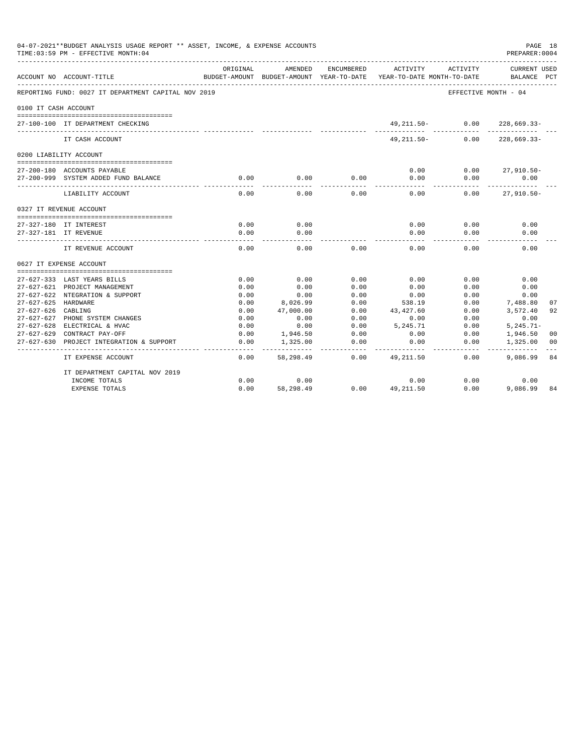04-07-2021**BUDGET ANALYSIS USAGE REPORT ** ASSET, INCOME, & EXPENSE ACCOUNTS
TIME:03:59 PM - EFFECTIVE MONTH:04

REPORTING FUND: 0027 IT DEPARTMENT CAPITAL NOV 2019 — EFFECTIVE MONTH - 04

| ACCOUNT NO | ACCOUNT-TITLE | ORIGINAL BUDGET-AMOUNT | AMENDED BUDGET-AMOUNT | ENCUMBERED YEAR-TO-DATE | ACTIVITY YEAR-TO-DATE | ACTIVITY MONTH-TO-DATE | CURRENT USED BALANCE | PCT |
|---|---|---|---|---|---|---|---|---|
| **0100 IT CASH ACCOUNT** | | | | | | | | |
| 27-100-100 | IT DEPARTMENT CHECKING | | | | 49,211.50- | 0.00 | 228,669.33- | |
| | IT CASH ACCOUNT | | | | 49,211.50- | 0.00 | 228,669.33- | |
| **0200 LIABILITY ACCOUNT** | | | | | | | | |
| 27-200-180 | ACCOUNTS PAYABLE | | | | 0.00 | 0.00 | 27,910.50- | |
| 27-200-999 | SYSTEM ADDED FUND BALANCE | 0.00 | 0.00 | 0.00 | 0.00 | 0.00 | 0.00 | |
| | LIABILITY ACCOUNT | 0.00 | 0.00 | 0.00 | 0.00 | 0.00 | 27,910.50- | |
| **0327 IT REVENUE ACCOUNT** | | | | | | | | |
| 27-327-180 | IT INTEREST | 0.00 | 0.00 | | 0.00 | 0.00 | 0.00 | |
| 27-327-181 | IT REVENUE | 0.00 | 0.00 | | 0.00 | 0.00 | 0.00 | |
| | IT REVENUE ACCOUNT | 0.00 | 0.00 | 0.00 | 0.00 | 0.00 | 0.00 | |
| **0627 IT EXPENSE ACCOUNT** | | | | | | | | |
| 27-627-333 | LAST YEARS BILLS | 0.00 | 0.00 | 0.00 | 0.00 | 0.00 | 0.00 | |
| 27-627-621 | PROJECT MANAGEMENT | 0.00 | 0.00 | 0.00 | 0.00 | 0.00 | 0.00 | |
| 27-627-622 | NTEGRATION & SUPPORT | 0.00 | 0.00 | 0.00 | 0.00 | 0.00 | 0.00 | |
| 27-627-625 | HARDWARE | 0.00 | 8,026.99 | 0.00 | 538.19 | 0.00 | 7,488.80 | 07 |
| 27-627-626 | CABLING | 0.00 | 47,000.00 | 0.00 | 43,427.60 | 0.00 | 3,572.40 | 92 |
| 27-627-627 | PHONE SYSTEM CHANGES | 0.00 | 0.00 | 0.00 | 0.00 | 0.00 | 0.00 | |
| 27-627-628 | ELECTRICAL & HVAC | 0.00 | 0.00 | 0.00 | 5,245.71 | 0.00 | 5,245.71- | |
| 27-627-629 | CONTRACT PAY-OFF | 0.00 | 1,946.50 | 0.00 | 0.00 | 0.00 | 1,946.50 | 00 |
| 27-627-630 | PROJECT INTEGRATION & SUPPORT | 0.00 | 1,325.00 | 0.00 | 0.00 | 0.00 | 1,325.00 | 00 |
| | IT EXPENSE ACCOUNT | 0.00 | 58,298.49 | 0.00 | 49,211.50 | 0.00 | 9,086.99 | 84 |
| | IT DEPARTMENT CAPITAL NOV 2019 | | | | | | | |
| | INCOME TOTALS | 0.00 | 0.00 | | 0.00 | 0.00 | 0.00 | |
| | EXPENSE TOTALS | 0.00 | 58,298.49 | 0.00 | 49,211.50 | 0.00 | 9,086.99 | 84 |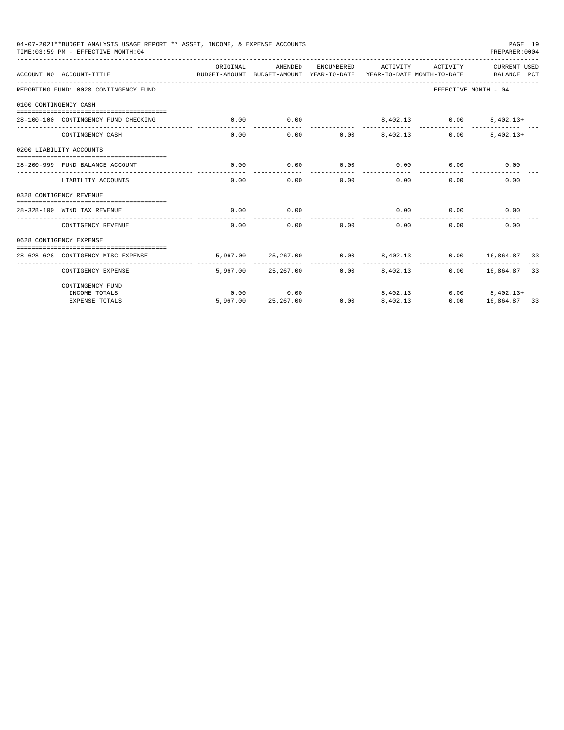04-07-2021**BUDGET ANALYSIS USAGE REPORT ** ASSET, INCOME, & EXPENSE ACCOUNTS
TIME:03:59 PM - EFFECTIVE MONTH:04

PREPARER:0004

| ACCOUNT NO ACCOUNT-TITLE | ORIGINAL BUDGET-AMOUNT | AMENDED BUDGET-AMOUNT | ENCUMBERED YEAR-TO-DATE | ACTIVITY YEAR-TO-DATE | ACTIVITY MONTH-TO-DATE | CURRENT USED BALANCE | PCT |
|---|---|---|---|---|---|---|---|
| REPORTING FUND: 0028 CONTINGENCY FUND | | | | | | EFFECTIVE MONTH - 04 | |
| 0100 CONTINGENCY CASH | | | | | | | |
| 28-100-100 CONTINGENCY FUND CHECKING | 0.00 | 0.00 | | 8,402.13 | 0.00 | 8,402.13+ | |
| CONTINGENCY CASH | 0.00 | 0.00 | 0.00 | 8,402.13 | 0.00 | 8,402.13+ | |
| 0200 LIABILITY ACCOUNTS | | | | | | | |
| 28-200-999 FUND BALANCE ACCOUNT | 0.00 | 0.00 | 0.00 | 0.00 | 0.00 | 0.00 | |
| LIABILITY ACCOUNTS | 0.00 | 0.00 | 0.00 | 0.00 | 0.00 | 0.00 | |
| 0328 CONTIGENCY REVENUE | | | | | | | |
| 28-328-100 WIND TAX REVENUE | 0.00 | 0.00 | | 0.00 | 0.00 | 0.00 | |
| CONTIGENCY REVENUE | 0.00 | 0.00 | 0.00 | 0.00 | 0.00 | 0.00 | |
| 0628 CONTIGENCY EXPENSE | | | | | | | |
| 28-628-628 CONTIGENCY MISC EXPENSE | 5,967.00 | 25,267.00 | 0.00 | 8,402.13 | 0.00 | 16,864.87 | 33 |
| CONTIGENCY EXPENSE | 5,967.00 | 25,267.00 | 0.00 | 8,402.13 | 0.00 | 16,864.87 | 33 |
| CONTINGENCY FUND | | | | | | | |
| INCOME TOTALS | 0.00 | 0.00 | | 8,402.13 | 0.00 | 8,402.13+ | |
| EXPENSE TOTALS | 5,967.00 | 25,267.00 | 0.00 | 8,402.13 | 0.00 | 16,864.87 | 33 |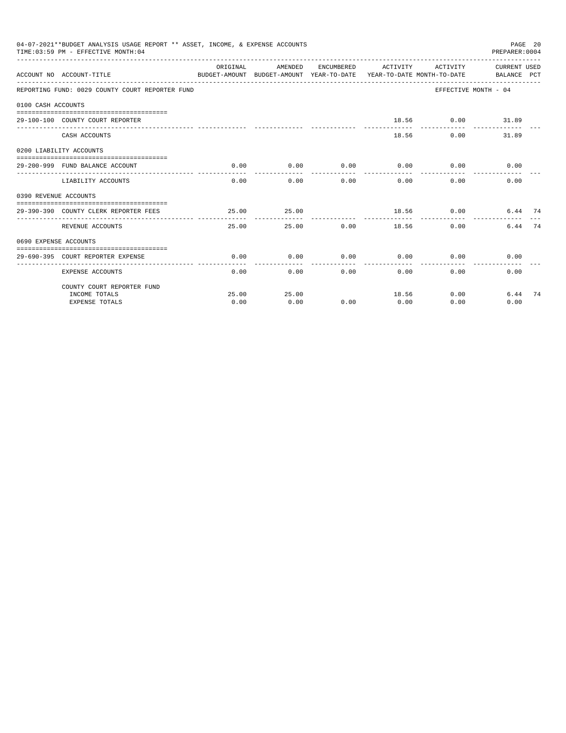04-07-2021**BUDGET ANALYSIS USAGE REPORT ** ASSET, INCOME, & EXPENSE ACCOUNTS
TIME:03:59 PM - EFFECTIVE MONTH:04

PREPARER:0004

REPORTING FUND: 0029 COUNTY COURT REPORTER FUND — EFFECTIVE MONTH - 04

| ACCOUNT NO | ACCOUNT-TITLE | ORIGINAL BUDGET-AMOUNT | AMENDED BUDGET-AMOUNT | ENCUMBERED YEAR-TO-DATE | ACTIVITY YEAR-TO-DATE | ACTIVITY MONTH-TO-DATE | CURRENT BALANCE | USED PCT |
|---|---|---|---|---|---|---|---|---|
| **0100 CASH ACCOUNTS** | | | | | | | | |
| 29-100-100 | COUNTY COURT REPORTER | | | | 18.56 | 0.00 | 31.89 | |
| | CASH ACCOUNTS | | | | 18.56 | 0.00 | 31.89 | |
| **0200 LIABILITY ACCOUNTS** | | | | | | | | |
| 29-200-999 | FUND BALANCE ACCOUNT | 0.00 | 0.00 | 0.00 | 0.00 | 0.00 | 0.00 | |
| | LIABILITY ACCOUNTS | 0.00 | 0.00 | 0.00 | 0.00 | 0.00 | 0.00 | |
| **0390 REVENUE ACCOUNTS** | | | | | | | | |
| 29-390-390 | COUNTY CLERK REPORTER FEES | 25.00 | 25.00 | | 18.56 | 0.00 | 6.44 | 74 |
| | REVENUE ACCOUNTS | 25.00 | 25.00 | 0.00 | 18.56 | 0.00 | 6.44 | 74 |
| **0690 EXPENSE ACCOUNTS** | | | | | | | | |
| 29-690-395 | COURT REPORTER EXPENSE | 0.00 | 0.00 | 0.00 | 0.00 | 0.00 | 0.00 | |
| | EXPENSE ACCOUNTS | 0.00 | 0.00 | 0.00 | 0.00 | 0.00 | 0.00 | |
| | COUNTY COURT REPORTER FUND | | | | | | | |
| | INCOME TOTALS | 25.00 | 25.00 | | 18.56 | 0.00 | 6.44 | 74 |
| | EXPENSE TOTALS | 0.00 | 0.00 | 0.00 | 0.00 | 0.00 | 0.00 | |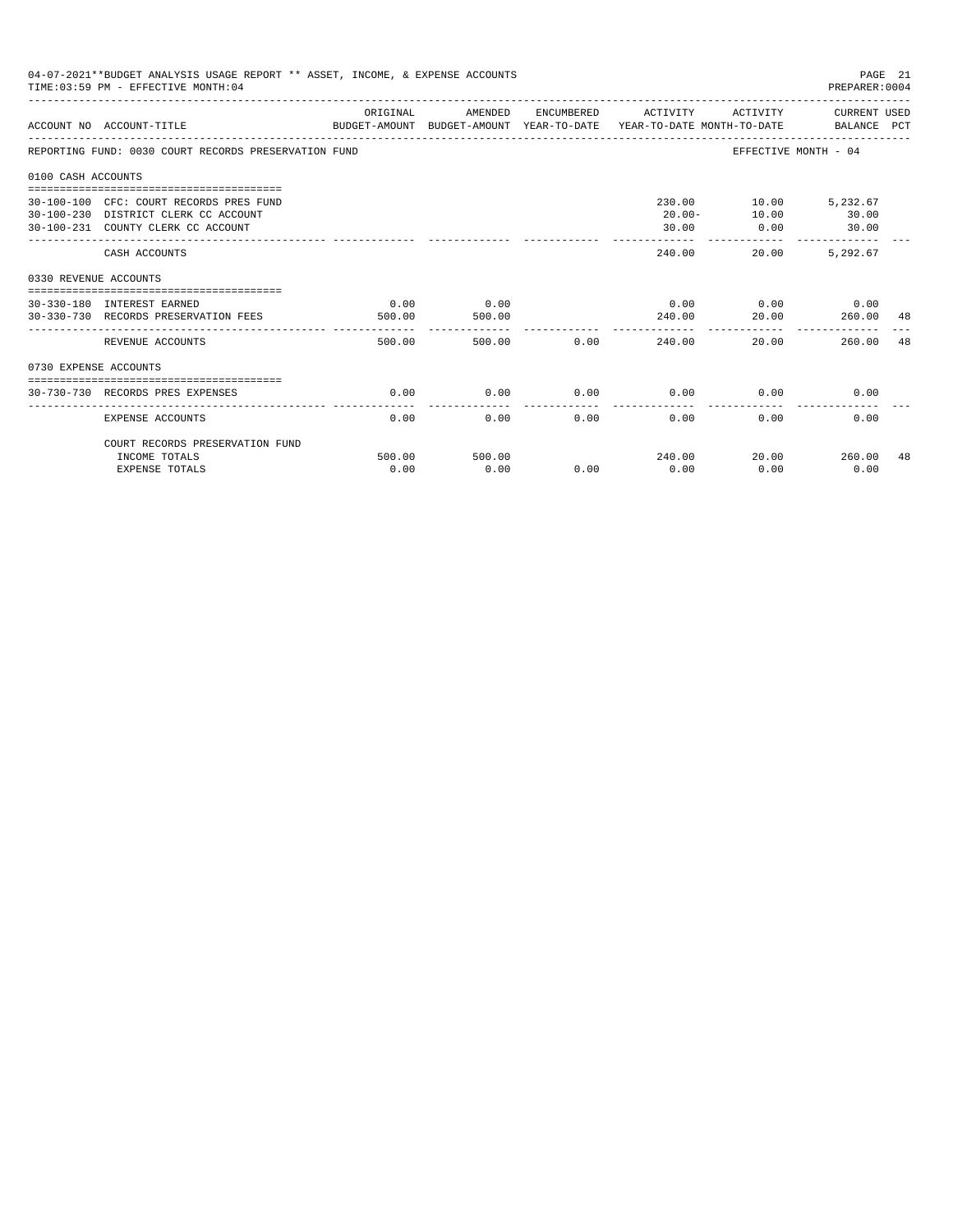04-07-2021**BUDGET ANALYSIS USAGE REPORT ** ASSET, INCOME, & EXPENSE ACCOUNTS
TIME:03:59 PM - EFFECTIVE MONTH:04
PREPARER:0004

REPORTING FUND: 0030 COURT RECORDS PRESERVATION FUND — EFFECTIVE MONTH - 04

| ACCOUNT NO | ACCOUNT-TITLE | ORIGINAL BUDGET-AMOUNT | AMENDED BUDGET-AMOUNT | ENCUMBERED YEAR-TO-DATE | ACTIVITY YEAR-TO-DATE | ACTIVITY MONTH-TO-DATE | CURRENT USED BALANCE | PCT |
|---|---|---|---|---|---|---|---|---|
| **0100 CASH ACCOUNTS** | | | | | | | | |
| 30-100-100 | CFC: COURT RECORDS PRES FUND | | | | 230.00 | 10.00 | 5,232.67 | |
| 30-100-230 | DISTRICT CLERK CC ACCOUNT | | | | 20.00- | 10.00 | 30.00 | |
| 30-100-231 | COUNTY CLERK CC ACCOUNT | | | | 30.00 | 0.00 | 30.00 | |
| | CASH ACCOUNTS | | | | 240.00 | 20.00 | 5,292.67 | |
| **0330 REVENUE ACCOUNTS** | | | | | | | | |
| 30-330-180 | INTEREST EARNED | 0.00 | 0.00 | | 0.00 | 0.00 | 0.00 | |
| 30-330-730 | RECORDS PRESERVATION FEES | 500.00 | 500.00 | | 240.00 | 20.00 | 260.00 | 48 |
| | REVENUE ACCOUNTS | 500.00 | 500.00 | 0.00 | 240.00 | 20.00 | 260.00 | 48 |
| **0730 EXPENSE ACCOUNTS** | | | | | | | | |
| 30-730-730 | RECORDS PRES EXPENSES | 0.00 | 0.00 | 0.00 | 0.00 | 0.00 | 0.00 | |
| | EXPENSE ACCOUNTS | 0.00 | 0.00 | 0.00 | 0.00 | 0.00 | 0.00 | |
| | COURT RECORDS PRESERVATION FUND | | | | | | | |
| | INCOME TOTALS | 500.00 | 500.00 | | 240.00 | 20.00 | 260.00 | 48 |
| | EXPENSE TOTALS | 0.00 | 0.00 | 0.00 | 0.00 | 0.00 | 0.00 | |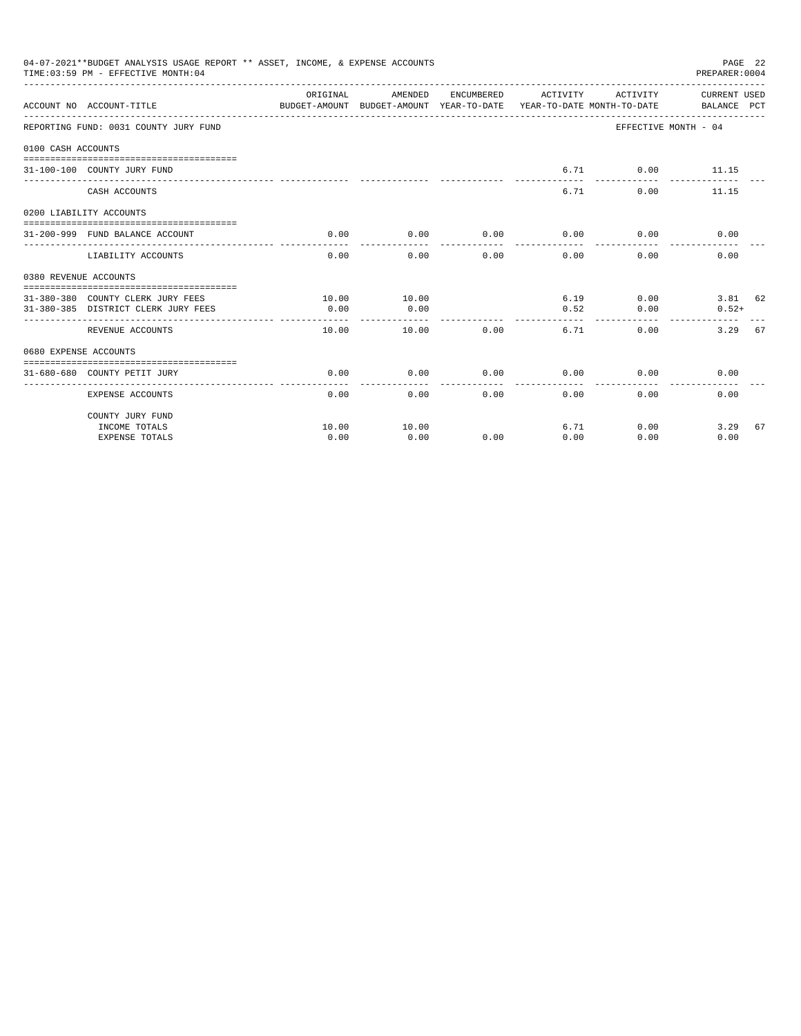04-07-2021**BUDGET ANALYSIS USAGE REPORT ** ASSET, INCOME, & EXPENSE ACCOUNTS

TIME:03:59 PM - EFFECTIVE MONTH:04

PREPARER:0004

| ACCOUNT NO | ACCOUNT-TITLE | ORIGINAL BUDGET-AMOUNT | AMENDED BUDGET-AMOUNT | ENCUMBERED YEAR-TO-DATE | ACTIVITY YEAR-TO-DATE | ACTIVITY MONTH-TO-DATE | CURRENT USED BALANCE | PCT |
|---|---|---|---|---|---|---|---|---|
| REPORTING FUND: 0031 COUNTY JURY FUND | | | | | | | EFFECTIVE MONTH - 04 | |
| 0100 CASH ACCOUNTS | | | | | | | | |
| 31-100-100 | COUNTY JURY FUND | | | | 6.71 | 0.00 | 11.15 | |
| | CASH ACCOUNTS | | | | 6.71 | 0.00 | 11.15 | |
| 0200 LIABILITY ACCOUNTS | | | | | | | | |
| 31-200-999 | FUND BALANCE ACCOUNT | 0.00 | 0.00 | 0.00 | 0.00 | 0.00 | 0.00 | |
| | LIABILITY ACCOUNTS | 0.00 | 0.00 | 0.00 | 0.00 | 0.00 | 0.00 | |
| 0380 REVENUE ACCOUNTS | | | | | | | | |
| 31-380-380 | COUNTY CLERK JURY FEES | 10.00 | 10.00 | | 6.19 | 0.00 | 3.81 | 62 |
| 31-380-385 | DISTRICT CLERK JURY FEES | 0.00 | 0.00 | | 0.52 | 0.00 | 0.52+ | |
| | REVENUE ACCOUNTS | 10.00 | 10.00 | 0.00 | 6.71 | 0.00 | 3.29 | 67 |
| 0680 EXPENSE ACCOUNTS | | | | | | | | |
| 31-680-680 | COUNTY PETIT JURY | 0.00 | 0.00 | 0.00 | 0.00 | 0.00 | 0.00 | |
| | EXPENSE ACCOUNTS | 0.00 | 0.00 | 0.00 | 0.00 | 0.00 | 0.00 | |
| | COUNTY JURY FUND | | | | | | | |
| | INCOME TOTALS | 10.00 | 10.00 | | 6.71 | 0.00 | 3.29 | 67 |
| | EXPENSE TOTALS | 0.00 | 0.00 | 0.00 | 0.00 | 0.00 | 0.00 | |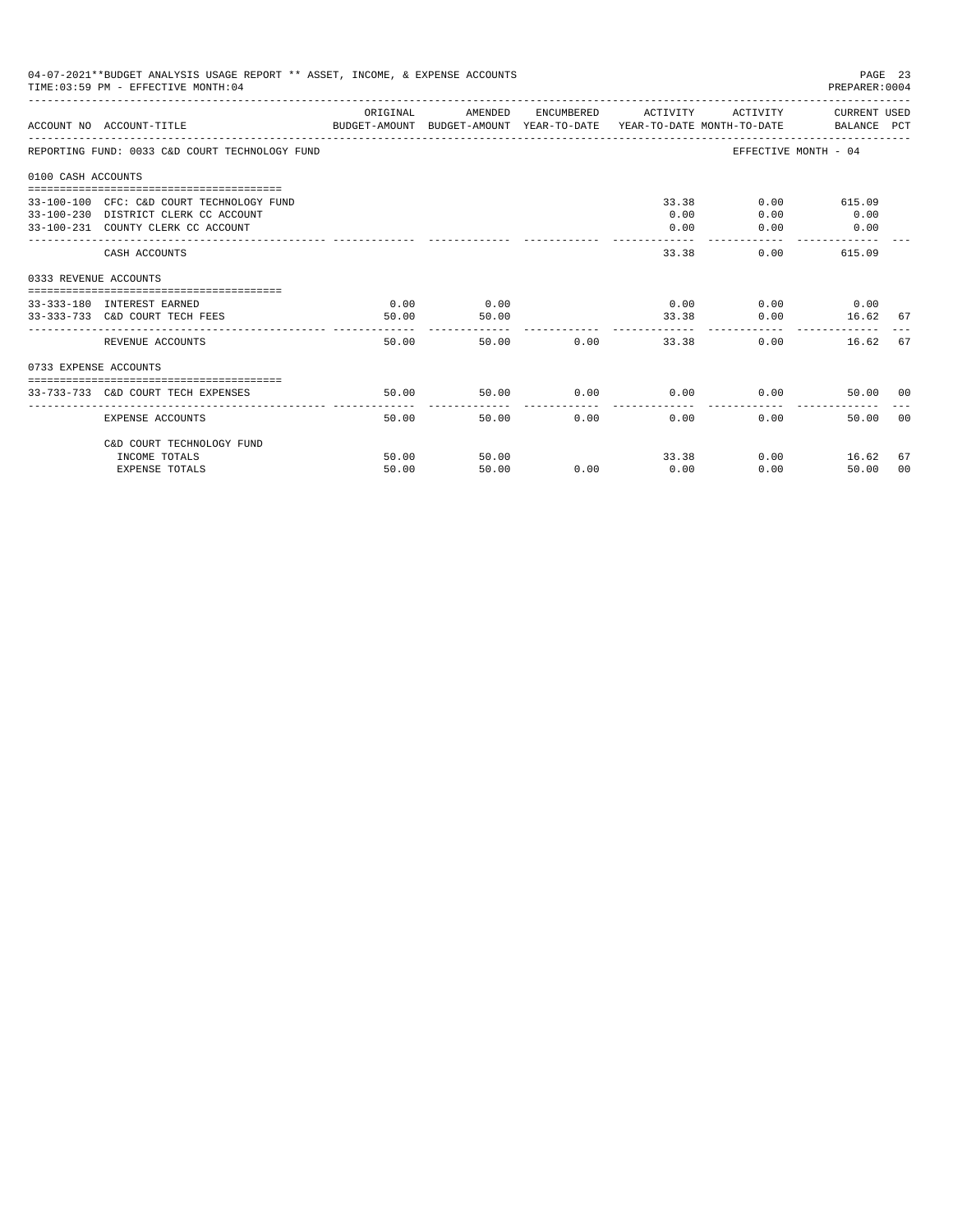04-07-2021**BUDGET ANALYSIS USAGE REPORT ** ASSET, INCOME, & EXPENSE ACCOUNTS
TIME:03:59 PM - EFFECTIVE MONTH:04

PREPARER:0004

| ACCOUNT NO | ACCOUNT-TITLE | ORIGINAL BUDGET-AMOUNT | AMENDED BUDGET-AMOUNT | ENCUMBERED YEAR-TO-DATE | ACTIVITY YEAR-TO-DATE | ACTIVITY MONTH-TO-DATE | CURRENT USED BALANCE | PCT |
|---|---|---|---|---|---|---|---|---|
| REPORTING FUND: 0033 C&D COURT TECHNOLOGY FUND | | | | | | EFFECTIVE MONTH - 04 | | |
| 0100 CASH ACCOUNTS | | | | | | | | |
| 33-100-100 | CFC: C&D COURT TECHNOLOGY FUND | | | | 33.38 | 0.00 | 615.09 | |
| 33-100-230 | DISTRICT CLERK CC ACCOUNT | | | | 0.00 | 0.00 | 0.00 | |
| 33-100-231 | COUNTY CLERK CC ACCOUNT | | | | 0.00 | 0.00 | 0.00 | |
| | CASH ACCOUNTS | | | | 33.38 | 0.00 | 615.09 | |
| 0333 REVENUE ACCOUNTS | | | | | | | | |
| 33-333-180 | INTEREST EARNED | 0.00 | 0.00 | | 0.00 | 0.00 | 0.00 | |
| 33-333-733 | C&D COURT TECH FEES | 50.00 | 50.00 | | 33.38 | 0.00 | 16.62 | 67 |
| | REVENUE ACCOUNTS | 50.00 | 50.00 | 0.00 | 33.38 | 0.00 | 16.62 | 67 |
| 0733 EXPENSE ACCOUNTS | | | | | | | | |
| 33-733-733 | C&D COURT TECH EXPENSES | 50.00 | 50.00 | 0.00 | 0.00 | 0.00 | 50.00 | 00 |
| | EXPENSE ACCOUNTS | 50.00 | 50.00 | 0.00 | 0.00 | 0.00 | 50.00 | 00 |
| | C&D COURT TECHNOLOGY FUND | | | | | | | |
| | INCOME TOTALS | 50.00 | 50.00 | | 33.38 | 0.00 | 16.62 | 67 |
| | EXPENSE TOTALS | 50.00 | 50.00 | 0.00 | 0.00 | 0.00 | 50.00 | 00 |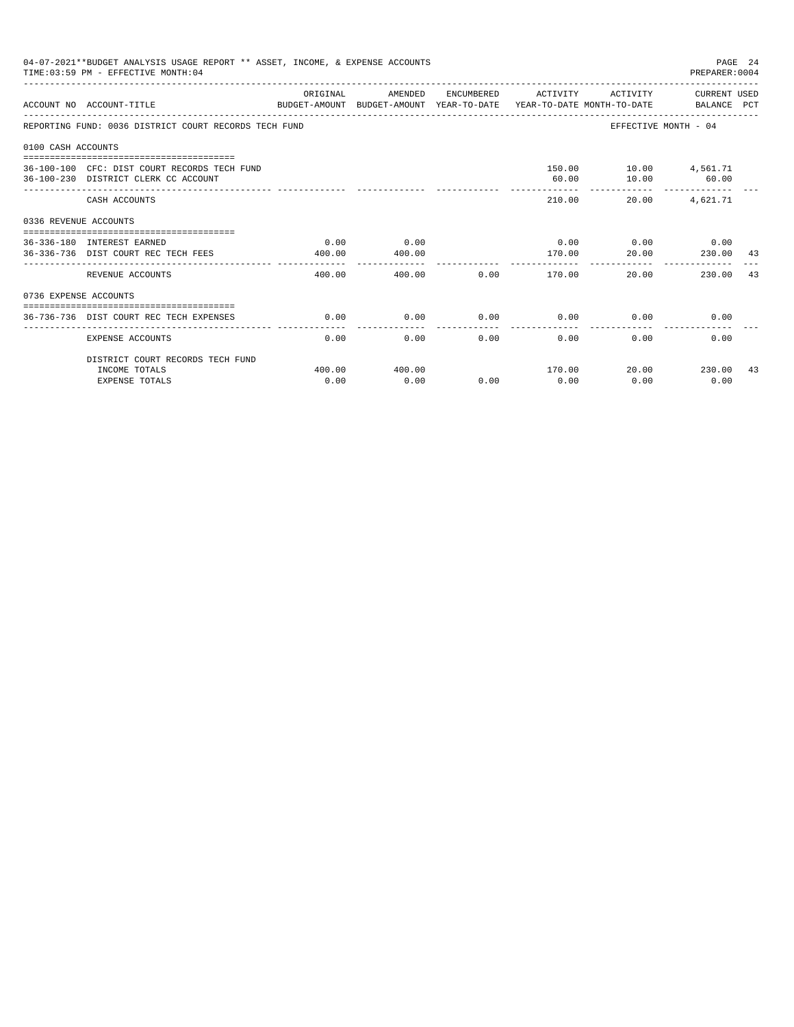04-07-2021**BUDGET ANALYSIS USAGE REPORT ** ASSET, INCOME, & EXPENSE ACCOUNTS
TIME:03:59 PM - EFFECTIVE MONTH:04

| ACCOUNT NO ACCOUNT-TITLE | ORIGINAL BUDGET-AMOUNT | AMENDED BUDGET-AMOUNT | ENCUMBERED YEAR-TO-DATE | ACTIVITY YEAR-TO-DATE | ACTIVITY MONTH-TO-DATE | CURRENT USED BALANCE | PCT |
|---|---|---|---|---|---|---|---|
| REPORTING FUND: 0036 DISTRICT COURT RECORDS TECH FUND | | | | | EFFECTIVE MONTH - 04 | | |
| 0100 CASH ACCOUNTS | | | | | | | |
| 36-100-100 CFC: DIST COURT RECORDS TECH FUND | | | | 150.00 | 10.00 | 4,561.71 | |
| 36-100-230 DISTRICT CLERK CC ACCOUNT | | | | 60.00 | 10.00 | 60.00 | |
| CASH ACCOUNTS | | | | 210.00 | 20.00 | 4,621.71 | |
| 0336 REVENUE ACCOUNTS | | | | | | | |
| 36-336-180 INTEREST EARNED | 0.00 | 0.00 | | 0.00 | 0.00 | 0.00 | |
| 36-336-736 DIST COURT REC TECH FEES | 400.00 | 400.00 | | 170.00 | 20.00 | 230.00 | 43 |
| REVENUE ACCOUNTS | 400.00 | 400.00 | 0.00 | 170.00 | 20.00 | 230.00 | 43 |
| 0736 EXPENSE ACCOUNTS | | | | | | | |
| 36-736-736 DIST COURT REC TECH EXPENSES | 0.00 | 0.00 | 0.00 | 0.00 | 0.00 | 0.00 | |
| EXPENSE ACCOUNTS | 0.00 | 0.00 | 0.00 | 0.00 | 0.00 | 0.00 | |
| DISTRICT COURT RECORDS TECH FUND | | | | | | | |
| INCOME TOTALS | 400.00 | 400.00 | | 170.00 | 20.00 | 230.00 | 43 |
| EXPENSE TOTALS | 0.00 | 0.00 | 0.00 | 0.00 | 0.00 | 0.00 | |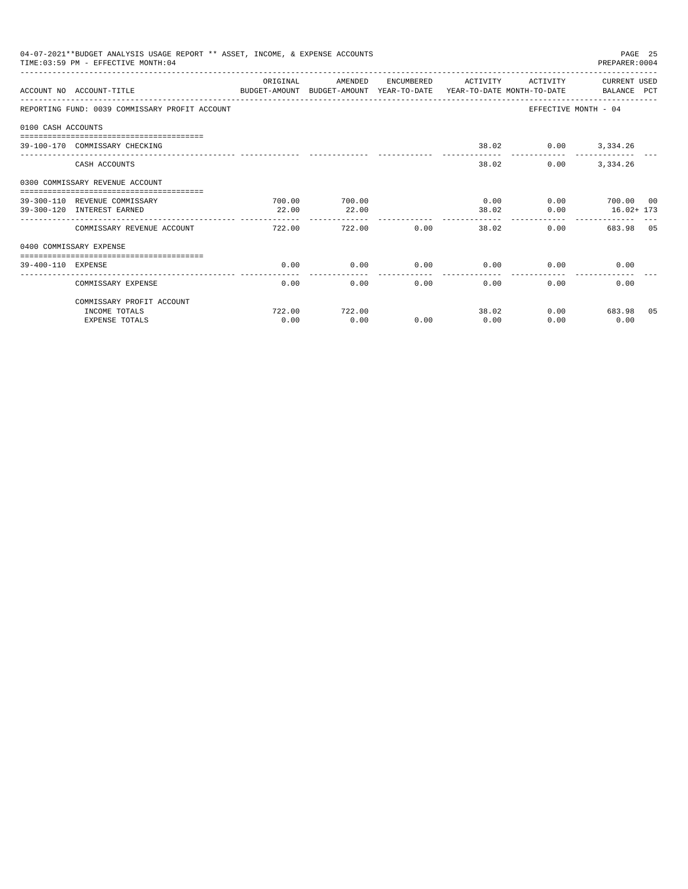04-07-2021**BUDGET ANALYSIS USAGE REPORT ** ASSET, INCOME, & EXPENSE ACCOUNTS
TIME:03:59 PM - EFFECTIVE MONTH:04

PREPARER:0004

| ACCOUNT NO | ACCOUNT-TITLE | ORIGINAL BUDGET-AMOUNT | AMENDED BUDGET-AMOUNT | ENCUMBERED YEAR-TO-DATE | ACTIVITY YEAR-TO-DATE | ACTIVITY MONTH-TO-DATE | CURRENT USED BALANCE | PCT |
|---|---|---|---|---|---|---|---|---|
| REPORTING FUND: 0039 COMMISSARY PROFIT ACCOUNT | | | | | | EFFECTIVE MONTH - 04 | | |
| 0100 CASH ACCOUNTS | | | | | | | | |
| 39-100-170 | COMMISSARY CHECKING | | | | 38.02 | 0.00 | 3,334.26 | |
| | CASH ACCOUNTS | | | | 38.02 | 0.00 | 3,334.26 | |
| 0300 COMMISSARY REVENUE ACCOUNT | | | | | | | | |
| 39-300-110 | REVENUE COMMISSARY | 700.00 | 700.00 | | 0.00 | 0.00 | 700.00 | 00 |
| 39-300-120 | INTEREST EARNED | 22.00 | 22.00 | | 38.02 | 0.00 | 16.02+ | 173 |
| | COMMISSARY REVENUE ACCOUNT | 722.00 | 722.00 | 0.00 | 38.02 | 0.00 | 683.98 | 05 |
| 0400 COMMISSARY EXPENSE | | | | | | | | |
| 39-400-110 | EXPENSE | 0.00 | 0.00 | 0.00 | 0.00 | 0.00 | 0.00 | |
| | COMMISSARY EXPENSE | 0.00 | 0.00 | 0.00 | 0.00 | 0.00 | 0.00 | |
| | COMMISSARY PROFIT ACCOUNT | | | | | | | |
| | INCOME TOTALS | 722.00 | 722.00 | | 38.02 | 0.00 | 683.98 | 05 |
| | EXPENSE TOTALS | 0.00 | 0.00 | 0.00 | 0.00 | 0.00 | 0.00 | |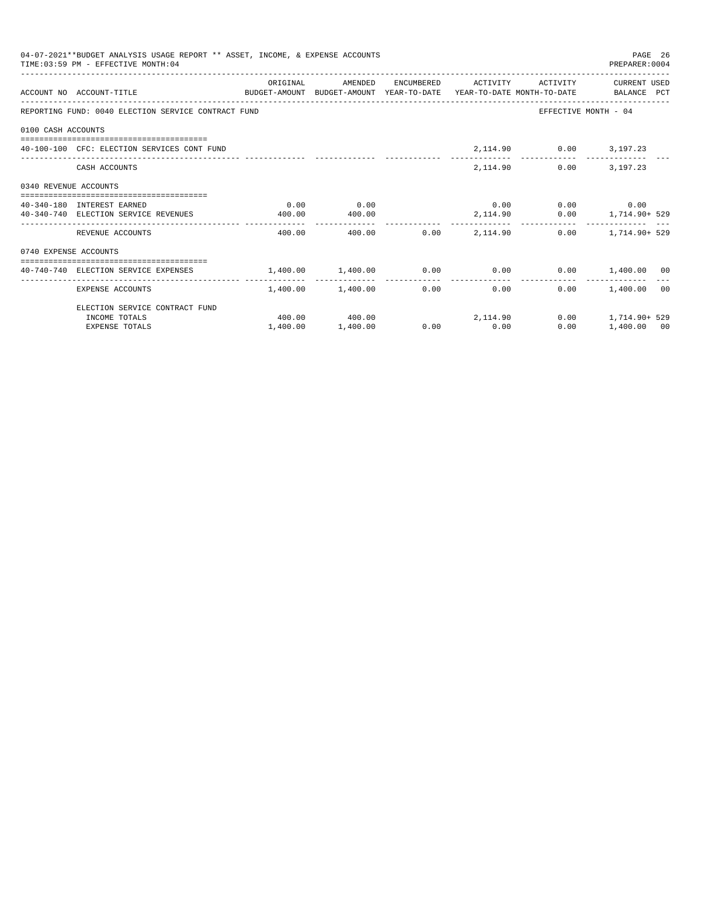04-07-2021**BUDGET ANALYSIS USAGE REPORT ** ASSET, INCOME, & EXPENSE ACCOUNTS
TIME:03:59 PM - EFFECTIVE MONTH:04

PREPARER:0004

| ACCOUNT NO | ACCOUNT-TITLE | ORIGINAL BUDGET-AMOUNT | AMENDED BUDGET-AMOUNT | ENCUMBERED YEAR-TO-DATE | ACTIVITY YEAR-TO-DATE | ACTIVITY MONTH-TO-DATE | CURRENT USED BALANCE | PCT |
|---|---|---|---|---|---|---|---|---|
| REPORTING FUND: 0040 ELECTION SERVICE CONTRACT FUND | | | | | | EFFECTIVE MONTH - 04 | | |
| 0100 CASH ACCOUNTS | | | | | | | | |
| 40-100-100 | CFC: ELECTION SERVICES CONT FUND | | | | 2,114.90 | 0.00 | 3,197.23 | |
| | CASH ACCOUNTS | | | | 2,114.90 | 0.00 | 3,197.23 | |
| 0340 REVENUE ACCOUNTS | | | | | | | | |
| 40-340-180 | INTEREST EARNED | 0.00 | 0.00 | | 0.00 | 0.00 | 0.00 | |
| 40-340-740 | ELECTION SERVICE REVENUES | 400.00 | 400.00 | | 2,114.90 | 0.00 | 1,714.90+ | 529 |
| | REVENUE ACCOUNTS | 400.00 | 400.00 | 0.00 | 2,114.90 | 0.00 | 1,714.90+ | 529 |
| 0740 EXPENSE ACCOUNTS | | | | | | | | |
| 40-740-740 | ELECTION SERVICE EXPENSES | 1,400.00 | 1,400.00 | 0.00 | 0.00 | 0.00 | 1,400.00 | 00 |
| | EXPENSE ACCOUNTS | 1,400.00 | 1,400.00 | 0.00 | 0.00 | 0.00 | 1,400.00 | 00 |
| | ELECTION SERVICE CONTRACT FUND | | | | | | | |
| | INCOME TOTALS | 400.00 | 400.00 | | 2,114.90 | 0.00 | 1,714.90+ | 529 |
| | EXPENSE TOTALS | 1,400.00 | 1,400.00 | 0.00 | 0.00 | 0.00 | 1,400.00 | 00 |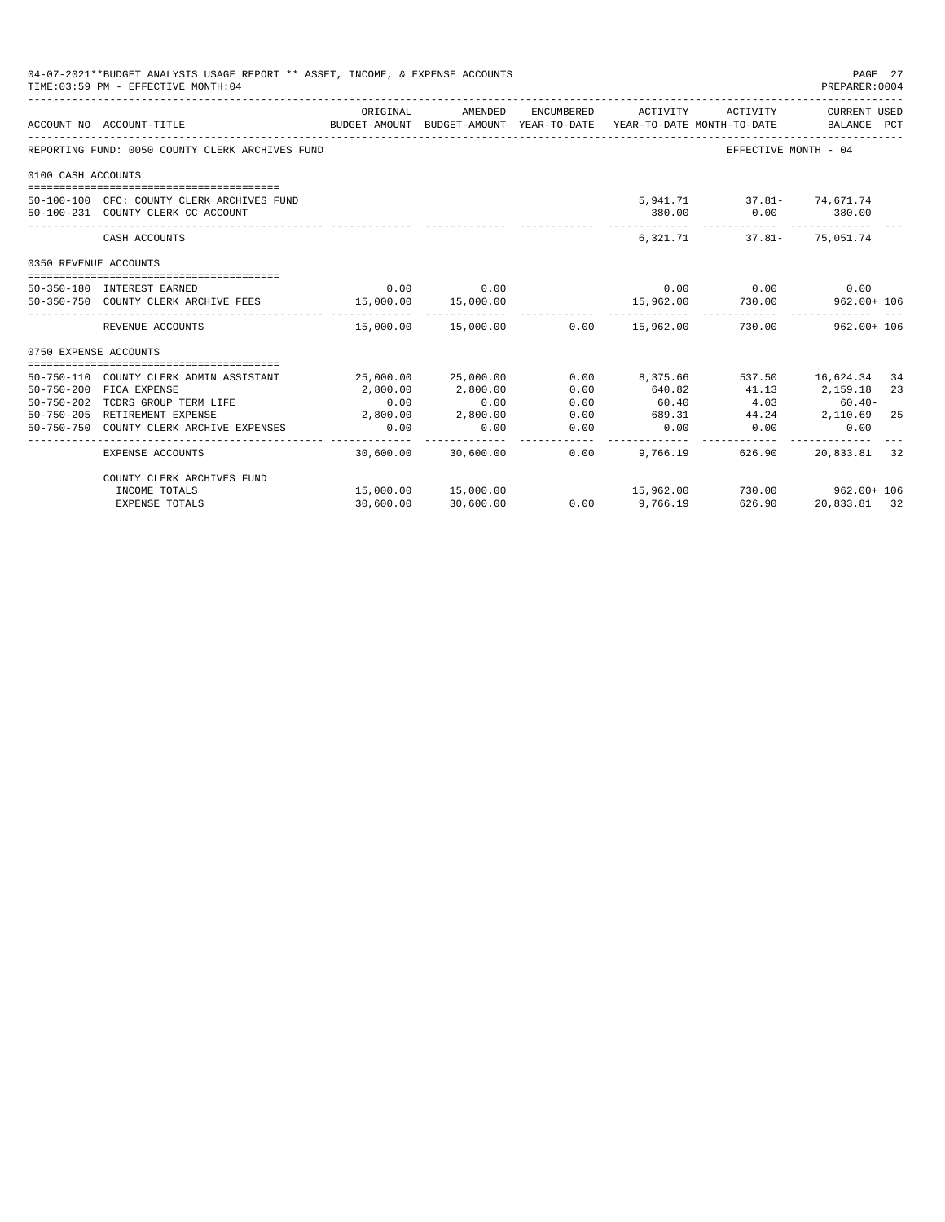04-07-2021**BUDGET ANALYSIS USAGE REPORT ** ASSET, INCOME, & EXPENSE ACCOUNTS
TIME:03:59 PM - EFFECTIVE MONTH:04

PREPARER:0004

| ACCOUNT NO | ACCOUNT-TITLE | ORIGINAL BUDGET-AMOUNT | AMENDED BUDGET-AMOUNT | ENCUMBERED YEAR-TO-DATE | ACTIVITY YEAR-TO-DATE | ACTIVITY MONTH-TO-DATE | CURRENT USED BALANCE | PCT |
|---|---|---|---|---|---|---|---|---|
| REPORTING FUND: 0050 COUNTY CLERK ARCHIVES FUND | | | | | | EFFECTIVE MONTH - 04 | | |
| 0100 CASH ACCOUNTS | | | | | | | | |
| 50-100-100 | CFC: COUNTY CLERK ARCHIVES FUND | | | | 5,941.71 | 37.81- | 74,671.74 | |
| 50-100-231 | COUNTY CLERK CC ACCOUNT | | | | 380.00 | 0.00 | 380.00 | |
| | CASH ACCOUNTS | | | | 6,321.71 | 37.81- | 75,051.74 | |
| 0350 REVENUE ACCOUNTS | | | | | | | | |
| 50-350-180 | INTEREST EARNED | 0.00 | 0.00 | | 0.00 | 0.00 | 0.00 | |
| 50-350-750 | COUNTY CLERK ARCHIVE FEES | 15,000.00 | 15,000.00 | | 15,962.00 | 730.00 | 962.00+ | 106 |
| | REVENUE ACCOUNTS | 15,000.00 | 15,000.00 | 0.00 | 15,962.00 | 730.00 | 962.00+ | 106 |
| 0750 EXPENSE ACCOUNTS | | | | | | | | |
| 50-750-110 | COUNTY CLERK ADMIN ASSISTANT | 25,000.00 | 25,000.00 | 0.00 | 8,375.66 | 537.50 | 16,624.34 | 34 |
| 50-750-200 | FICA EXPENSE | 2,800.00 | 2,800.00 | 0.00 | 640.82 | 41.13 | 2,159.18 | 23 |
| 50-750-202 | TCDRS GROUP TERM LIFE | 0.00 | 0.00 | 0.00 | 60.40 | 4.03 | 60.40- | |
| 50-750-205 | RETIREMENT EXPENSE | 2,800.00 | 2,800.00 | 0.00 | 689.31 | 44.24 | 2,110.69 | 25 |
| 50-750-750 | COUNTY CLERK ARCHIVE EXPENSES | 0.00 | 0.00 | 0.00 | 0.00 | 0.00 | 0.00 | |
| | EXPENSE ACCOUNTS | 30,600.00 | 30,600.00 | 0.00 | 9,766.19 | 626.90 | 20,833.81 | 32 |
| | COUNTY CLERK ARCHIVES FUND | | | | | | | |
| | INCOME TOTALS | 15,000.00 | 15,000.00 | | 15,962.00 | 730.00 | 962.00+ | 106 |
| | EXPENSE TOTALS | 30,600.00 | 30,600.00 | 0.00 | 9,766.19 | 626.90 | 20,833.81 | 32 |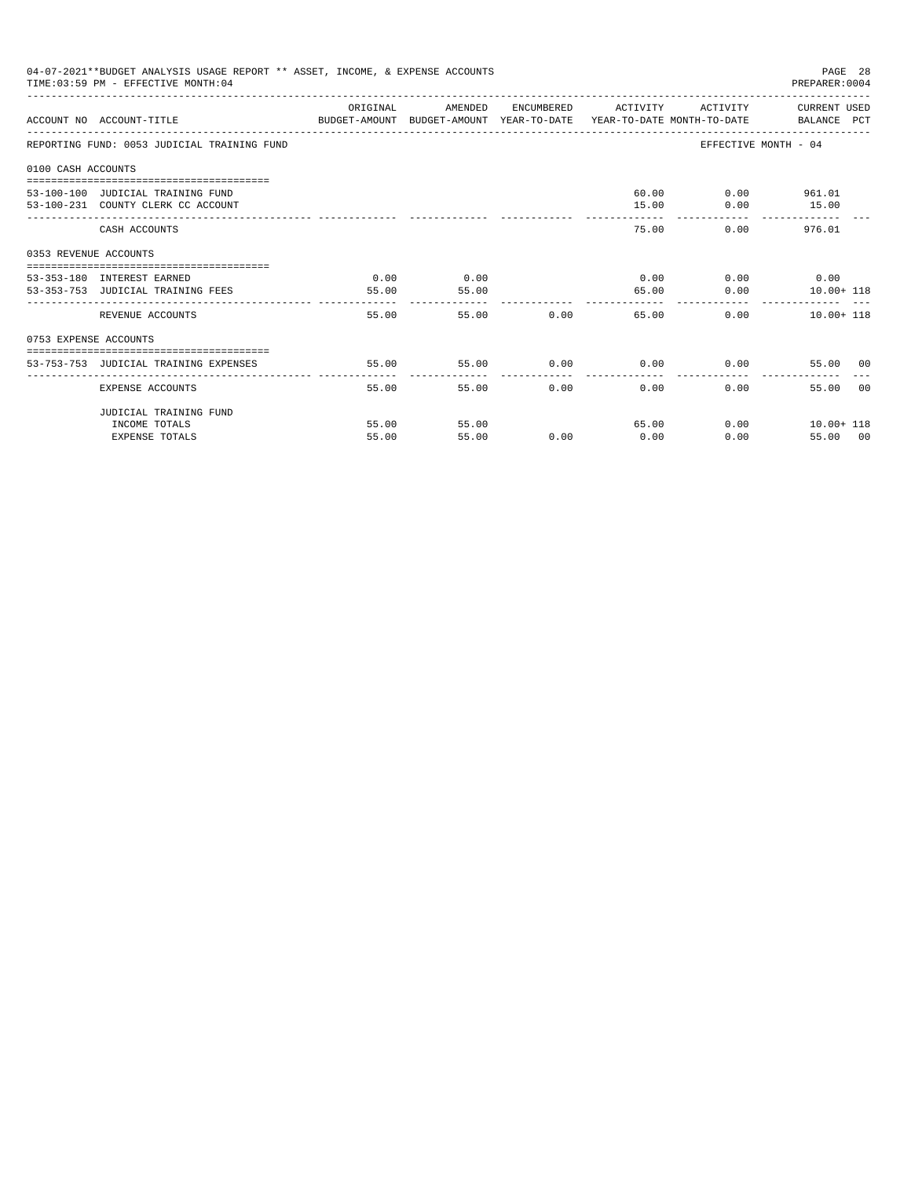04-07-2021**BUDGET ANALYSIS USAGE REPORT ** ASSET, INCOME, & EXPENSE ACCOUNTS
TIME:03:59 PM - EFFECTIVE MONTH:04
PREPARER:0004

| ACCOUNT NO | ACCOUNT-TITLE | ORIGINAL BUDGET-AMOUNT | AMENDED BUDGET-AMOUNT | ENCUMBERED YEAR-TO-DATE | ACTIVITY YEAR-TO-DATE | ACTIVITY MONTH-TO-DATE | CURRENT USED BALANCE | PCT |
|---|---|---|---|---|---|---|---|---|
| REPORTING FUND: 0053 JUDICIAL TRAINING FUND | | | | | | EFFECTIVE MONTH - 04 | | |
| 0100 CASH ACCOUNTS | | | | | | | | |
| 53-100-100 | JUDICIAL TRAINING FUND | | | | 60.00 | 0.00 | 961.01 | |
| 53-100-231 | COUNTY CLERK CC ACCOUNT | | | | 15.00 | 0.00 | 15.00 | |
| | CASH ACCOUNTS | | | | 75.00 | 0.00 | 976.01 | |
| 0353 REVENUE ACCOUNTS | | | | | | | | |
| 53-353-180 | INTEREST EARNED | 0.00 | 0.00 | | 0.00 | 0.00 | 0.00 | |
| 53-353-753 | JUDICIAL TRAINING FEES | 55.00 | 55.00 | | 65.00 | 0.00 | 10.00+ | 118 |
| | REVENUE ACCOUNTS | 55.00 | 55.00 | 0.00 | 65.00 | 0.00 | 10.00+ | 118 |
| 0753 EXPENSE ACCOUNTS | | | | | | | | |
| 53-753-753 | JUDICIAL TRAINING EXPENSES | 55.00 | 55.00 | 0.00 | 0.00 | 0.00 | 55.00 | 00 |
| | EXPENSE ACCOUNTS | 55.00 | 55.00 | 0.00 | 0.00 | 0.00 | 55.00 | 00 |
| | JUDICIAL TRAINING FUND | | | | | | | |
| | INCOME TOTALS | 55.00 | 55.00 | | 65.00 | 0.00 | 10.00+ | 118 |
| | EXPENSE TOTALS | 55.00 | 55.00 | 0.00 | 0.00 | 0.00 | 55.00 | 00 |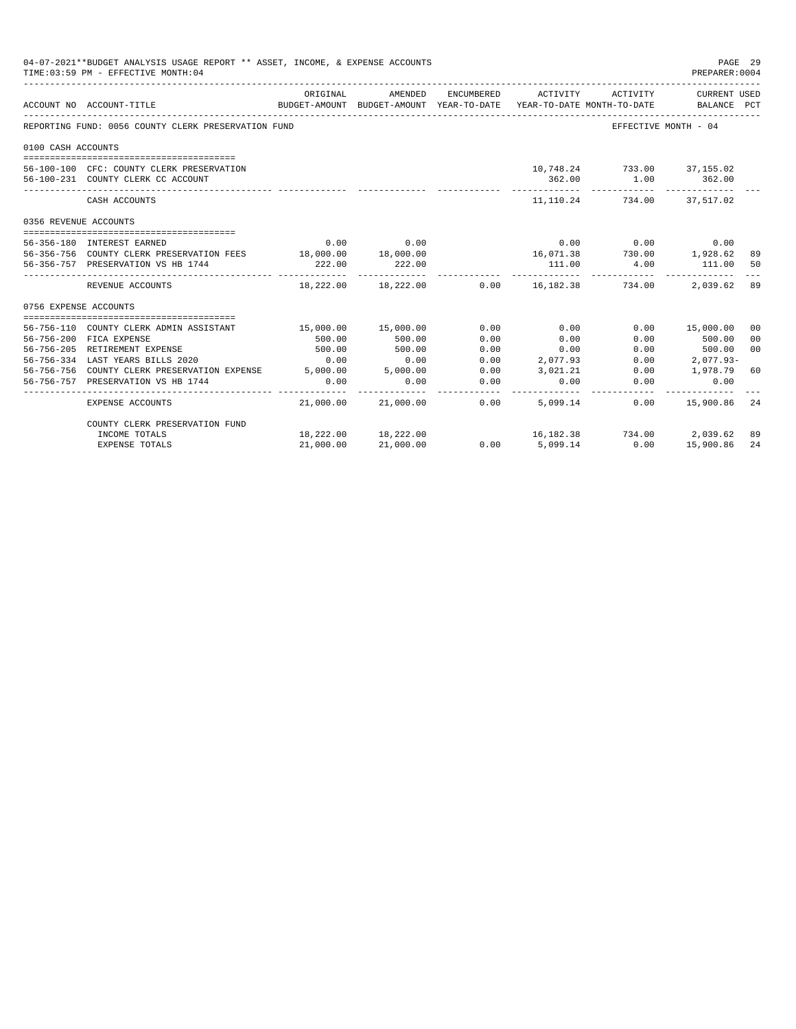04-07-2021**BUDGET ANALYSIS USAGE REPORT ** ASSET, INCOME, & EXPENSE ACCOUNTS
TIME:03:59 PM - EFFECTIVE MONTH:04

PREPARER:0004

| ACCOUNT NO | ACCOUNT-TITLE | ORIGINAL BUDGET-AMOUNT | AMENDED BUDGET-AMOUNT | ENCUMBERED YEAR-TO-DATE | ACTIVITY YEAR-TO-DATE | ACTIVITY MONTH-TO-DATE | CURRENT USED BALANCE | PCT |
|---|---|---|---|---|---|---|---|---|
| REPORTING FUND: 0056 COUNTY CLERK PRESERVATION FUND | | | | | | EFFECTIVE MONTH - 04 | | |
| 0100 CASH ACCOUNTS | | | | | | | | |
| 56-100-100 | CFC: COUNTY CLERK PRESERVATION | | | | 10,748.24 | 733.00 | 37,155.02 | |
| 56-100-231 | COUNTY CLERK CC ACCOUNT | | | | 362.00 | 1.00 | 362.00 | |
| | CASH ACCOUNTS | | | | 11,110.24 | 734.00 | 37,517.02 | |
| 0356 REVENUE ACCOUNTS | | | | | | | | |
| 56-356-180 | INTEREST EARNED | 0.00 | 0.00 | | 0.00 | 0.00 | 0.00 | |
| 56-356-756 | COUNTY CLERK PRESERVATION FEES | 18,000.00 | 18,000.00 | | 16,071.38 | 730.00 | 1,928.62 | 89 |
| 56-356-757 | PRESERVATION VS HB 1744 | 222.00 | 222.00 | | 111.00 | 4.00 | 111.00 | 50 |
| | REVENUE ACCOUNTS | 18,222.00 | 18,222.00 | 0.00 | 16,182.38 | 734.00 | 2,039.62 | 89 |
| 0756 EXPENSE ACCOUNTS | | | | | | | | |
| 56-756-110 | COUNTY CLERK ADMIN ASSISTANT | 15,000.00 | 15,000.00 | 0.00 | 0.00 | 0.00 | 15,000.00 | 00 |
| 56-756-200 | FICA EXPENSE | 500.00 | 500.00 | 0.00 | 0.00 | 0.00 | 500.00 | 00 |
| 56-756-205 | RETIREMENT EXPENSE | 500.00 | 500.00 | 0.00 | 0.00 | 0.00 | 500.00 | 00 |
| 56-756-334 | LAST YEARS BILLS 2020 | 0.00 | 0.00 | 0.00 | 2,077.93 | 0.00 | 2,077.93- | |
| 56-756-756 | COUNTY CLERK PRESERVATION EXPENSE | 5,000.00 | 5,000.00 | 0.00 | 3,021.21 | 0.00 | 1,978.79 | 60 |
| 56-756-757 | PRESERVATION VS HB 1744 | 0.00 | 0.00 | 0.00 | 0.00 | 0.00 | 0.00 | |
| | EXPENSE ACCOUNTS | 21,000.00 | 21,000.00 | 0.00 | 5,099.14 | 0.00 | 15,900.86 | 24 |
| | COUNTY CLERK PRESERVATION FUND | | | | | | | |
| | INCOME TOTALS | 18,222.00 | 18,222.00 | | 16,182.38 | 734.00 | 2,039.62 | 89 |
| | EXPENSE TOTALS | 21,000.00 | 21,000.00 | 0.00 | 5,099.14 | 0.00 | 15,900.86 | 24 |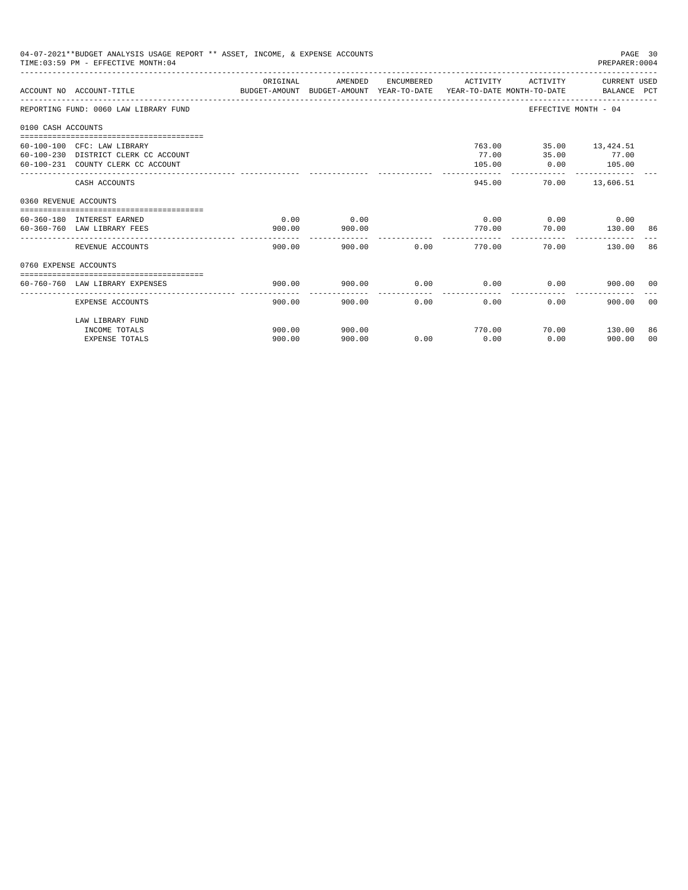04-07-2021**BUDGET ANALYSIS USAGE REPORT ** ASSET, INCOME, & EXPENSE ACCOUNTS
TIME:03:59 PM - EFFECTIVE MONTH:04
PREPARER:0004

| ACCOUNT NO | ACCOUNT-TITLE | ORIGINAL BUDGET-AMOUNT | AMENDED BUDGET-AMOUNT | ENCUMBERED YEAR-TO-DATE | ACTIVITY YEAR-TO-DATE | ACTIVITY MONTH-TO-DATE | CURRENT BALANCE | USED PCT |
|---|---|---|---|---|---|---|---|---|
| REPORTING FUND: 0060 LAW LIBRARY FUND | | | | | | EFFECTIVE MONTH - 04 | | |
| 0100 CASH ACCOUNTS | | | | | | | | |
| 60-100-100 | CFC: LAW LIBRARY | | | | 763.00 | 35.00 | 13,424.51 | |
| 60-100-230 | DISTRICT CLERK CC ACCOUNT | | | | 77.00 | 35.00 | 77.00 | |
| 60-100-231 | COUNTY CLERK CC ACCOUNT | | | | 105.00 | 0.00 | 105.00 | |
| | CASH ACCOUNTS | | | | 945.00 | 70.00 | 13,606.51 | |
| 0360 REVENUE ACCOUNTS | | | | | | | | |
| 60-360-180 | INTEREST EARNED | 0.00 | 0.00 | | 0.00 | 0.00 | 0.00 | |
| 60-360-760 | LAW LIBRARY FEES | 900.00 | 900.00 | | 770.00 | 70.00 | 130.00 | 86 |
| | REVENUE ACCOUNTS | 900.00 | 900.00 | 0.00 | 770.00 | 70.00 | 130.00 | 86 |
| 0760 EXPENSE ACCOUNTS | | | | | | | | |
| 60-760-760 | LAW LIBRARY EXPENSES | 900.00 | 900.00 | 0.00 | 0.00 | 0.00 | 900.00 | 00 |
| | EXPENSE ACCOUNTS | 900.00 | 900.00 | 0.00 | 0.00 | 0.00 | 900.00 | 00 |
| | LAW LIBRARY FUND | | | | | | | |
| | INCOME TOTALS | 900.00 | 900.00 | | 770.00 | 70.00 | 130.00 | 86 |
| | EXPENSE TOTALS | 900.00 | 900.00 | 0.00 | 0.00 | 0.00 | 900.00 | 00 |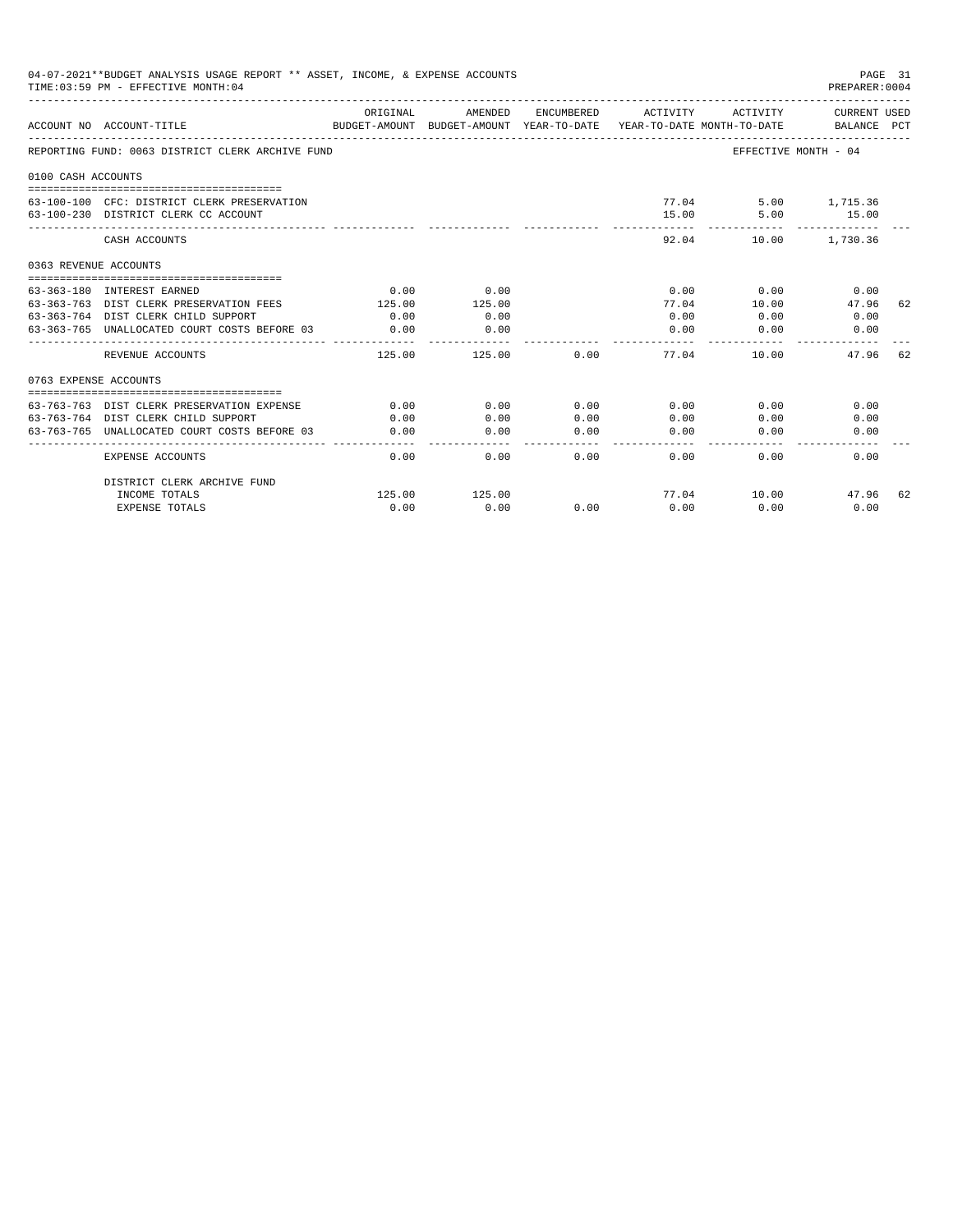04-07-2021**BUDGET ANALYSIS USAGE REPORT ** ASSET, INCOME, & EXPENSE ACCOUNTS
TIME:03:59 PM - EFFECTIVE MONTH:04

PREPARER:0004

| ACCOUNT NO | ACCOUNT-TITLE | ORIGINAL BUDGET-AMOUNT | AMENDED BUDGET-AMOUNT | ENCUMBERED YEAR-TO-DATE | ACTIVITY YEAR-TO-DATE | ACTIVITY MONTH-TO-DATE | CURRENT USED BALANCE | PCT |
|---|---|---|---|---|---|---|---|---|
| REPORTING FUND: 0063 DISTRICT CLERK ARCHIVE FUND | | | | | | EFFECTIVE MONTH - 04 | | |
| 0100 CASH ACCOUNTS | | | | | | | | |
| 63-100-100 | CFC: DISTRICT CLERK PRESERVATION | | | | 77.04 | 5.00 | 1,715.36 | |
| 63-100-230 | DISTRICT CLERK CC ACCOUNT | | | | 15.00 | 5.00 | 15.00 | |
| | CASH ACCOUNTS | | | | 92.04 | 10.00 | 1,730.36 | |
| 0363 REVENUE ACCOUNTS | | | | | | | | |
| 63-363-180 | INTEREST EARNED | 0.00 | 0.00 | | 0.00 | 0.00 | 0.00 | |
| 63-363-763 | DIST CLERK PRESERVATION FEES | 125.00 | 125.00 | | 77.04 | 10.00 | 47.96 | 62 |
| 63-363-764 | DIST CLERK CHILD SUPPORT | 0.00 | 0.00 | | 0.00 | 0.00 | 0.00 | |
| 63-363-765 | UNALLOCATED COURT COSTS BEFORE 03 | 0.00 | 0.00 | | 0.00 | 0.00 | 0.00 | |
| | REVENUE ACCOUNTS | 125.00 | 125.00 | 0.00 | 77.04 | 10.00 | 47.96 | 62 |
| 0763 EXPENSE ACCOUNTS | | | | | | | | |
| 63-763-763 | DIST CLERK PRESERVATION EXPENSE | 0.00 | 0.00 | 0.00 | 0.00 | 0.00 | 0.00 | |
| 63-763-764 | DIST CLERK CHILD SUPPORT | 0.00 | 0.00 | 0.00 | 0.00 | 0.00 | 0.00 | |
| 63-763-765 | UNALLOCATED COURT COSTS BEFORE 03 | 0.00 | 0.00 | 0.00 | 0.00 | 0.00 | 0.00 | |
| | EXPENSE ACCOUNTS | 0.00 | 0.00 | 0.00 | 0.00 | 0.00 | 0.00 | |
| | DISTRICT CLERK ARCHIVE FUND | | | | | | | |
| | INCOME TOTALS | 125.00 | 125.00 | | 77.04 | 10.00 | 47.96 | 62 |
| | EXPENSE TOTALS | 0.00 | 0.00 | 0.00 | 0.00 | 0.00 | 0.00 | |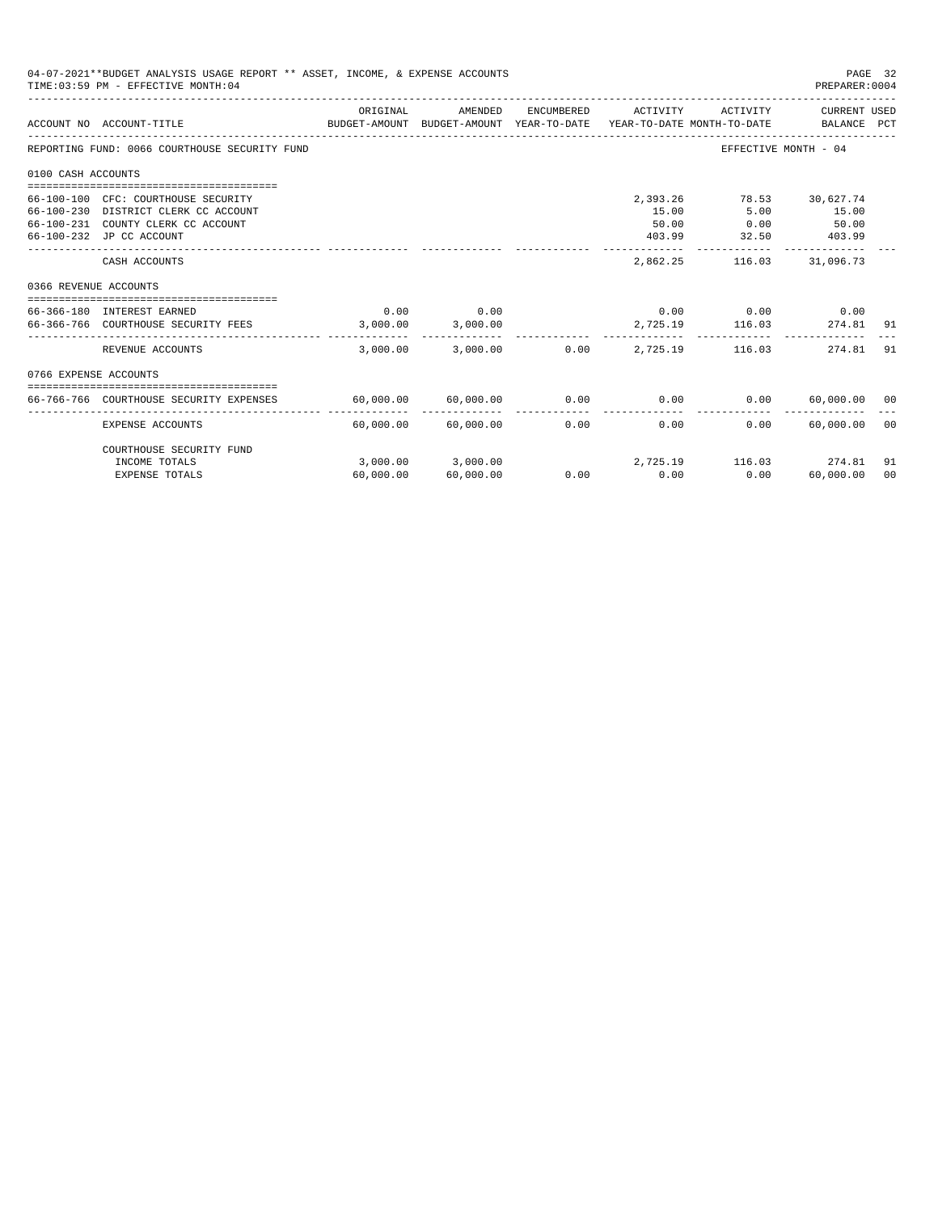04-07-2021**BUDGET ANALYSIS USAGE REPORT ** ASSET, INCOME, & EXPENSE ACCOUNTS

TIME:03:59 PM - EFFECTIVE MONTH:04

PREPARER:0004

| ACCOUNT NO | ACCOUNT-TITLE | ORIGINAL BUDGET-AMOUNT | AMENDED BUDGET-AMOUNT | ENCUMBERED YEAR-TO-DATE | ACTIVITY YEAR-TO-DATE | ACTIVITY MONTH-TO-DATE | CURRENT USED BALANCE | PCT |
|---|---|---|---|---|---|---|---|---|
| REPORTING FUND: 0066 COURTHOUSE SECURITY FUND | | | | | | EFFECTIVE MONTH - 04 | | |
| 0100 CASH ACCOUNTS | | | | | | | | |
| 66-100-100 | CFC: COURTHOUSE SECURITY | | | | 2,393.26 | 78.53 | 30,627.74 | |
| 66-100-230 | DISTRICT CLERK CC ACCOUNT | | | | 15.00 | 5.00 | 15.00 | |
| 66-100-231 | COUNTY CLERK CC ACCOUNT | | | | 50.00 | 0.00 | 50.00 | |
| 66-100-232 | JP CC ACCOUNT | | | | 403.99 | 32.50 | 403.99 | |
| | CASH ACCOUNTS | | | | 2,862.25 | 116.03 | 31,096.73 | |
| 0366 REVENUE ACCOUNTS | | | | | | | | |
| 66-366-180 | INTEREST EARNED | 0.00 | 0.00 | | 0.00 | 0.00 | 0.00 | |
| 66-366-766 | COURTHOUSE SECURITY FEES | 3,000.00 | 3,000.00 | | 2,725.19 | 116.03 | 274.81 | 91 |
| | REVENUE ACCOUNTS | 3,000.00 | 3,000.00 | 0.00 | 2,725.19 | 116.03 | 274.81 | 91 |
| 0766 EXPENSE ACCOUNTS | | | | | | | | |
| 66-766-766 | COURTHOUSE SECURITY EXPENSES | 60,000.00 | 60,000.00 | 0.00 | 0.00 | 0.00 | 60,000.00 | 00 |
| | EXPENSE ACCOUNTS | 60,000.00 | 60,000.00 | 0.00 | 0.00 | 0.00 | 60,000.00 | 00 |
| | COURTHOUSE SECURITY FUND | | | | | | | |
| | INCOME TOTALS | 3,000.00 | 3,000.00 | | 2,725.19 | 116.03 | 274.81 | 91 |
| | EXPENSE TOTALS | 60,000.00 | 60,000.00 | 0.00 | 0.00 | 0.00 | 60,000.00 | 00 |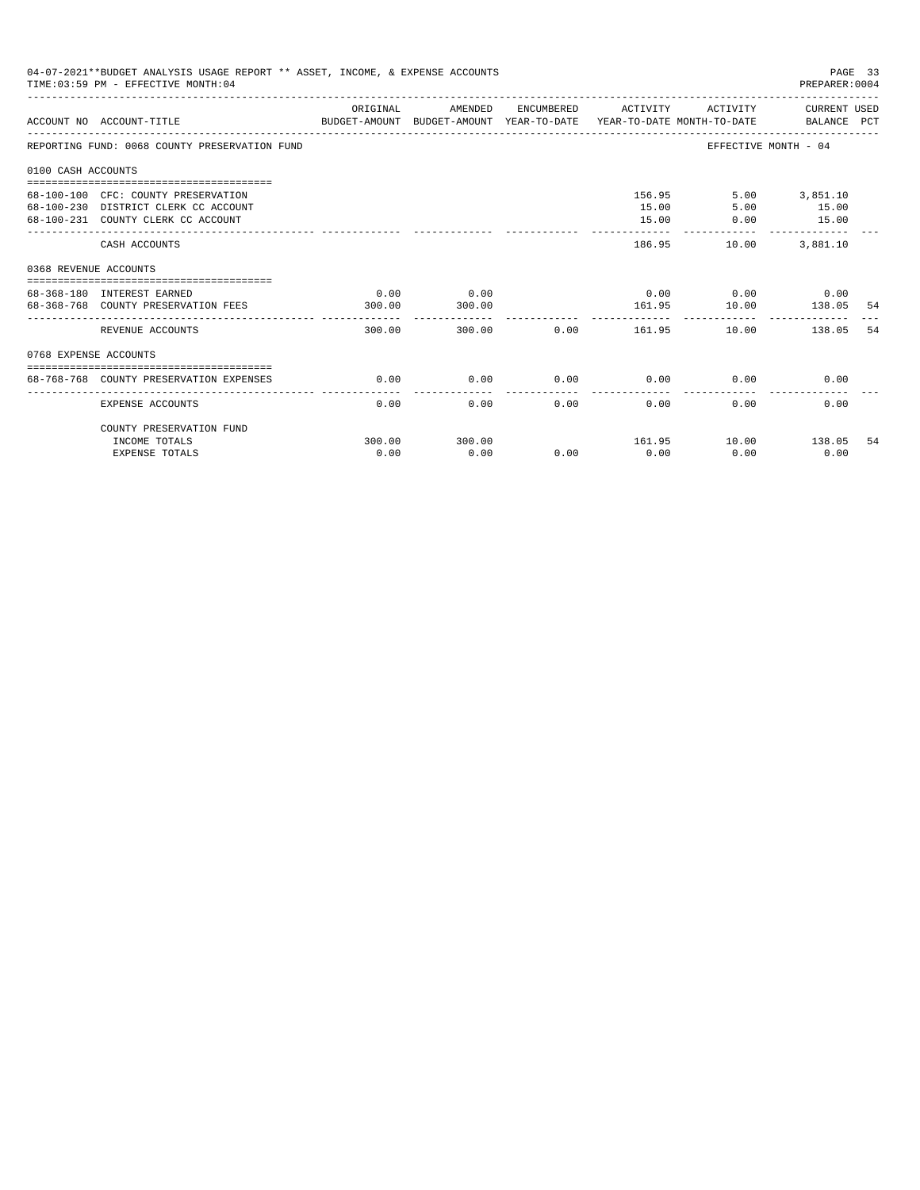04-07-2021**BUDGET ANALYSIS USAGE REPORT ** ASSET, INCOME, & EXPENSE ACCOUNTS
TIME:03:59 PM - EFFECTIVE MONTH:04
PREPARER:0004

| ACCOUNT NO | ACCOUNT-TITLE | ORIGINAL BUDGET-AMOUNT | AMENDED BUDGET-AMOUNT | ENCUMBERED YEAR-TO-DATE | ACTIVITY YEAR-TO-DATE | ACTIVITY MONTH-TO-DATE | CURRENT USED BALANCE | PCT |
|---|---|---|---|---|---|---|---|---|
| REPORTING FUND: 0068 COUNTY PRESERVATION FUND | | | | | | EFFECTIVE MONTH - 04 | | |
| 0100 CASH ACCOUNTS | | | | | | | | |
| 68-100-100 | CFC: COUNTY PRESERVATION | | | | 156.95 | 5.00 | 3,851.10 | |
| 68-100-230 | DISTRICT CLERK CC ACCOUNT | | | | 15.00 | 5.00 | 15.00 | |
| 68-100-231 | COUNTY CLERK CC ACCOUNT | | | | 15.00 | 0.00 | 15.00 | |
| | CASH ACCOUNTS | | | | 186.95 | 10.00 | 3,881.10 | |
| 0368 REVENUE ACCOUNTS | | | | | | | | |
| 68-368-180 | INTEREST EARNED | 0.00 | 0.00 | | 0.00 | 0.00 | 0.00 | |
| 68-368-768 | COUNTY PRESERVATION FEES | 300.00 | 300.00 | | 161.95 | 10.00 | 138.05 | 54 |
| | REVENUE ACCOUNTS | 300.00 | 300.00 | 0.00 | 161.95 | 10.00 | 138.05 | 54 |
| 0768 EXPENSE ACCOUNTS | | | | | | | | |
| 68-768-768 | COUNTY PRESERVATION EXPENSES | 0.00 | 0.00 | 0.00 | 0.00 | 0.00 | 0.00 | |
| | EXPENSE ACCOUNTS | 0.00 | 0.00 | 0.00 | 0.00 | 0.00 | 0.00 | |
| | COUNTY PRESERVATION FUND | | | | | | | |
| | INCOME TOTALS | 300.00 | 300.00 | | 161.95 | 10.00 | 138.05 | 54 |
| | EXPENSE TOTALS | 0.00 | 0.00 | 0.00 | 0.00 | 0.00 | 0.00 | |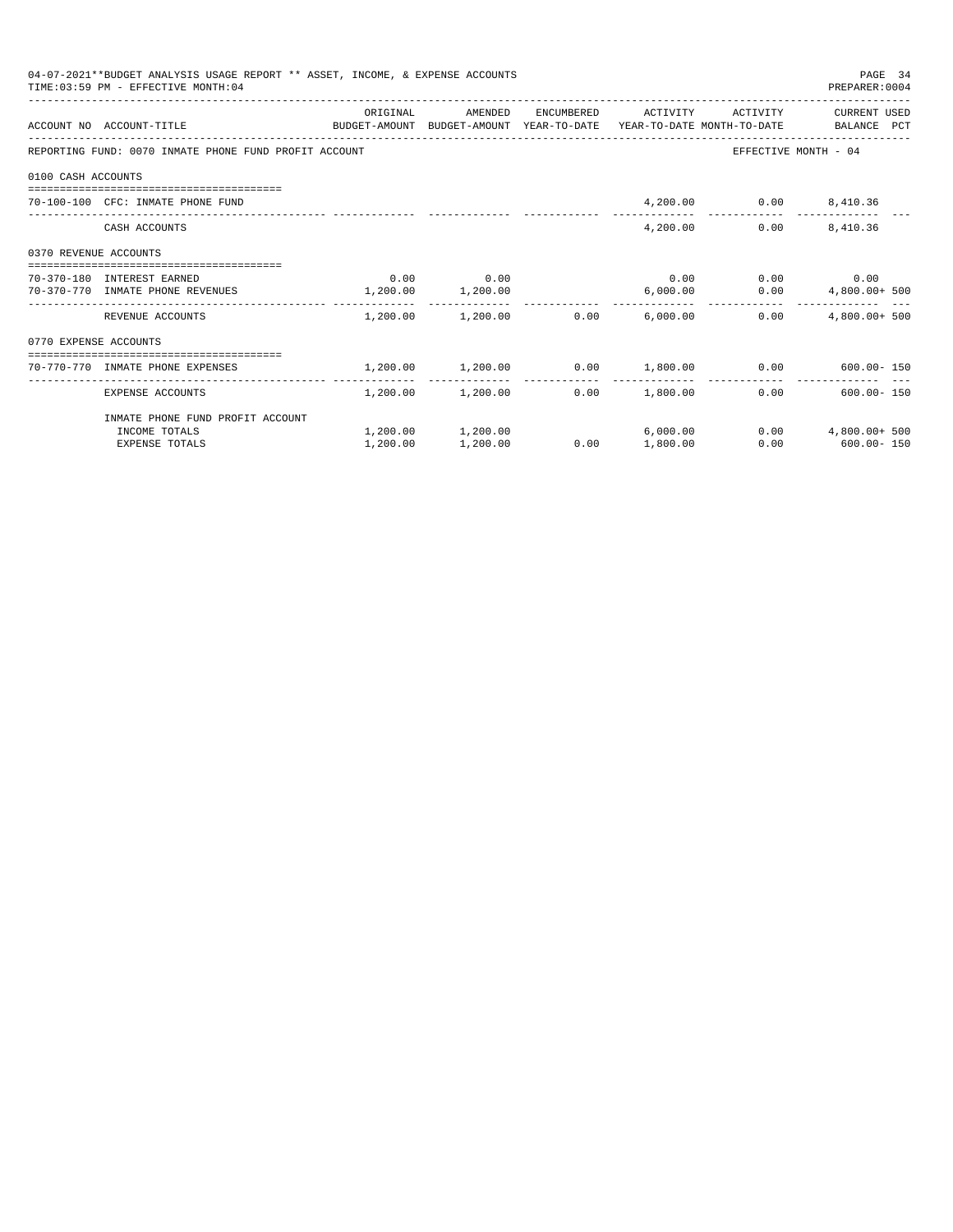04-07-2021**BUDGET ANALYSIS USAGE REPORT ** ASSET, INCOME, & EXPENSE ACCOUNTS

TIME:03:59 PM - EFFECTIVE MONTH:04

PREPARER:0004

| ACCOUNT NO | ACCOUNT-TITLE | ORIGINAL BUDGET-AMOUNT | AMENDED BUDGET-AMOUNT | ENCUMBERED YEAR-TO-DATE | ACTIVITY YEAR-TO-DATE | ACTIVITY MONTH-TO-DATE | CURRENT USED BALANCE | PCT |
|---|---|---|---|---|---|---|---|---|
| REPORTING FUND: 0070 INMATE PHONE FUND PROFIT ACCOUNT | | | | | | EFFECTIVE MONTH - 04 | | |
| 0100 CASH ACCOUNTS | | | | | | | | |
| 70-100-100 | CFC: INMATE PHONE FUND | | | | 4,200.00 | 0.00 | 8,410.36 | |
| | CASH ACCOUNTS | | | | 4,200.00 | 0.00 | 8,410.36 | |
| 0370 REVENUE ACCOUNTS | | | | | | | | |
| 70-370-180 | INTEREST EARNED | 0.00 | 0.00 | | 0.00 | 0.00 | 0.00 | |
| 70-370-770 | INMATE PHONE REVENUES | 1,200.00 | 1,200.00 | | 6,000.00 | 0.00 | 4,800.00+ | 500 |
| | REVENUE ACCOUNTS | 1,200.00 | 1,200.00 | 0.00 | 6,000.00 | 0.00 | 4,800.00+ | 500 |
| 0770 EXPENSE ACCOUNTS | | | | | | | | |
| 70-770-770 | INMATE PHONE EXPENSES | 1,200.00 | 1,200.00 | 0.00 | 1,800.00 | 0.00 | 600.00- | 150 |
| | EXPENSE ACCOUNTS | 1,200.00 | 1,200.00 | 0.00 | 1,800.00 | 0.00 | 600.00- | 150 |
| | INMATE PHONE FUND PROFIT ACCOUNT | | | | | | | |
| | INCOME TOTALS | 1,200.00 | 1,200.00 | | 6,000.00 | 0.00 | 4,800.00+ | 500 |
| | EXPENSE TOTALS | 1,200.00 | 1,200.00 | 0.00 | 1,800.00 | 0.00 | 600.00- | 150 |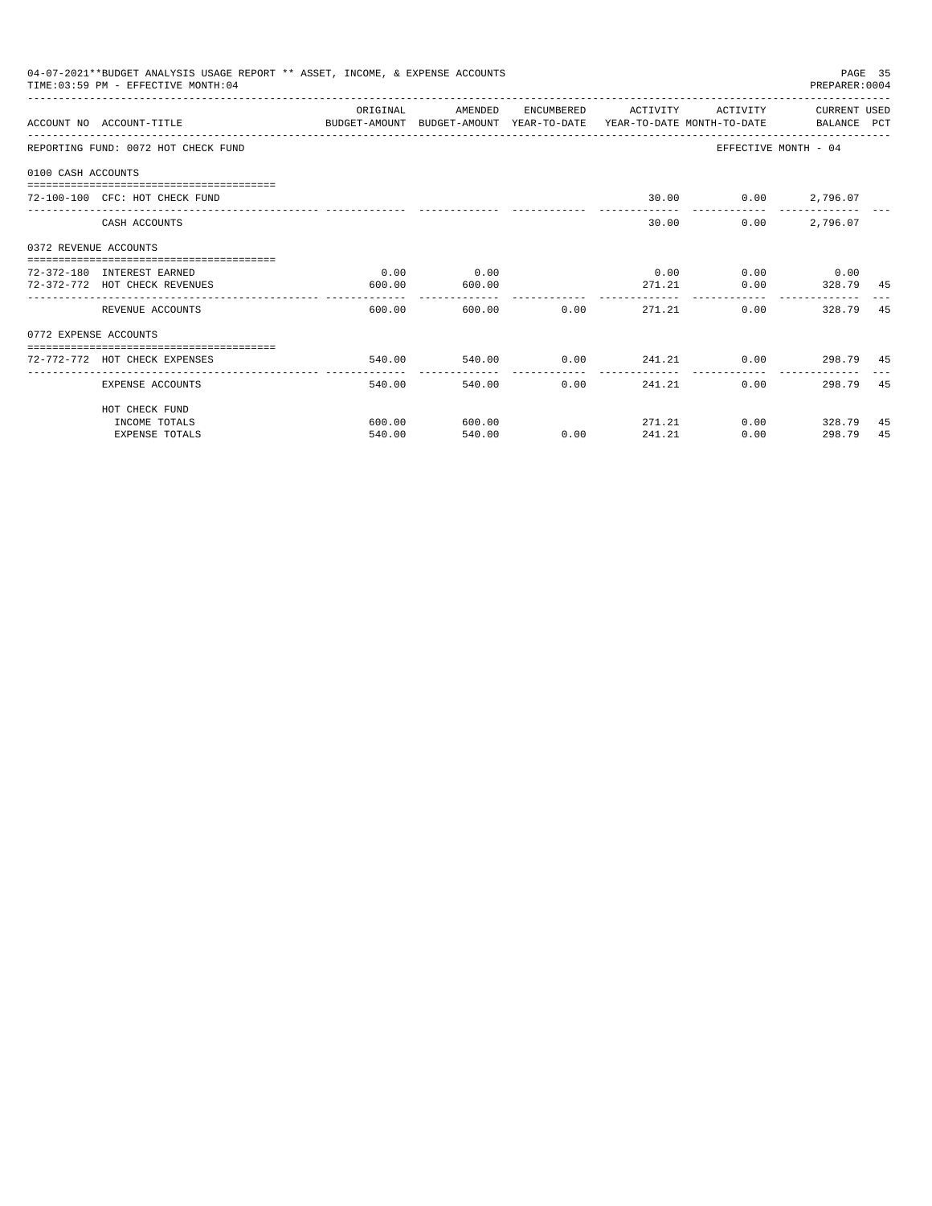04-07-2021**BUDGET ANALYSIS USAGE REPORT ** ASSET, INCOME, & EXPENSE ACCOUNTS

TIME:03:59 PM - EFFECTIVE MONTH:04

PREPARER:0004

| ACCOUNT NO | ACCOUNT-TITLE | ORIGINAL BUDGET-AMOUNT | AMENDED BUDGET-AMOUNT | ENCUMBERED YEAR-TO-DATE | ACTIVITY YEAR-TO-DATE | ACTIVITY MONTH-TO-DATE | CURRENT BALANCE | USED PCT |
|---|---|---|---|---|---|---|---|---|
| REPORTING FUND: 0072 HOT CHECK FUND | | | | | | EFFECTIVE MONTH - 04 | | |
| 0100 CASH ACCOUNTS | | | | | | | | |
| 72-100-100 | CFC: HOT CHECK FUND | | | | 30.00 | 0.00 | 2,796.07 | |
| | CASH ACCOUNTS | | | | 30.00 | 0.00 | 2,796.07 | |
| 0372 REVENUE ACCOUNTS | | | | | | | | |
| 72-372-180 | INTEREST EARNED | 0.00 | 0.00 | | 0.00 | 0.00 | 0.00 | |
| 72-372-772 | HOT CHECK REVENUES | 600.00 | 600.00 | | 271.21 | 0.00 | 328.79 | 45 |
| | REVENUE ACCOUNTS | 600.00 | 600.00 | 0.00 | 271.21 | 0.00 | 328.79 | 45 |
| 0772 EXPENSE ACCOUNTS | | | | | | | | |
| 72-772-772 | HOT CHECK EXPENSES | 540.00 | 540.00 | 0.00 | 241.21 | 0.00 | 298.79 | 45 |
| | EXPENSE ACCOUNTS | 540.00 | 540.00 | 0.00 | 241.21 | 0.00 | 298.79 | 45 |
| | HOT CHECK FUND | | | | | | | |
| | INCOME TOTALS | 600.00 | 600.00 | | 271.21 | 0.00 | 328.79 | 45 |
| | EXPENSE TOTALS | 540.00 | 540.00 | 0.00 | 241.21 | 0.00 | 298.79 | 45 |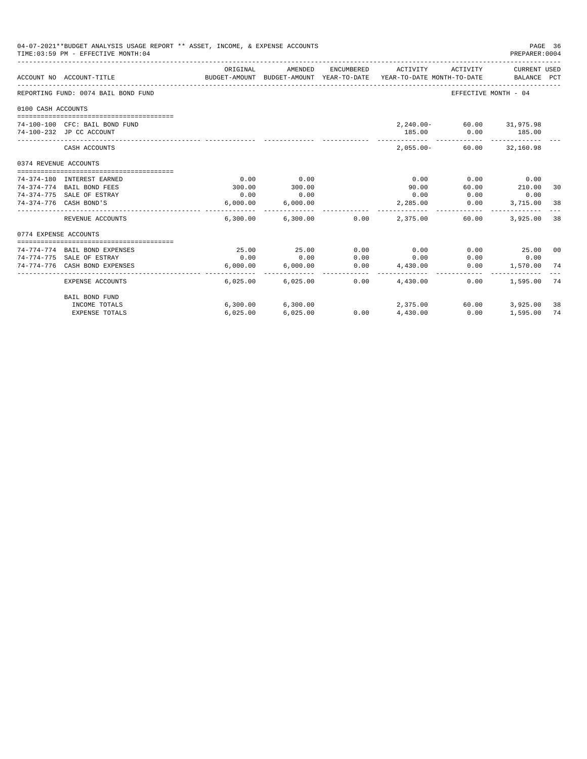04-07-2021**BUDGET ANALYSIS USAGE REPORT ** ASSET, INCOME, & EXPENSE ACCOUNTS
TIME:03:59 PM - EFFECTIVE MONTH:04

PREPARER:0004

| ACCOUNT NO | ACCOUNT-TITLE | ORIGINAL BUDGET-AMOUNT | AMENDED BUDGET-AMOUNT | ENCUMBERED YEAR-TO-DATE | ACTIVITY YEAR-TO-DATE | ACTIVITY MONTH-TO-DATE | CURRENT USED BALANCE | PCT |
|---|---|---|---|---|---|---|---|---|
| REPORTING FUND: 0074 BAIL BOND FUND | | | | | | EFFECTIVE MONTH - 04 | | |
| 0100 CASH ACCOUNTS | | | | | | | | |
| 74-100-100 | CFC: BAIL BOND FUND | | | | 2,240.00- | 60.00 | 31,975.98 | |
| 74-100-232 | JP CC ACCOUNT | | | | 185.00 | 0.00 | 185.00 | |
| | CASH ACCOUNTS | | | | 2,055.00- | 60.00 | 32,160.98 | |
| 0374 REVENUE ACCOUNTS | | | | | | | | |
| 74-374-180 | INTEREST EARNED | 0.00 | 0.00 | | 0.00 | 0.00 | 0.00 | |
| 74-374-774 | BAIL BOND FEES | 300.00 | 300.00 | | 90.00 | 60.00 | 210.00 | 30 |
| 74-374-775 | SALE OF ESTRAY | 0.00 | 0.00 | | 0.00 | 0.00 | 0.00 | |
| 74-374-776 | CASH BOND'S | 6,000.00 | 6,000.00 | | 2,285.00 | 0.00 | 3,715.00 | 38 |
| | REVENUE ACCOUNTS | 6,300.00 | 6,300.00 | 0.00 | 2,375.00 | 60.00 | 3,925.00 | 38 |
| 0774 EXPENSE ACCOUNTS | | | | | | | | |
| 74-774-774 | BAIL BOND EXPENSES | 25.00 | 25.00 | 0.00 | 0.00 | 0.00 | 25.00 | 00 |
| 74-774-775 | SALE OF ESTRAY | 0.00 | 0.00 | 0.00 | 0.00 | 0.00 | 0.00 | |
| 74-774-776 | CASH BOND EXPENSES | 6,000.00 | 6,000.00 | 0.00 | 4,430.00 | 0.00 | 1,570.00 | 74 |
| | EXPENSE ACCOUNTS | 6,025.00 | 6,025.00 | 0.00 | 4,430.00 | 0.00 | 1,595.00 | 74 |
| | BAIL BOND FUND | | | | | | | |
| | INCOME TOTALS | 6,300.00 | 6,300.00 | | 2,375.00 | 60.00 | 3,925.00 | 38 |
| | EXPENSE TOTALS | 6,025.00 | 6,025.00 | 0.00 | 4,430.00 | 0.00 | 1,595.00 | 74 |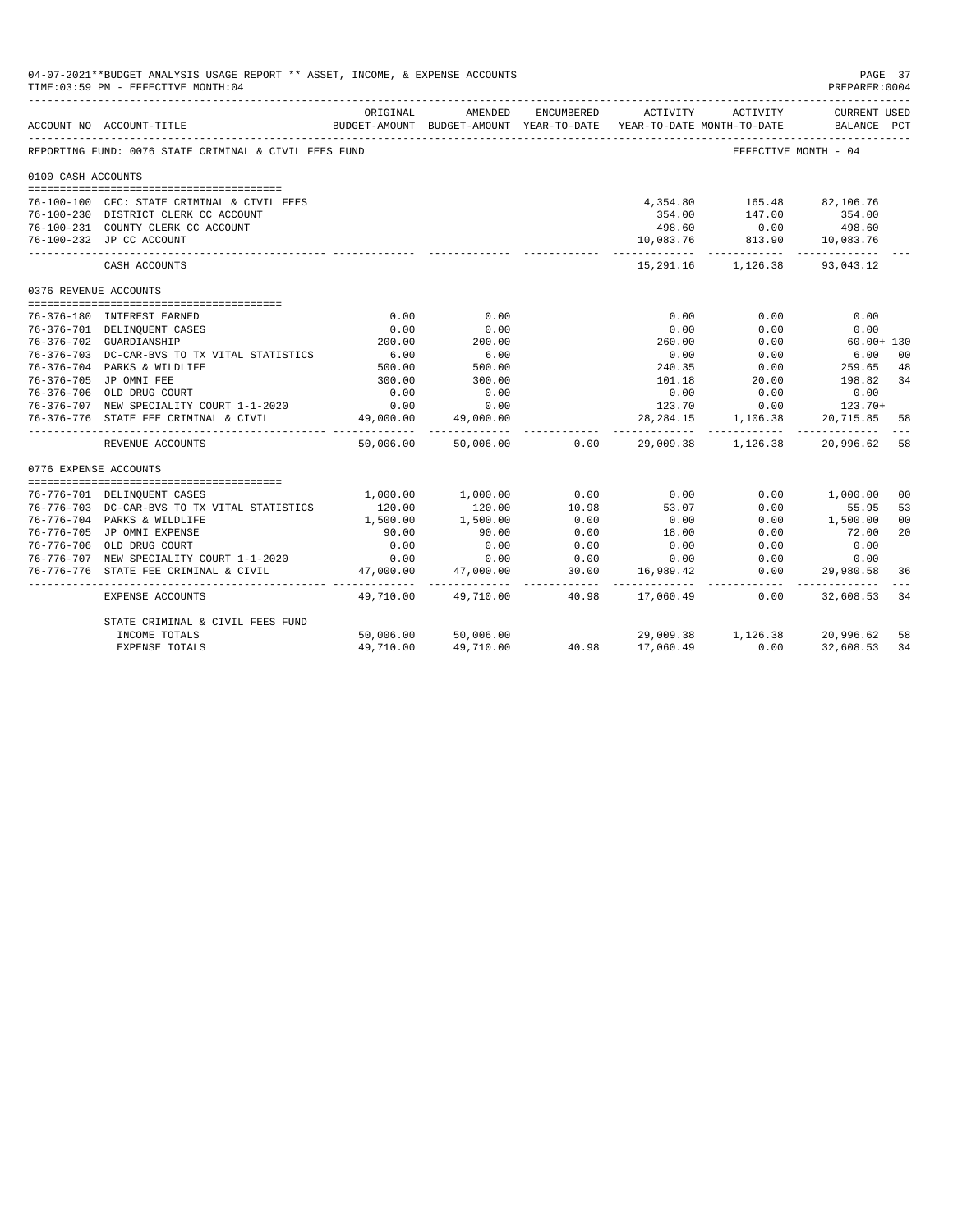04-07-2021**BUDGET ANALYSIS USAGE REPORT ** ASSET, INCOME, & EXPENSE ACCOUNTS

TIME:03:59 PM - EFFECTIVE MONTH:04

PREPARER:0004

| ACCOUNT NO | ACCOUNT-TITLE | ORIGINAL BUDGET-AMOUNT | AMENDED BUDGET-AMOUNT | ENCUMBERED YEAR-TO-DATE | ACTIVITY YEAR-TO-DATE | ACTIVITY MONTH-TO-DATE | CURRENT USED BALANCE | PCT |
|---|---|---|---|---|---|---|---|---|
| REPORTING FUND: 0076 STATE CRIMINAL & CIVIL FEES FUND | | | | | | EFFECTIVE MONTH - 04 | | |
| 0100 CASH ACCOUNTS | | | | | | | | |
| 76-100-100 | CFC: STATE CRIMINAL & CIVIL FEES | | | | 4,354.80 | 165.48 | 82,106.76 | |
| 76-100-230 | DISTRICT CLERK CC ACCOUNT | | | | 354.00 | 147.00 | 354.00 | |
| 76-100-231 | COUNTY CLERK CC ACCOUNT | | | | 498.60 | 0.00 | 498.60 | |
| 76-100-232 | JP CC ACCOUNT | | | | 10,083.76 | 813.90 | 10,083.76 | |
| | CASH ACCOUNTS | | | | 15,291.16 | 1,126.38 | 93,043.12 | |
| 0376 REVENUE ACCOUNTS | | | | | | | | |
| 76-376-180 | INTEREST EARNED | 0.00 | 0.00 | | 0.00 | 0.00 | 0.00 | |
| 76-376-701 | DELINQUENT CASES | 0.00 | 0.00 | | 0.00 | 0.00 | 0.00 | |
| 76-376-702 | GUARDIANSHIP | 200.00 | 200.00 | | 260.00 | 0.00 | 60.00+ | 130 |
| 76-376-703 | DC-CAR-BVS TO TX VITAL STATISTICS | 6.00 | 6.00 | | 0.00 | 0.00 | 6.00 | 00 |
| 76-376-704 | PARKS & WILDLIFE | 500.00 | 500.00 | | 240.35 | 0.00 | 259.65 | 48 |
| 76-376-705 | JP OMNI FEE | 300.00 | 300.00 | | 101.18 | 20.00 | 198.82 | 34 |
| 76-376-706 | OLD DRUG COURT | 0.00 | 0.00 | | 0.00 | 0.00 | 0.00 | |
| 76-376-707 | NEW SPECIALITY COURT 1-1-2020 | 0.00 | 0.00 | | 123.70 | 0.00 | 123.70+ | |
| 76-376-776 | STATE FEE CRIMINAL & CIVIL | 49,000.00 | 49,000.00 | | 28,284.15 | 1,106.38 | 20,715.85 | 58 |
| | REVENUE ACCOUNTS | 50,006.00 | 50,006.00 | 0.00 | 29,009.38 | 1,126.38 | 20,996.62 | 58 |
| 0776 EXPENSE ACCOUNTS | | | | | | | | |
| 76-776-701 | DELINQUENT CASES | 1,000.00 | 1,000.00 | 0.00 | 0.00 | 0.00 | 1,000.00 | 00 |
| 76-776-703 | DC-CAR-BVS TO TX VITAL STATISTICS | 120.00 | 120.00 | 10.98 | 53.07 | 0.00 | 55.95 | 53 |
| 76-776-704 | PARKS & WILDLIFE | 1,500.00 | 1,500.00 | 0.00 | 0.00 | 0.00 | 1,500.00 | 00 |
| 76-776-705 | JP OMNI EXPENSE | 90.00 | 90.00 | 0.00 | 18.00 | 0.00 | 72.00 | 20 |
| 76-776-706 | OLD DRUG COURT | 0.00 | 0.00 | 0.00 | 0.00 | 0.00 | 0.00 | |
| 76-776-707 | NEW SPECIALITY COURT 1-1-2020 | 0.00 | 0.00 | 0.00 | 0.00 | 0.00 | 0.00 | |
| 76-776-776 | STATE FEE CRIMINAL & CIVIL | 47,000.00 | 47,000.00 | 30.00 | 16,989.42 | 0.00 | 29,980.58 | 36 |
| | EXPENSE ACCOUNTS | 49,710.00 | 49,710.00 | 40.98 | 17,060.49 | 0.00 | 32,608.53 | 34 |
| | STATE CRIMINAL & CIVIL FEES FUND | | | | | | | |
| | INCOME TOTALS | 50,006.00 | 50,006.00 | | 29,009.38 | 1,126.38 | 20,996.62 | 58 |
| | EXPENSE TOTALS | 49,710.00 | 49,710.00 | 40.98 | 17,060.49 | 0.00 | 32,608.53 | 34 |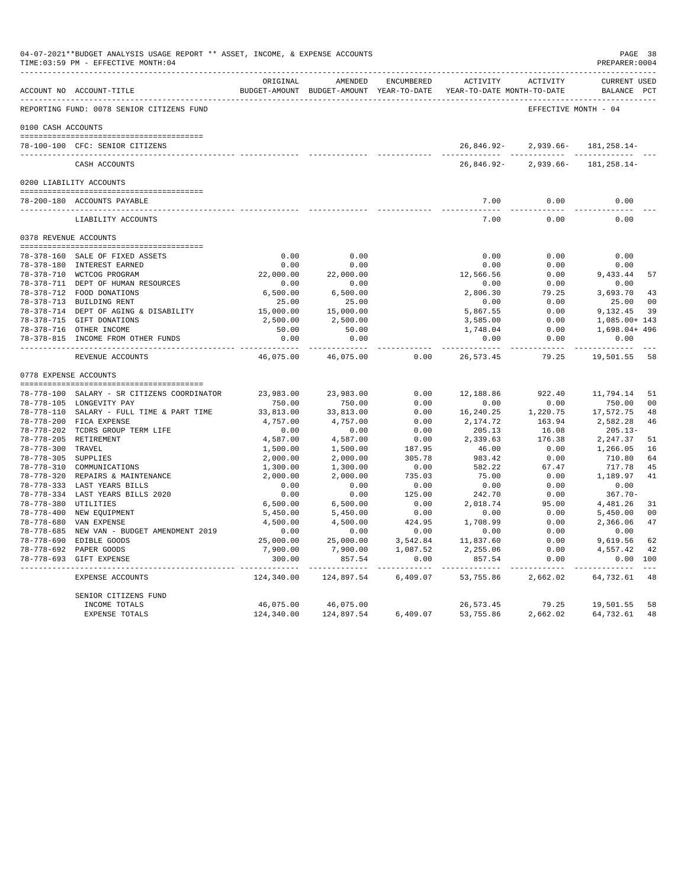04-07-2021**BUDGET ANALYSIS USAGE REPORT ** ASSET, INCOME, & EXPENSE ACCOUNTS
TIME:03:59 PM - EFFECTIVE MONTH:04

PREPARER:0004

| ACCOUNT NO | ACCOUNT-TITLE | ORIGINAL BUDGET-AMOUNT | AMENDED BUDGET-AMOUNT | ENCUMBERED YEAR-TO-DATE | ACTIVITY YEAR-TO-DATE | ACTIVITY MONTH-TO-DATE | CURRENT USED BALANCE | PCT |
|---|---|---|---|---|---|---|---|---|
| REPORTING FUND: 0078 SENIOR CITIZENS FUND | | | | | | | EFFECTIVE MONTH - 04 | |
| 0100 CASH ACCOUNTS | | | | | | | | |
| 78-100-100 | CFC: SENIOR CITIZENS | | | | 26,846.92- | 2,939.66- | 181,258.14- | |
| | CASH ACCOUNTS | | | | 26,846.92- | 2,939.66- | 181,258.14- | |
| 0200 LIABILITY ACCOUNTS | | | | | | | | |
| 78-200-180 | ACCOUNTS PAYABLE | | | | 7.00 | 0.00 | 0.00 | |
| | LIABILITY ACCOUNTS | | | | 7.00 | 0.00 | 0.00 | |
| 0378 REVENUE ACCOUNTS | | | | | | | | |
| 78-378-160 | SALE OF FIXED ASSETS | 0.00 | 0.00 | | 0.00 | 0.00 | 0.00 | |
| 78-378-180 | INTEREST EARNED | 0.00 | 0.00 | | 0.00 | 0.00 | 0.00 | |
| 78-378-710 | WCTCOG PROGRAM | 22,000.00 | 22,000.00 | | 12,566.56 | 0.00 | 9,433.44 | 57 |
| 78-378-711 | DEPT OF HUMAN RESOURCES | 0.00 | 0.00 | | 0.00 | 0.00 | 0.00 | |
| 78-378-712 | FOOD DONATIONS | 6,500.00 | 6,500.00 | | 2,806.30 | 79.25 | 3,693.70 | 43 |
| 78-378-713 | BUILDING RENT | 25.00 | 25.00 | | 0.00 | 0.00 | 25.00 | 00 |
| 78-378-714 | DEPT OF AGING & DISABILITY | 15,000.00 | 15,000.00 | | 5,867.55 | 0.00 | 9,132.45 | 39 |
| 78-378-715 | GIFT DONATIONS | 2,500.00 | 2,500.00 | | 3,585.00 | 0.00 | 1,085.00+ | 143 |
| 78-378-716 | OTHER INCOME | 50.00 | 50.00 | | 1,748.04 | 0.00 | 1,698.04+ | 496 |
| 78-378-815 | INCOME FROM OTHER FUNDS | 0.00 | 0.00 | | 0.00 | 0.00 | 0.00 | |
| | REVENUE ACCOUNTS | 46,075.00 | 46,075.00 | 0.00 | 26,573.45 | 79.25 | 19,501.55 | 58 |
| 0778 EXPENSE ACCOUNTS | | | | | | | | |
| 78-778-100 | SALARY - SR CITIZENS COORDINATOR | 23,983.00 | 23,983.00 | 0.00 | 12,188.86 | 922.40 | 11,794.14 | 51 |
| 78-778-105 | LONGEVITY PAY | 750.00 | 750.00 | 0.00 | 0.00 | 0.00 | 750.00 | 00 |
| 78-778-110 | SALARY - FULL TIME & PART TIME | 33,813.00 | 33,813.00 | 0.00 | 16,240.25 | 1,220.75 | 17,572.75 | 48 |
| 78-778-200 | FICA EXPENSE | 4,757.00 | 4,757.00 | 0.00 | 2,174.72 | 163.94 | 2,582.28 | 46 |
| 78-778-202 | TCDRS GROUP TERM LIFE | 0.00 | 0.00 | 0.00 | 205.13 | 16.08 | 205.13- | |
| 78-778-205 | RETIREMENT | 4,587.00 | 4,587.00 | 0.00 | 2,339.63 | 176.38 | 2,247.37 | 51 |
| 78-778-300 | TRAVEL | 1,500.00 | 1,500.00 | 187.95 | 46.00 | 0.00 | 1,266.05 | 16 |
| 78-778-305 | SUPPLIES | 2,000.00 | 2,000.00 | 305.78 | 983.42 | 0.00 | 710.80 | 64 |
| 78-778-310 | COMMUNICATIONS | 1,300.00 | 1,300.00 | 0.00 | 582.22 | 67.47 | 717.78 | 45 |
| 78-778-320 | REPAIRS & MAINTENANCE | 2,000.00 | 2,000.00 | 735.03 | 75.00 | 0.00 | 1,189.97 | 41 |
| 78-778-333 | LAST YEARS BILLS | 0.00 | 0.00 | 0.00 | 0.00 | 0.00 | 0.00 | |
| 78-778-334 | LAST YEARS BILLS 2020 | 0.00 | 0.00 | 125.00 | 242.70 | 0.00 | 367.70- | |
| 78-778-380 | UTILITIES | 6,500.00 | 6,500.00 | 0.00 | 2,018.74 | 95.00 | 4,481.26 | 31 |
| 78-778-400 | NEW EQUIPMENT | 5,450.00 | 5,450.00 | 0.00 | 0.00 | 0.00 | 5,450.00 | 00 |
| 78-778-680 | VAN EXPENSE | 4,500.00 | 4,500.00 | 424.95 | 1,708.99 | 0.00 | 2,366.06 | 47 |
| 78-778-685 | NEW VAN - BUDGET AMENDMENT 2019 | 0.00 | 0.00 | 0.00 | 0.00 | 0.00 | 0.00 | |
| 78-778-690 | EDIBLE GOODS | 25,000.00 | 25,000.00 | 3,542.84 | 11,837.60 | 0.00 | 9,619.56 | 62 |
| 78-778-692 | PAPER GOODS | 7,900.00 | 7,900.00 | 1,087.52 | 2,255.06 | 0.00 | 4,557.42 | 42 |
| 78-778-693 | GIFT EXPENSE | 300.00 | 857.54 | 0.00 | 857.54 | 0.00 | 0.00 | 100 |
| | EXPENSE ACCOUNTS | 124,340.00 | 124,897.54 | 6,409.07 | 53,755.86 | 2,662.02 | 64,732.61 | 48 |
| | SENIOR CITIZENS FUND | | | | | | | |
| | INCOME TOTALS | 46,075.00 | 46,075.00 | | 26,573.45 | 79.25 | 19,501.55 | 58 |
| | EXPENSE TOTALS | 124,340.00 | 124,897.54 | 6,409.07 | 53,755.86 | 2,662.02 | 64,732.61 | 48 |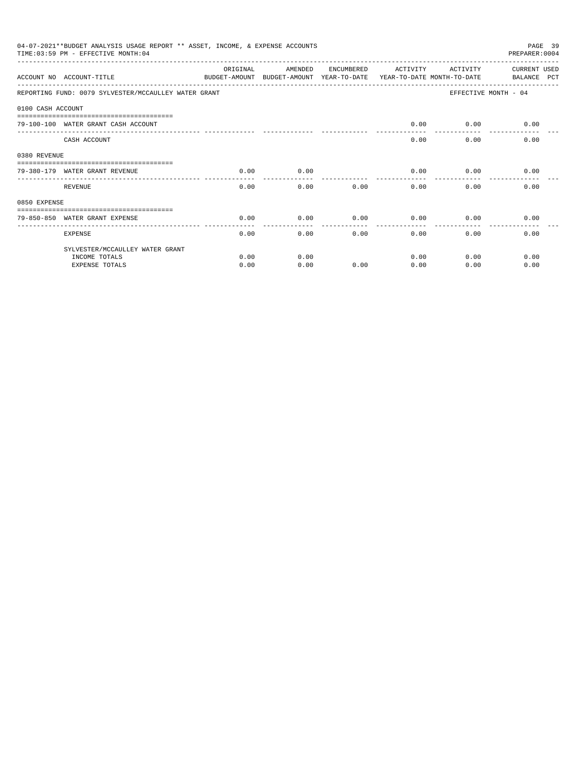04-07-2021**BUDGET ANALYSIS USAGE REPORT ** ASSET, INCOME, & EXPENSE ACCOUNTS
TIME:03:59 PM - EFFECTIVE MONTH:04

PREPARER:0004

| ACCOUNT NO | ACCOUNT-TITLE | ORIGINAL BUDGET-AMOUNT | AMENDED BUDGET-AMOUNT | ENCUMBERED YEAR-TO-DATE | ACTIVITY YEAR-TO-DATE | ACTIVITY MONTH-TO-DATE | CURRENT USED BALANCE PCT |
|---|---|---|---|---|---|---|---|
| REPORTING FUND: 0079 SYLVESTER/MCCAULLEY WATER GRANT | | | | | | | EFFECTIVE MONTH - 04 |
| 0100 CASH ACCOUNT | | | | | | | |
| 79-100-100 | WATER GRANT CASH ACCOUNT | | | | 0.00 | 0.00 | 0.00 |
| | CASH ACCOUNT | | | | 0.00 | 0.00 | 0.00 |
| 0380 REVENUE | | | | | | | |
| 79-380-179 | WATER GRANT REVENUE | 0.00 | 0.00 | | 0.00 | 0.00 | 0.00 |
| | REVENUE | 0.00 | 0.00 | 0.00 | 0.00 | 0.00 | 0.00 |
| 0850 EXPENSE | | | | | | | |
| 79-850-850 | WATER GRANT EXPENSE | 0.00 | 0.00 | 0.00 | 0.00 | 0.00 | 0.00 |
| | EXPENSE | 0.00 | 0.00 | 0.00 | 0.00 | 0.00 | 0.00 |
| | SYLVESTER/MCCAULLEY WATER GRANT | | | | | | |
| | INCOME TOTALS | 0.00 | 0.00 | | 0.00 | 0.00 | 0.00 |
| | EXPENSE TOTALS | 0.00 | 0.00 | 0.00 | 0.00 | 0.00 | 0.00 |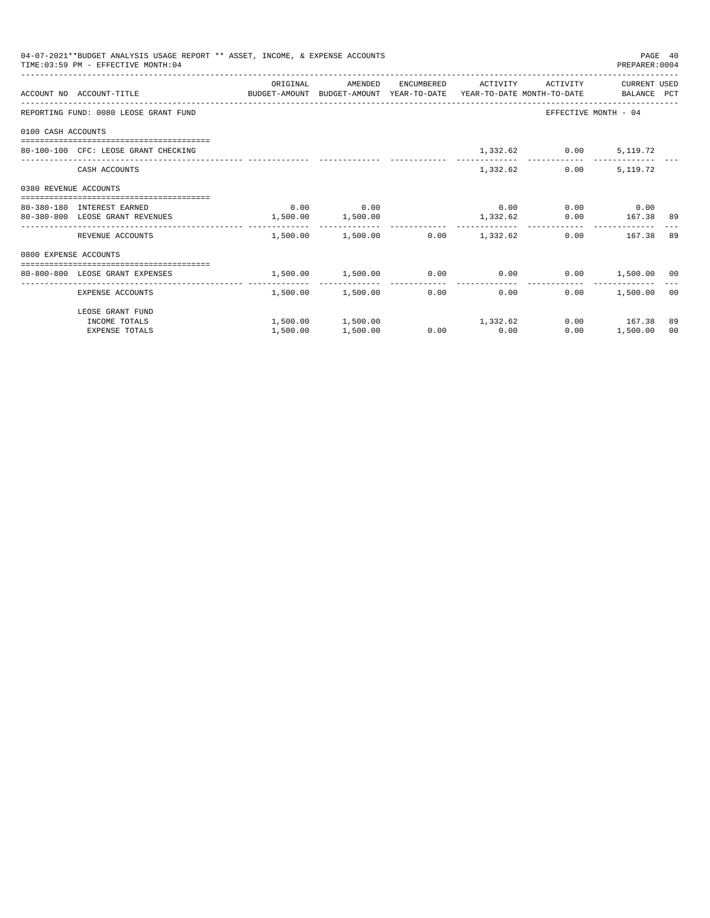04-07-2021**BUDGET ANALYSIS USAGE REPORT ** ASSET, INCOME, & EXPENSE ACCOUNTS
TIME:03:59 PM - EFFECTIVE MONTH:04

PREPARER:0004

| ACCOUNT NO | ACCOUNT-TITLE | ORIGINAL BUDGET-AMOUNT | AMENDED BUDGET-AMOUNT | ENCUMBERED YEAR-TO-DATE | ACTIVITY YEAR-TO-DATE | ACTIVITY MONTH-TO-DATE | CURRENT USED BALANCE | PCT |
|---|---|---|---|---|---|---|---|---|
| REPORTING FUND: 0080 LEOSE GRANT FUND | | | | | | | EFFECTIVE MONTH - 04 | |
| 0100 CASH ACCOUNTS | | | | | | | | |
| 80-100-100 | CFC: LEOSE GRANT CHECKING | | | | 1,332.62 | 0.00 | 5,119.72 | |
| | CASH ACCOUNTS | | | | 1,332.62 | 0.00 | 5,119.72 | |
| 0380 REVENUE ACCOUNTS | | | | | | | | |
| 80-380-180 | INTEREST EARNED | 0.00 | 0.00 | | 0.00 | 0.00 | 0.00 | |
| 80-380-800 | LEOSE GRANT REVENUES | 1,500.00 | 1,500.00 | | 1,332.62 | 0.00 | 167.38 | 89 |
| | REVENUE ACCOUNTS | 1,500.00 | 1,500.00 | 0.00 | 1,332.62 | 0.00 | 167.38 | 89 |
| 0800 EXPENSE ACCOUNTS | | | | | | | | |
| 80-800-800 | LEOSE GRANT EXPENSES | 1,500.00 | 1,500.00 | 0.00 | 0.00 | 0.00 | 1,500.00 | 00 |
| | EXPENSE ACCOUNTS | 1,500.00 | 1,500.00 | 0.00 | 0.00 | 0.00 | 1,500.00 | 00 |
| | LEOSE GRANT FUND | | | | | | | |
| | INCOME TOTALS | 1,500.00 | 1,500.00 | | 1,332.62 | 0.00 | 167.38 | 89 |
| | EXPENSE TOTALS | 1,500.00 | 1,500.00 | 0.00 | 0.00 | 0.00 | 1,500.00 | 00 |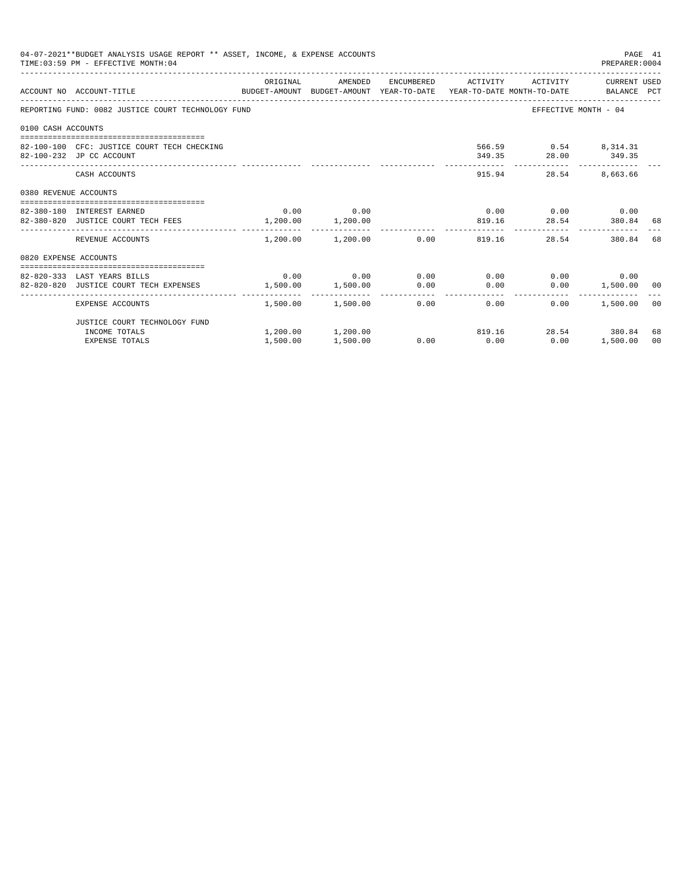04-07-2021**BUDGET ANALYSIS USAGE REPORT ** ASSET, INCOME, & EXPENSE ACCOUNTS

TIME:03:59 PM - EFFECTIVE MONTH:04

PREPARER:0004

| ACCOUNT NO | ACCOUNT-TITLE | ORIGINAL BUDGET-AMOUNT | AMENDED BUDGET-AMOUNT | ENCUMBERED YEAR-TO-DATE | ACTIVITY YEAR-TO-DATE | ACTIVITY MONTH-TO-DATE | CURRENT USED BALANCE | PCT |
|---|---|---|---|---|---|---|---|---|
| REPORTING FUND: 0082 JUSTICE COURT TECHNOLOGY FUND | | | | | | | EFFECTIVE MONTH - 04 | |
| 0100 CASH ACCOUNTS | | | | | | | | |
| 82-100-100 | CFC: JUSTICE COURT TECH CHECKING | | | | 566.59 | 0.54 | 8,314.31 | |
| 82-100-232 | JP CC ACCOUNT | | | | 349.35 | 28.00 | 349.35 | |
| | CASH ACCOUNTS | | | | 915.94 | 28.54 | 8,663.66 | |
| 0380 REVENUE ACCOUNTS | | | | | | | | |
| 82-380-180 | INTEREST EARNED | 0.00 | 0.00 | | 0.00 | 0.00 | 0.00 | |
| 82-380-820 | JUSTICE COURT TECH FEES | 1,200.00 | 1,200.00 | | 819.16 | 28.54 | 380.84 | 68 |
| | REVENUE ACCOUNTS | 1,200.00 | 1,200.00 | 0.00 | 819.16 | 28.54 | 380.84 | 68 |
| 0820 EXPENSE ACCOUNTS | | | | | | | | |
| 82-820-333 | LAST YEARS BILLS | 0.00 | 0.00 | 0.00 | 0.00 | 0.00 | 0.00 | |
| 82-820-820 | JUSTICE COURT TECH EXPENSES | 1,500.00 | 1,500.00 | 0.00 | 0.00 | 0.00 | 1,500.00 | 00 |
| | EXPENSE ACCOUNTS | 1,500.00 | 1,500.00 | 0.00 | 0.00 | 0.00 | 1,500.00 | 00 |
| | JUSTICE COURT TECHNOLOGY FUND | | | | | | | |
| | INCOME TOTALS | 1,200.00 | 1,200.00 | | 819.16 | 28.54 | 380.84 | 68 |
| | EXPENSE TOTALS | 1,500.00 | 1,500.00 | 0.00 | 0.00 | 0.00 | 1,500.00 | 00 |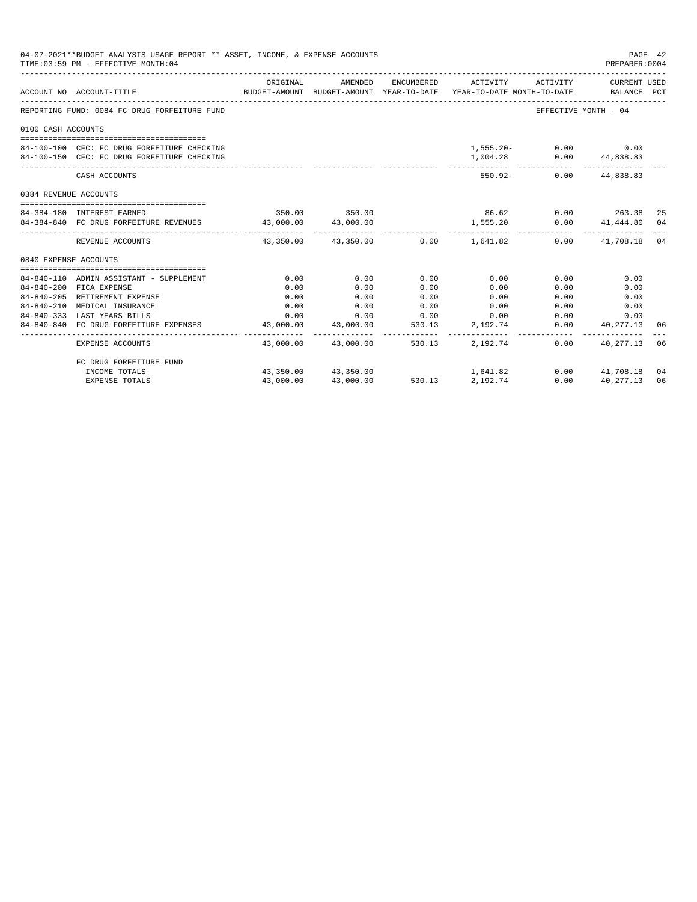04-07-2021**BUDGET ANALYSIS USAGE REPORT ** ASSET, INCOME, & EXPENSE ACCOUNTS
TIME:03:59 PM - EFFECTIVE MONTH:04

PREPARER:0004

| ACCOUNT NO | ACCOUNT-TITLE | ORIGINAL BUDGET-AMOUNT | AMENDED BUDGET-AMOUNT | ENCUMBERED YEAR-TO-DATE | ACTIVITY YEAR-TO-DATE | ACTIVITY MONTH-TO-DATE | CURRENT USED BALANCE | PCT |
|---|---|---|---|---|---|---|---|---|
| REPORTING FUND: 0084 FC DRUG FORFEITURE FUND | | | | | | | EFFECTIVE MONTH - 04 | |
| 0100 CASH ACCOUNTS | | | | | | | | |
| 84-100-100 | CFC: FC DRUG FORFEITURE CHECKING | | | | 1,555.20- | 0.00 | 0.00 | |
| 84-100-150 | CFC: FC DRUG FORFEITURE CHECKING | | | | 1,004.28 | 0.00 | 44,838.83 | |
| | CASH ACCOUNTS | | | | 550.92- | 0.00 | 44,838.83 | |
| 0384 REVENUE ACCOUNTS | | | | | | | | |
| 84-384-180 | INTEREST EARNED | 350.00 | 350.00 | | 86.62 | 0.00 | 263.38 | 25 |
| 84-384-840 | FC DRUG FORFEITURE REVENUES | 43,000.00 | 43,000.00 | | 1,555.20 | 0.00 | 41,444.80 | 04 |
| | REVENUE ACCOUNTS | 43,350.00 | 43,350.00 | 0.00 | 1,641.82 | 0.00 | 41,708.18 | 04 |
| 0840 EXPENSE ACCOUNTS | | | | | | | | |
| 84-840-110 | ADMIN ASSISTANT - SUPPLEMENT | 0.00 | 0.00 | 0.00 | 0.00 | 0.00 | 0.00 | |
| 84-840-200 | FICA EXPENSE | 0.00 | 0.00 | 0.00 | 0.00 | 0.00 | 0.00 | |
| 84-840-205 | RETIREMENT EXPENSE | 0.00 | 0.00 | 0.00 | 0.00 | 0.00 | 0.00 | |
| 84-840-210 | MEDICAL INSURANCE | 0.00 | 0.00 | 0.00 | 0.00 | 0.00 | 0.00 | |
| 84-840-333 | LAST YEARS BILLS | 0.00 | 0.00 | 0.00 | 0.00 | 0.00 | 0.00 | |
| 84-840-840 | FC DRUG FORFEITURE EXPENSES | 43,000.00 | 43,000.00 | 530.13 | 2,192.74 | 0.00 | 40,277.13 | 06 |
| | EXPENSE ACCOUNTS | 43,000.00 | 43,000.00 | 530.13 | 2,192.74 | 0.00 | 40,277.13 | 06 |
| | FC DRUG FORFEITURE FUND | | | | | | | |
| | INCOME TOTALS | 43,350.00 | 43,350.00 | | 1,641.82 | 0.00 | 41,708.18 | 04 |
| | EXPENSE TOTALS | 43,000.00 | 43,000.00 | 530.13 | 2,192.74 | 0.00 | 40,277.13 | 06 |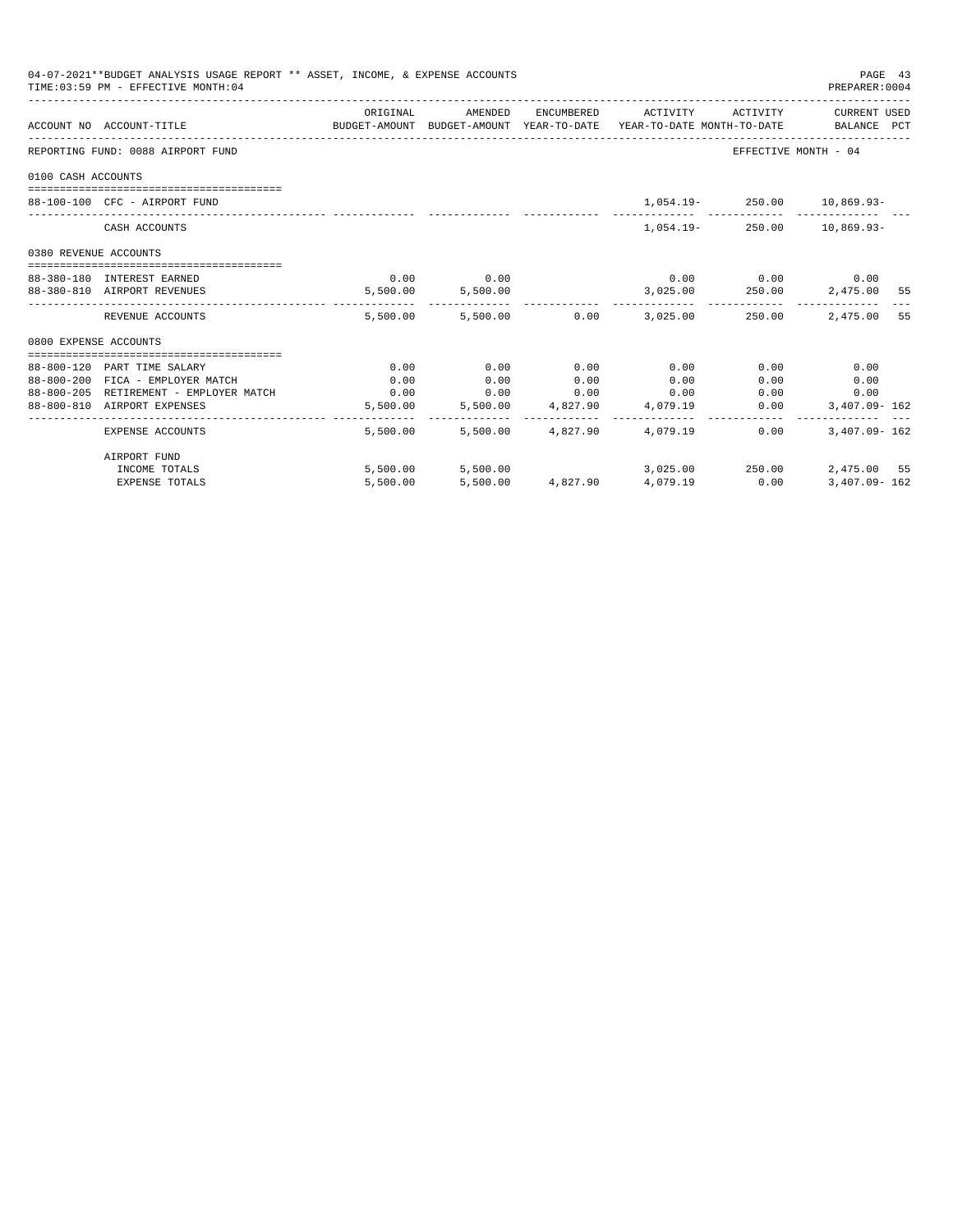04-07-2021**BUDGET ANALYSIS USAGE REPORT ** ASSET, INCOME, & EXPENSE ACCOUNTS
TIME:03:59 PM - EFFECTIVE MONTH:04
PREPARER:0004

| ACCOUNT NO | ACCOUNT-TITLE | ORIGINAL BUDGET-AMOUNT | AMENDED BUDGET-AMOUNT | ENCUMBERED YEAR-TO-DATE | ACTIVITY YEAR-TO-DATE | ACTIVITY MONTH-TO-DATE | CURRENT USED BALANCE | PCT |
|---|---|---|---|---|---|---|---|---|
| REPORTING FUND: 0088 AIRPORT FUND | | | | | | | EFFECTIVE MONTH - 04 | |
| 0100 CASH ACCOUNTS | | | | | | | | |
| 88-100-100 | CFC - AIRPORT FUND | | | | 1,054.19- | 250.00 | 10,869.93- | |
| | CASH ACCOUNTS | | | | 1,054.19- | 250.00 | 10,869.93- | |
| 0380 REVENUE ACCOUNTS | | | | | | | | |
| 88-380-180 | INTEREST EARNED | 0.00 | 0.00 | | 0.00 | 0.00 | 0.00 | |
| 88-380-810 | AIRPORT REVENUES | 5,500.00 | 5,500.00 | | 3,025.00 | 250.00 | 2,475.00 | 55 |
| | REVENUE ACCOUNTS | 5,500.00 | 5,500.00 | 0.00 | 3,025.00 | 250.00 | 2,475.00 | 55 |
| 0800 EXPENSE ACCOUNTS | | | | | | | | |
| 88-800-120 | PART TIME SALARY | 0.00 | 0.00 | 0.00 | 0.00 | 0.00 | 0.00 | |
| 88-800-200 | FICA - EMPLOYER MATCH | 0.00 | 0.00 | 0.00 | 0.00 | 0.00 | 0.00 | |
| 88-800-205 | RETIREMENT - EMPLOYER MATCH | 0.00 | 0.00 | 0.00 | 0.00 | 0.00 | 0.00 | |
| 88-800-810 | AIRPORT EXPENSES | 5,500.00 | 5,500.00 | 4,827.90 | 4,079.19 | 0.00 | 3,407.09- | 162 |
| | EXPENSE ACCOUNTS | 5,500.00 | 5,500.00 | 4,827.90 | 4,079.19 | 0.00 | 3,407.09- | 162 |
| | AIRPORT FUND | | | | | | | |
| | INCOME TOTALS | 5,500.00 | 5,500.00 | | 3,025.00 | 250.00 | 2,475.00 | 55 |
| | EXPENSE TOTALS | 5,500.00 | 5,500.00 | 4,827.90 | 4,079.19 | 0.00 | 3,407.09- | 162 |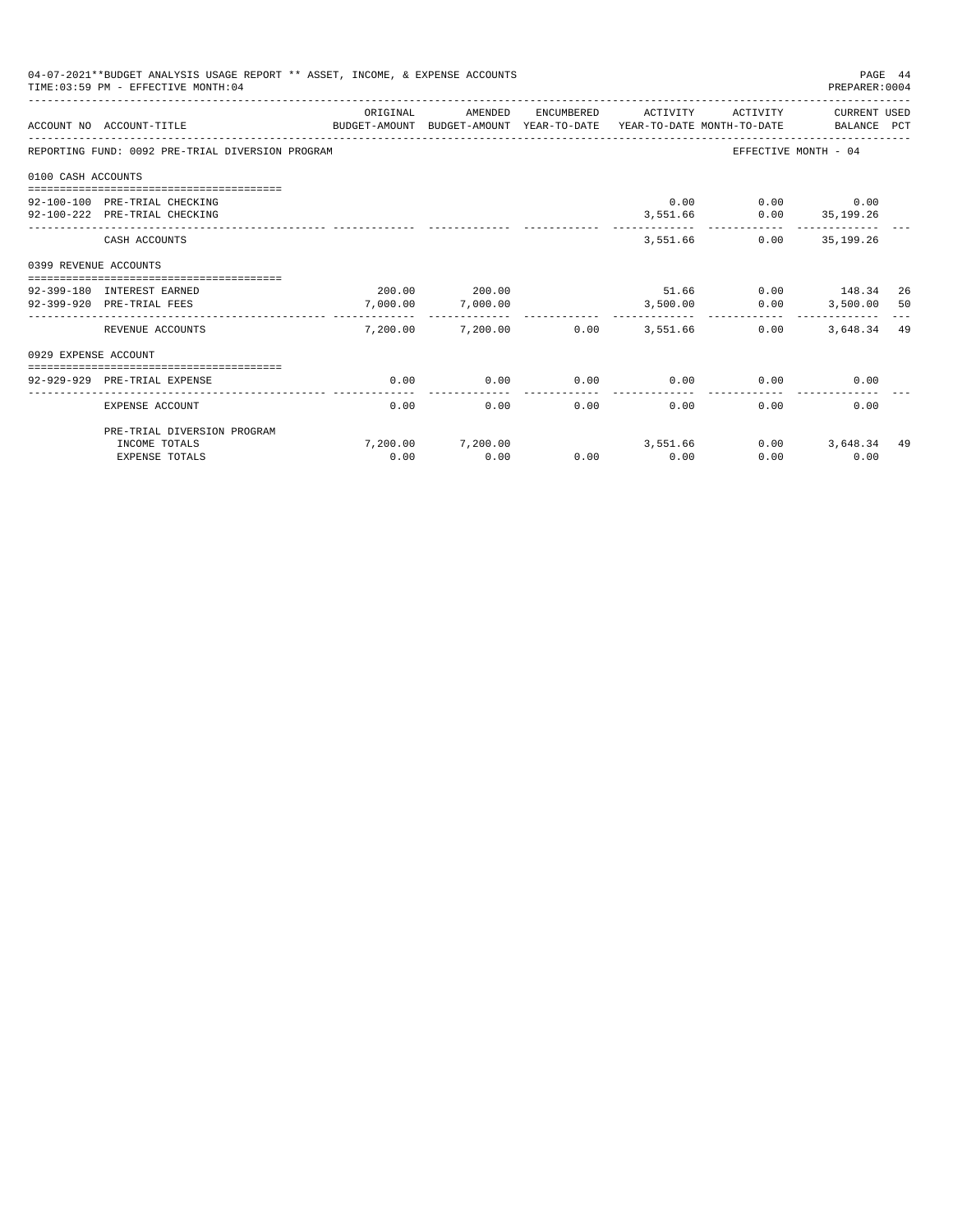04-07-2021**BUDGET ANALYSIS USAGE REPORT ** ASSET, INCOME, & EXPENSE ACCOUNTS

TIME:03:59 PM - EFFECTIVE MONTH:04

PREPARER:0004

| ACCOUNT NO | ACCOUNT-TITLE | ORIGINAL BUDGET-AMOUNT | AMENDED BUDGET-AMOUNT | ENCUMBERED YEAR-TO-DATE | ACTIVITY YEAR-TO-DATE | ACTIVITY MONTH-TO-DATE | CURRENT USED BALANCE | PCT |
|---|---|---|---|---|---|---|---|---|
| REPORTING FUND: 0092 PRE-TRIAL DIVERSION PROGRAM | | | | | | EFFECTIVE MONTH - 04 | | |
| 0100 CASH ACCOUNTS | | | | | | | | |
| 92-100-100 | PRE-TRIAL CHECKING | | | | 0.00 | 0.00 | 0.00 | |
| 92-100-222 | PRE-TRIAL CHECKING | | | | 3,551.66 | 0.00 | 35,199.26 | |
| | CASH ACCOUNTS | | | | 3,551.66 | 0.00 | 35,199.26 | |
| 0399 REVENUE ACCOUNTS | | | | | | | | |
| 92-399-180 | INTEREST EARNED | 200.00 | 200.00 | | 51.66 | 0.00 | 148.34 | 26 |
| 92-399-920 | PRE-TRIAL FEES | 7,000.00 | 7,000.00 | | 3,500.00 | 0.00 | 3,500.00 | 50 |
| | REVENUE ACCOUNTS | 7,200.00 | 7,200.00 | 0.00 | 3,551.66 | 0.00 | 3,648.34 | 49 |
| 0929 EXPENSE ACCOUNT | | | | | | | | |
| 92-929-929 | PRE-TRIAL EXPENSE | 0.00 | 0.00 | 0.00 | 0.00 | 0.00 | 0.00 | |
| | EXPENSE ACCOUNT | 0.00 | 0.00 | 0.00 | 0.00 | 0.00 | 0.00 | |
| | PRE-TRIAL DIVERSION PROGRAM | | | | | | | |
| | INCOME TOTALS | 7,200.00 | 7,200.00 | | 3,551.66 | 0.00 | 3,648.34 | 49 |
| | EXPENSE TOTALS | 0.00 | 0.00 | 0.00 | 0.00 | 0.00 | 0.00 | |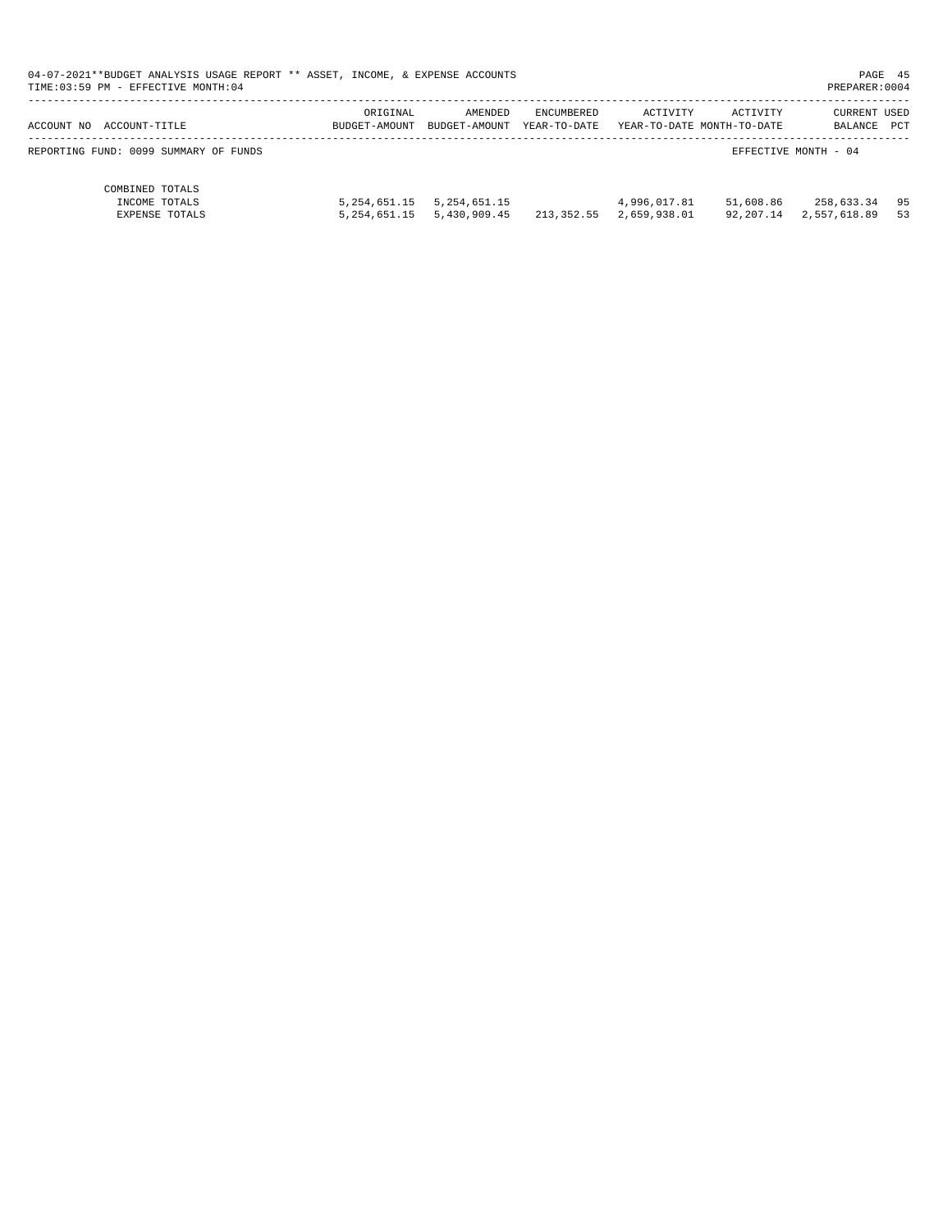04-07-2021**BUDGET ANALYSIS USAGE REPORT ** ASSET, INCOME, & EXPENSE ACCOUNTS
TIME:03:59 PM - EFFECTIVE MONTH:04
PREPARER:0004

| ACCOUNT NO | ACCOUNT-TITLE | ORIGINAL BUDGET-AMOUNT | AMENDED BUDGET-AMOUNT | ENCUMBERED YEAR-TO-DATE | ACTIVITY YEAR-TO-DATE | ACTIVITY MONTH-TO-DATE | CURRENT BALANCE | USED PCT |
|---|---|---|---|---|---|---|---|---|
| REPORTING FUND: 0099 SUMMARY OF FUNDS | | | | | | EFFECTIVE MONTH - 04 | | |
| | COMBINED TOTALS | | | | | | | |
| | INCOME TOTALS | 5,254,651.15 | 5,254,651.15 | | 4,996,017.81 | 51,608.86 | 258,633.34 | 95 |
| | EXPENSE TOTALS | 5,254,651.15 | 5,430,909.45 | 213,352.55 | 2,659,938.01 | 92,207.14 | 2,557,618.89 | 53 |